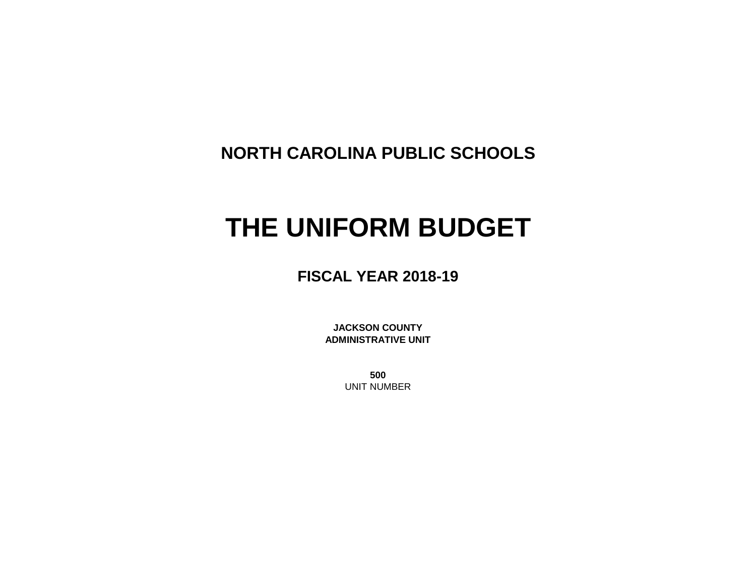## NORTH CAROLINA PUBLIC SCHOOLS

# THE UNIFORM BUDGET

## FISCAL YEAR 2018-19

**JACKSON COUNTY**
**ADMINISTRATIVE UNIT**

**500**
UNIT NUMBER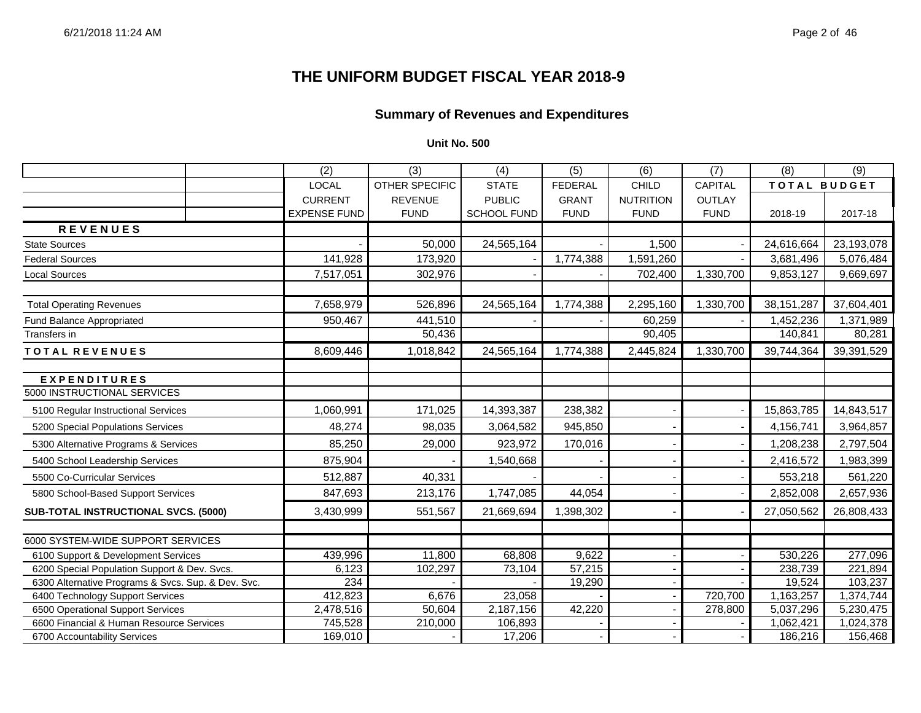# THE UNIFORM BUDGET FISCAL YEAR 2018-9

## Summary of Revenues and Expenditures

### Unit No. 500

| | (2) | (3) | (4) | (5) | (6) | (7) | (8) | (9) |
|---|---|---|---|---|---|---|---|---|
| | LOCAL CURRENT EXPENSE FUND | OTHER SPECIFIC REVENUE FUND | STATE PUBLIC SCHOOL FUND | FEDERAL GRANT FUND | CHILD NUTRITION FUND | CAPITAL OUTLAY FUND | TOTAL BUDGET | |
| | | | | | | | 2018-19 | 2017-18 |
| **R E V E N U E S** | | | | | | | | |
| State Sources | - | 50,000 | 24,565,164 | - | 1,500 | - | 24,616,664 | 23,193,078 |
| Federal Sources | 141,928 | 173,920 | - | 1,774,388 | 1,591,260 | - | 3,681,496 | 5,076,484 |
| Local Sources | 7,517,051 | 302,976 | - | - | 702,400 | 1,330,700 | 9,853,127 | 9,669,697 |
| | | | | | | | | |
| Total Operating Revenues | 7,658,979 | 526,896 | 24,565,164 | 1,774,388 | 2,295,160 | 1,330,700 | 38,151,287 | 37,604,401 |
| Fund Balance Appropriated | 950,467 | 441,510 | - | - | 60,259 | - | 1,452,236 | 1,371,989 |
| Transfers in | | 50,436 | | | 90,405 | | 140,841 | 80,281 |
| **T O T A L R E V E N U E S** | 8,609,446 | 1,018,842 | 24,565,164 | 1,774,388 | 2,445,824 | 1,330,700 | 39,744,364 | 39,391,529 |
| | | | | | | | | |
| **E X P E N D I T U R E S** | | | | | | | | |
| 5000 INSTRUCTIONAL SERVICES | | | | | | | | |
| 5100 Regular Instructional Services | 1,060,991 | 171,025 | 14,393,387 | 238,382 | - | - | 15,863,785 | 14,843,517 |
| 5200 Special Populations Services | 48,274 | 98,035 | 3,064,582 | 945,850 | - | - | 4,156,741 | 3,964,857 |
| 5300 Alternative Programs & Services | 85,250 | 29,000 | 923,972 | 170,016 | - | - | 1,208,238 | 2,797,504 |
| 5400 School Leadership Services | 875,904 | - | 1,540,668 | - | - | - | 2,416,572 | 1,983,399 |
| 5500 Co-Curricular Services | 512,887 | 40,331 | - | - | - | - | 553,218 | 561,220 |
| 5800 School-Based Support Services | 847,693 | 213,176 | 1,747,085 | 44,054 | - | - | 2,852,008 | 2,657,936 |
| **SUB-TOTAL INSTRUCTIONAL SVCS. (5000)** | 3,430,999 | 551,567 | 21,669,694 | 1,398,302 | - | - | 27,050,562 | 26,808,433 |
| | | | | | | | | |
| 6000 SYSTEM-WIDE SUPPORT SERVICES | | | | | | | | |
| 6100 Support & Development Services | 439,996 | 11,800 | 68,808 | 9,622 | - | - | 530,226 | 277,096 |
| 6200 Special Population Support & Dev. Svcs. | 6,123 | 102,297 | 73,104 | 57,215 | - | - | 238,739 | 221,894 |
| 6300 Alternative Programs & Svcs. Sup. & Dev. Svc. | 234 | - | - | 19,290 | - | - | 19,524 | 103,237 |
| 6400 Technology Support Services | 412,823 | 6,676 | 23,058 | - | - | 720,700 | 1,163,257 | 1,374,744 |
| 6500 Operational Support Services | 2,478,516 | 50,604 | 2,187,156 | 42,220 | - | 278,800 | 5,037,296 | 5,230,475 |
| 6600 Financial & Human Resource Services | 745,528 | 210,000 | 106,893 | - | - | - | 1,062,421 | 1,024,378 |
| 6700 Accountability Services | 169,010 | - | 17,206 | - | - | - | 186,216 | 156,468 |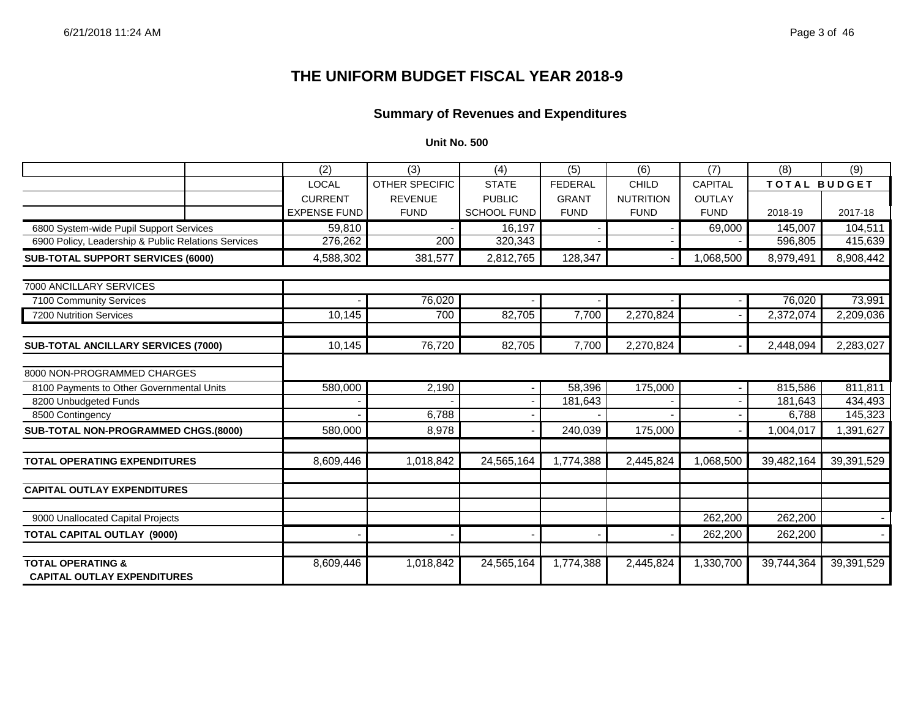# THE UNIFORM BUDGET FISCAL YEAR 2018-9

## Summary of Revenues and Expenditures

**Unit No. 500**

| | (2) | (3) | (4) | (5) | (6) | (7) | (8) | (9) |
|---|---|---|---|---|---|---|---|---|
| | LOCAL CURRENT EXPENSE FUND | OTHER SPECIFIC REVENUE FUND | STATE PUBLIC SCHOOL FUND | FEDERAL GRANT FUND | CHILD NUTRITION FUND | CAPITAL OUTLAY FUND | TOTAL BUDGET 2018-19 | 2017-18 |
| 6800 System-wide Pupil Support Services | 59,810 | - | 16,197 | - | - | 69,000 | 145,007 | 104,511 |
| 6900 Policy, Leadership & Public Relations Services | 276,262 | 200 | 320,343 | - | - | - | 596,805 | 415,639 |
| **SUB-TOTAL SUPPORT SERVICES (6000)** | 4,588,302 | 381,577 | 2,812,765 | 128,347 | - | 1,068,500 | 8,979,491 | 8,908,442 |
| 7000 ANCILLARY SERVICES | | | | | | | | |
| 7100 Community Services | - | 76,020 | - | - | - | - | 76,020 | 73,991 |
| 7200 Nutrition Services | 10,145 | 700 | 82,705 | 7,700 | 2,270,824 | - | 2,372,074 | 2,209,036 |
| **SUB-TOTAL ANCILLARY SERVICES (7000)** | 10,145 | 76,720 | 82,705 | 7,700 | 2,270,824 | - | 2,448,094 | 2,283,027 |
| 8000 NON-PROGRAMMED CHARGES | | | | | | | | |
| 8100 Payments to Other Governmental Units | 580,000 | 2,190 | - | 58,396 | 175,000 | - | 815,586 | 811,811 |
| 8200 Unbudgeted Funds | - | - | - | 181,643 | - | - | 181,643 | 434,493 |
| 8500 Contingency | - | 6,788 | - | - | - | - | 6,788 | 145,323 |
| **SUB-TOTAL NON-PROGRAMMED CHGS.(8000)** | 580,000 | 8,978 | - | 240,039 | 175,000 | - | 1,004,017 | 1,391,627 |
| **TOTAL OPERATING EXPENDITURES** | 8,609,446 | 1,018,842 | 24,565,164 | 1,774,388 | 2,445,824 | 1,068,500 | 39,482,164 | 39,391,529 |
| **CAPITAL OUTLAY EXPENDITURES** | | | | | | | | |
| 9000 Unallocated Capital Projects | | | | | | 262,200 | 262,200 | - |
| **TOTAL CAPITAL OUTLAY (9000)** | - | - | - | - | - | 262,200 | 262,200 | - |
| **TOTAL OPERATING & CAPITAL OUTLAY EXPENDITURES** | 8,609,446 | 1,018,842 | 24,565,164 | 1,774,388 | 2,445,824 | 1,330,700 | 39,744,364 | 39,391,529 |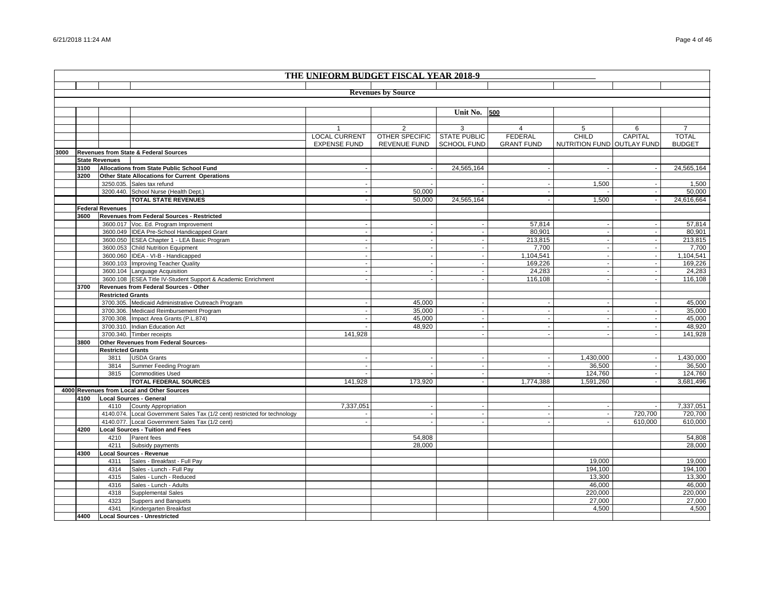# THE UNIFORM BUDGET FISCAL YEAR 2018-9

## Revenues by Source

Unit No. 500

| | | | | 1 | 2 | 3 | 4 | 5 | 6 | 7 |
|---|---|---|---|---|---|---|---|---|---|---|
| | | | | LOCAL CURRENT EXPENSE FUND | OTHER SPECIFIC REVENUE FUND | STATE PUBLIC SCHOOL FUND | FEDERAL GRANT FUND | CHILD NUTRITION FUND | CAPITAL OUTLAY FUND | TOTAL BUDGET |
| **3000** | **Revenues from State & Federal Sources** | | | | | | | | | |
| | **State Revenues** | | | | | | | | | |
| | **3100** | | **Allocations from State Public School Fund** | - | - | 24,565,164 | - | - | - | 24,565,164 |
| | **3200** | | **Other State Allocations for Current Operations** | | | | | | | |
| | | 3250.035. | Sales tax refund | - | - | - | - | 1,500 | - | 1,500 |
| | | 3200.440. | School Nurse (Health Dept.) | - | 50,000 | - | - | - | - | 50,000 |
| | | | **TOTAL STATE REVENUES** | - | 50,000 | 24,565,164 | - | 1,500 | - | 24,616,664 |
| | **Federal Revenues** | | | | | | | | | |
| | **3600** | | **Revenues from Federal Sources - Restricted** | | | | | | | |
| | | 3600.017 | Voc. Ed. Program Improvement | - | - | - | 57,814 | - | - | 57,814 |
| | | 3600.049 | IDEA Pre-School Handicapped Grant | - | - | - | 80,901 | - | - | 80,901 |
| | | 3600.050 | ESEA Chapter 1 - LEA Basic Program | - | - | - | 213,815 | - | - | 213,815 |
| | | 3600.053 | Child Nutrition Equipment | - | - | - | 7,700 | - | - | 7,700 |
| | | 3600.060 | IDEA - VI-B - Handicapped | - | - | - | 1,104,541 | - | - | 1,104,541 |
| | | 3600.103 | Improving Teacher Quality | - | - | - | 169,226 | - | - | 169,226 |
| | | 3600.104 | Language Acquisition | - | - | - | 24,283 | - | - | 24,283 |
| | | 3600.108 | ESEA Title IV-Student Support & Academic Enrichment | - | - | - | 116,108 | - | - | 116,108 |
| | **3700** | | **Revenues from Federal Sources - Other** | | | | | | | |
| | | **Restricted Grants** | | | | | | | | |
| | | 3700.305. | Medicaid Administrative Outreach Program | - | 45,000 | - | - | - | - | 45,000 |
| | | 3700.306. | Medicaid Reimbursement Program | - | 35,000 | - | - | - | - | 35,000 |
| | | 3700.308. | Impact Area Grants (P.L.874) | - | 45,000 | - | - | - | - | 45,000 |
| | | 3700.310. | Indian Education Act | - | 48,920 | - | - | - | - | 48,920 |
| | | 3700.340. | Timber receipts | 141,928 | | - | - | - | - | 141,928 |
| | **3800** | | **Other Revenues from Federal Sources-** | | | | | | | |
| | | **Restricted Grants** | | | | | | | | |
| | | 3811 | USDA Grants | - | - | - | - | 1,430,000 | - | 1,430,000 |
| | | 3814 | Summer Feeding Program | - | - | - | - | 36,500 | - | 36,500 |
| | | 3815 | Commodities Used | - | - | - | - | 124,760 | - | 124,760 |
| | | | **TOTAL FEDERAL SOURCES** | 141,928 | 173,920 | - | 1,774,388 | 1,591,260 | - | 3,681,496 |
| **4000** | **Revenues from Local and Other Sources** | | | | | | | | | |
| | **4100** | | **Local Sources - General** | | | | | | | |
| | | 4110 | County Appropriation | 7,337,051 | - | - | - | - | - | 7,337,051 |
| | | 4140.074. | Local Government Sales Tax (1/2 cent) restricted for technology | - | - | - | - | - | 720,700 | 720,700 |
| | | 4140.077. | Local Government Sales Tax (1/2 cent) | - | - | - | - | - | 610,000 | 610,000 |
| | **4200** | | **Local Sources - Tuition and Fees** | | | | | | | |
| | | 4210 | Parent fees | | 54,808 | | | | | 54,808 |
| | | 4211 | Subsidy payments | | 28,000 | | | | | 28,000 |
| | **4300** | | **Local Sources - Revenue** | | | | | | | |
| | | 4311 | Sales - Breakfast - Full Pay | | | | | 19,000 | | 19,000 |
| | | 4314 | Sales - Lunch - Full Pay | | | | | 194,100 | | 194,100 |
| | | 4315 | Sales - Lunch - Reduced | | | | | 13,300 | | 13,300 |
| | | 4316 | Sales - Lunch - Adults | | | | | 46,000 | | 46,000 |
| | | 4318 | Supplemental Sales | | | | | 220,000 | | 220,000 |
| | | 4323 | Suppers and Banquets | | | | | 27,000 | | 27,000 |
| | | 4341 | Kindergarten Breakfast | | | | | 4,500 | | 4,500 |
| | **4400** | | **Local Sources - Unrestricted** | | | | | | | |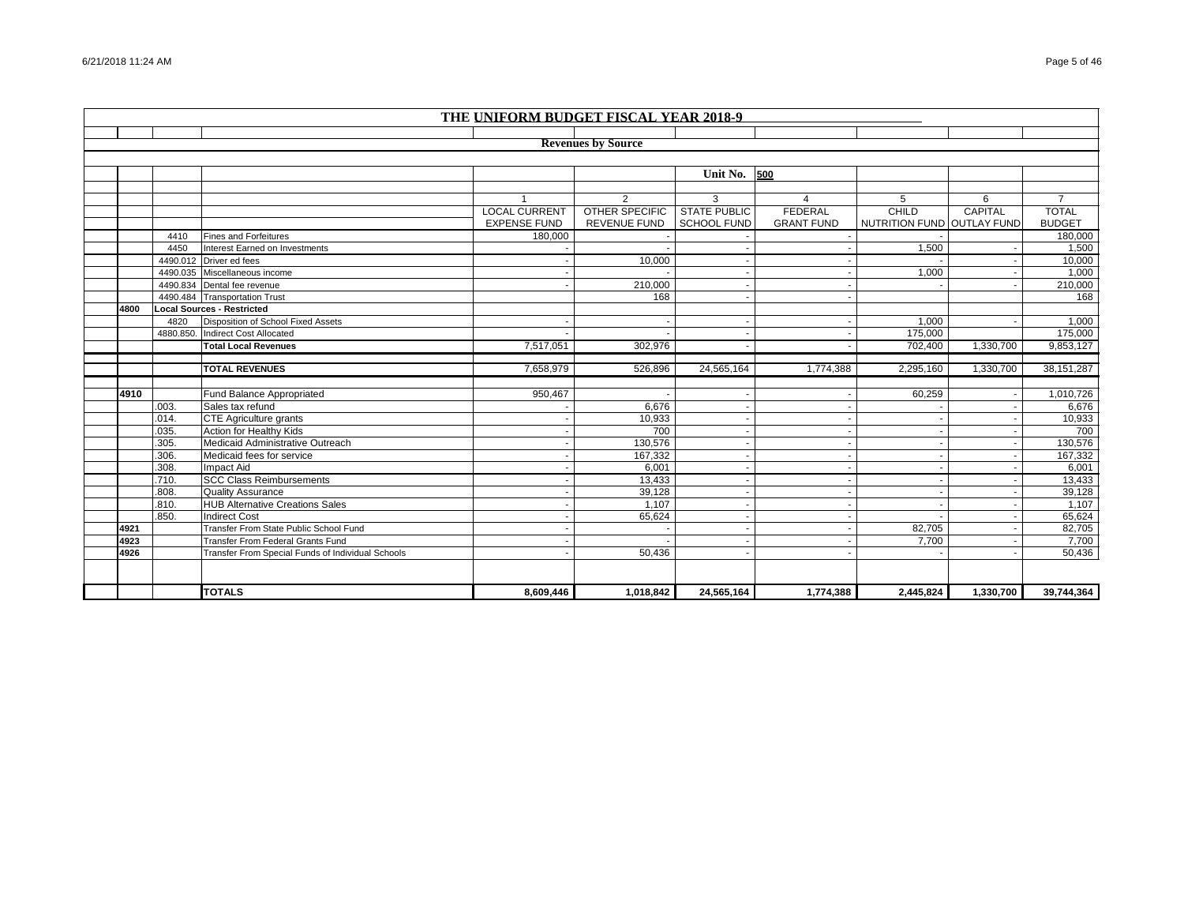## THE UNIFORM BUDGET FISCAL YEAR 2018-9

### Revenues by Source

Unit No. 500

| | | | 1 | 2 | 3 | 4 | 5 | 6 | 7 |
|---|---|---|---|---|---|---|---|---|---|
| | | | LOCAL CURRENT EXPENSE FUND | OTHER SPECIFIC REVENUE FUND | STATE PUBLIC SCHOOL FUND | FEDERAL GRANT FUND | CHILD NUTRITION FUND | CAPITAL OUTLAY FUND | TOTAL BUDGET |
| | 4410 | Fines and Forfeitures | 180,000 | - | - | - | - | | 180,000 |
| | 4450 | Interest Earned on Investments | - | - | - | - | 1,500 | - | 1,500 |
| | 4490.012 | Driver ed fees | - | 10,000 | - | - | - | - | 10,000 |
| | 4490.035 | Miscellaneous income | - | - | - | - | 1,000 | - | 1,000 |
| | 4490.834 | Dental fee revenue | - | 210,000 | - | - | - | - | 210,000 |
| | 4490.484 | Transportation Trust | | 168 | - | - | | | 168 |
| 4800 | | **Local Sources - Restricted** | | | | | | | |
| | 4820 | Disposition of School Fixed Assets | - | - | - | - | 1,000 | - | 1,000 |
| | 4880.850. | Indirect Cost Allocated | - | - | - | - | 175,000 | | 175,000 |
| | | **Total Local Revenues** | 7,517,051 | 302,976 | - | - | 702,400 | 1,330,700 | 9,853,127 |
| | | **TOTAL REVENUES** | 7,658,979 | 526,896 | 24,565,164 | 1,774,388 | 2,295,160 | 1,330,700 | 38,151,287 |
| 4910 | | Fund Balance Appropriated | 950,467 | - | - | - | 60,259 | - | 1,010,726 |
| | .003. | Sales tax refund | - | 6,676 | - | - | - | - | 6,676 |
| | .014. | CTE Agriculture grants | - | 10,933 | - | - | - | - | 10,933 |
| | .035. | Action for Healthy Kids | - | 700 | - | - | - | - | 700 |
| | .305. | Medicaid Administrative Outreach | - | 130,576 | - | - | - | - | 130,576 |
| | .306. | Medicaid fees for service | - | 167,332 | - | - | - | - | 167,332 |
| | .308. | Impact Aid | - | 6,001 | - | - | - | - | 6,001 |
| | .710. | SCC Class Reimbursements | - | 13,433 | - | - | - | - | 13,433 |
| | .808. | Quality Assurance | - | 39,128 | - | - | - | - | 39,128 |
| | .810. | HUB Alternative Creations Sales | - | 1,107 | - | - | - | - | 1,107 |
| | .850. | Indirect Cost | - | 65,624 | - | - | - | - | 65,624 |
| 4921 | | Transfer From State Public School Fund | - | - | - | - | 82,705 | - | 82,705 |
| 4923 | | Transfer From Federal Grants Fund | - | - | - | - | 7,700 | - | 7,700 |
| 4926 | | Transfer From Special Funds of Individual Schools | - | 50,436 | - | - | - | - | 50,436 |
| | | **TOTALS** | **8,609,446** | **1,018,842** | **24,565,164** | **1,774,388** | **2,445,824** | **1,330,700** | **39,744,364** |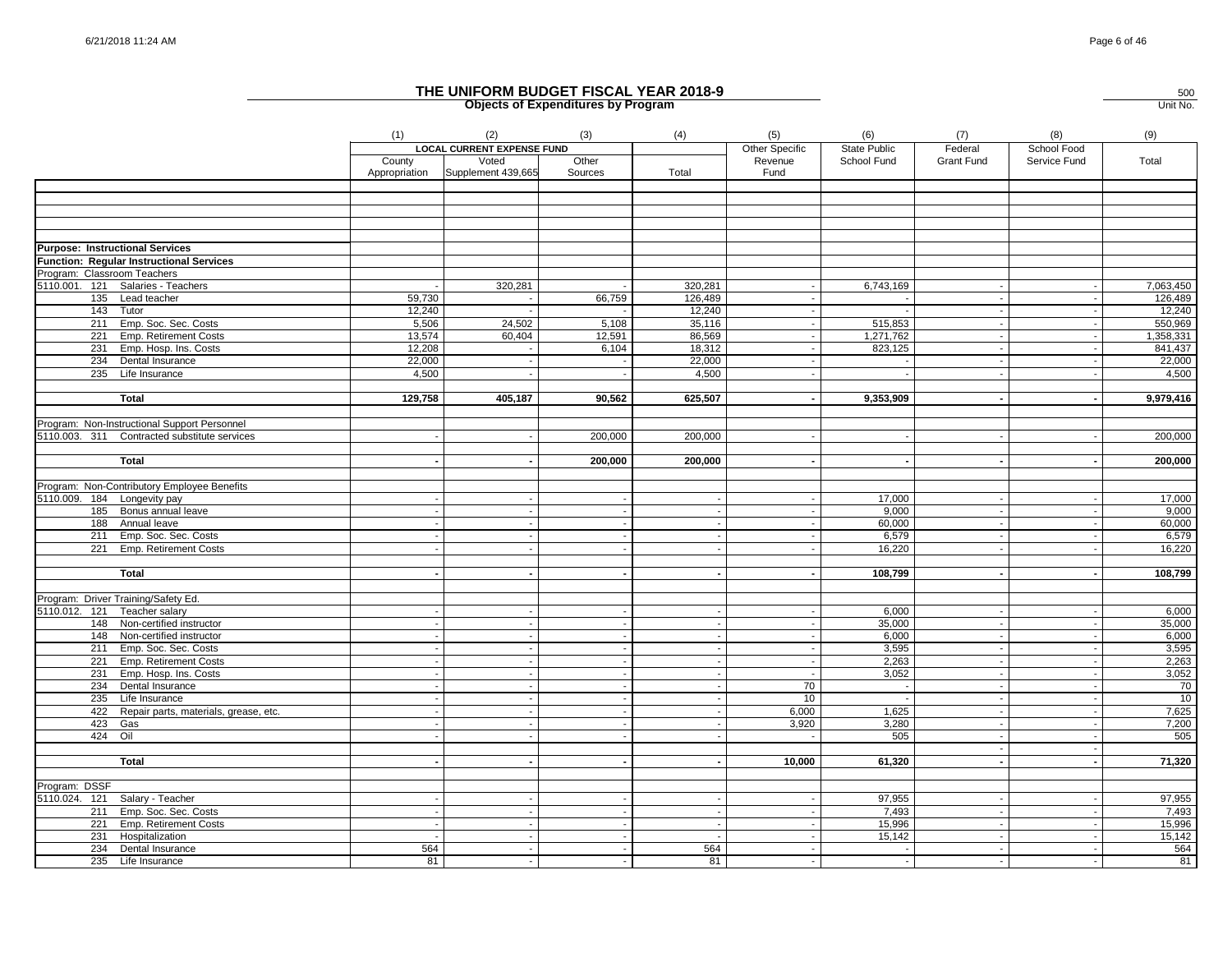# THE UNIFORM BUDGET FISCAL YEAR 2018-9

## Objects of Expenditures by Program

500
Unit No.

| | (1) | (2) | (3) | (4) | (5) | (6) | (7) | (8) | (9) |
|---|---|---|---|---|---|---|---|---|---|
| | LOCAL CURRENT EXPENSE FUND | | | | Other Specific Revenue Fund | State Public School Fund | Federal Grant Fund | School Food Service Fund | Total |
| | County Appropriation | Voted Supplement 439,665 | Other Sources | Total | | | | | |
| **Purpose: Instructional Services** | | | | | | | | | |
| **Function: Regular Instructional Services** | | | | | | | | | |
| Program: Classroom Teachers | | | | | | | | | |
| 5110.001. 121 Salaries - Teachers | - | 320,281 | - | 320,281 | - | 6,743,169 | - | - | 7,063,450 |
| 135 Lead teacher | 59,730 | - | 66,759 | 126,489 | - | - | - | - | 126,489 |
| 143 Tutor | 12,240 | - | - | 12,240 | - | - | - | - | 12,240 |
| 211 Emp. Soc. Sec. Costs | 5,506 | 24,502 | 5,108 | 35,116 | - | 515,853 | - | - | 550,969 |
| 221 Emp. Retirement Costs | 13,574 | 60,404 | 12,591 | 86,569 | - | 1,271,762 | - | - | 1,358,331 |
| 231 Emp. Hosp. Ins. Costs | 12,208 | - | 6,104 | 18,312 | - | 823,125 | - | - | 841,437 |
| 234 Dental Insurance | 22,000 | - | - | 22,000 | - | - | - | - | 22,000 |
| 235 Life Insurance | 4,500 | - | - | 4,500 | - | - | - | - | 4,500 |
| **Total** | **129,758** | **405,187** | **90,562** | **625,507** | **-** | **9,353,909** | **-** | **-** | **9,979,416** |
| Program: Non-Instructional Support Personnel | | | | | | | | | |
| 5110.003. 311 Contracted substitute services | - | - | 200,000 | 200,000 | - | - | - | - | 200,000 |
| **Total** | **-** | **-** | **200,000** | **200,000** | **-** | **-** | **-** | **-** | **200,000** |
| Program: Non-Contributory Employee Benefits | | | | | | | | | |
| 5110.009. 184 Longevity pay | - | - | - | - | - | 17,000 | - | - | 17,000 |
| 185 Bonus annual leave | - | - | - | - | - | 9,000 | - | - | 9,000 |
| 188 Annual leave | - | - | - | - | - | 60,000 | - | - | 60,000 |
| 211 Emp. Soc. Sec. Costs | - | - | - | - | - | 6,579 | - | - | 6,579 |
| 221 Emp. Retirement Costs | - | - | - | - | - | 16,220 | - | - | 16,220 |
| **Total** | **-** | **-** | **-** | **-** | **-** | **108,799** | **-** | **-** | **108,799** |
| Program: Driver Training/Safety Ed. | | | | | | | | | |
| 5110.012. 121 Teacher salary | - | - | - | - | - | 6,000 | - | - | 6,000 |
| 148 Non-certified instructor | - | - | - | - | - | 35,000 | - | - | 35,000 |
| 148 Non-certified instructor | - | - | - | - | - | 6,000 | - | - | 6,000 |
| 211 Emp. Soc. Sec. Costs | - | - | - | - | - | 3,595 | - | - | 3,595 |
| 221 Emp. Retirement Costs | - | - | - | - | - | 2,263 | - | - | 2,263 |
| 231 Emp. Hosp. Ins. Costs | - | - | - | - | - | 3,052 | - | - | 3,052 |
| 234 Dental Insurance | - | - | - | - | 70 | - | - | - | 70 |
| 235 Life Insurance | - | - | - | - | 10 | - | - | - | 10 |
| 422 Repair parts, materials, grease, etc. | - | - | - | - | 6,000 | 1,625 | - | - | 7,625 |
| 423 Gas | - | - | - | - | 3,920 | 3,280 | - | - | 7,200 |
| 424 Oil | - | - | - | - | - | 505 | - | - | 505 |
| **Total** | **-** | **-** | **-** | **-** | **10,000** | **61,320** | **-** | **-** | **71,320** |
| Program: DSSF | | | | | | | | | |
| 5110.024. 121 Salary - Teacher | - | - | - | - | - | 97,955 | - | - | 97,955 |
| 211 Emp. Soc. Sec. Costs | - | - | - | - | - | 7,493 | - | - | 7,493 |
| 221 Emp. Retirement Costs | - | - | - | - | - | 15,996 | - | - | 15,996 |
| 231 Hospitalization | - | - | - | - | - | 15,142 | - | - | 15,142 |
| 234 Dental Insurance | 564 | - | - | 564 | - | - | - | - | 564 |
| 235 Life Insurance | 81 | - | - | 81 | - | - | - | - | 81 |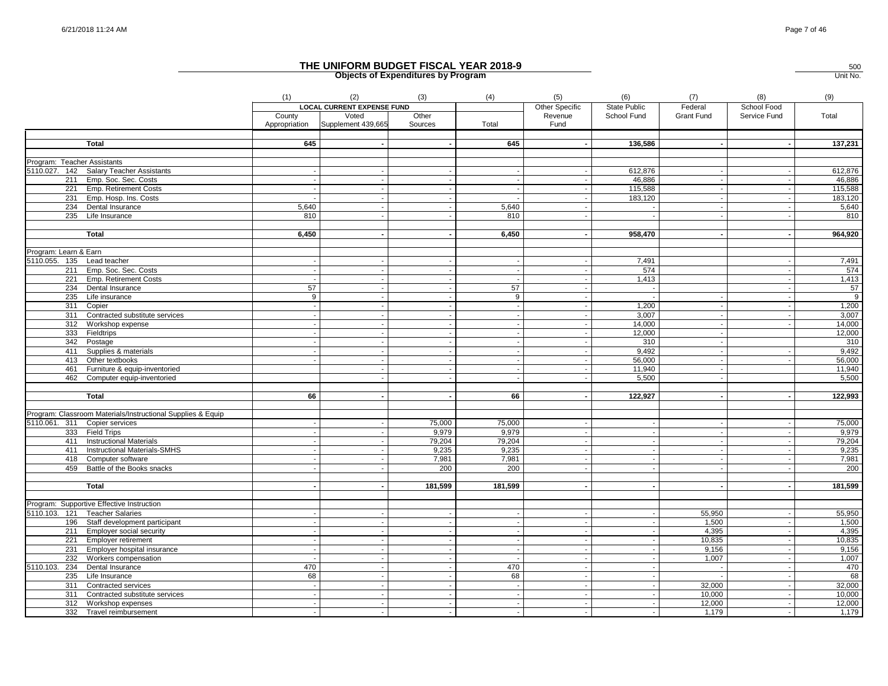# THE UNIFORM BUDGET FISCAL YEAR 2018-9

## Objects of Expenditures by Program

500
Unit No.

| | (1) | (2) | (3) | (4) | (5) | (6) | (7) | (8) | (9) |
|---|---|---|---|---|---|---|---|---|---|
| | LOCAL CURRENT EXPENSE FUND | | | | Other Specific | State Public | Federal | School Food | |
| | County Appropriation | Voted Supplement 439,665 | Other Sources | Total | Revenue Fund | School Fund | Grant Fund | Service Fund | Total |
| **Total** | **645** | **-** | **-** | **645** | **-** | **136,586** | **-** | **-** | **137,231** |
| Program: Teacher Assistants | | | | | | | | | |
| 5110.027. 142 Salary Teacher Assistants | - | - | - | - | - | 612,876 | - | - | 612,876 |
| 211 Emp. Soc. Sec. Costs | - | - | - | - | - | 46,886 | - | - | 46,886 |
| 221 Emp. Retirement Costs | - | - | - | - | - | 115,588 | - | - | 115,588 |
| 231 Emp. Hosp. Ins. Costs | - | - | - | - | - | 183,120 | - | - | 183,120 |
| 234 Dental Insurance | 5,640 | - | - | 5,640 | - | - | - | - | 5,640 |
| 235 Life Insurance | 810 | - | - | 810 | - | - | - | - | 810 |
| **Total** | **6,450** | **-** | **-** | **6,450** | **-** | **958,470** | **-** | **-** | **964,920** |
| Program: Learn & Earn | | | | | | | | | |
| 5110.055. 135 Lead teacher | - | - | - | - | - | 7,491 | | - | 7,491 |
| 211 Emp. Soc. Sec. Costs | - | - | - | - | - | 574 | | - | 574 |
| 221 Emp. Retirement Costs | - | - | - | - | - | 1,413 | | - | 1,413 |
| 234 Dental Insurance | 57 | - | - | 57 | - | - | | - | 57 |
| 235 Life insurance | 9 | - | - | 9 | - | - | - | - | 9 |
| 311 Copier | - | - | - | - | - | 1,200 | - | - | 1,200 |
| 311 Contracted substitute services | - | - | - | - | - | 3,007 | - | - | 3,007 |
| 312 Workshop expense | - | - | - | - | - | 14,000 | - | - | 14,000 |
| 333 Fieldtrips | - | - | - | - | - | 12,000 | - | | 12,000 |
| 342 Postage | - | - | - | - | - | 310 | - | | 310 |
| 411 Supplies & materials | - | - | - | - | - | 9,492 | - | - | 9,492 |
| 413 Other textbooks | - | - | - | - | - | 56,000 | - | - | 56,000 |
| 461 Furniture & equip-inventoried | | - | - | - | - | 11,940 | - | | 11,940 |
| 462 Computer equip-inventoried | | - | - | - | - | 5,500 | - | | 5,500 |
| **Total** | **66** | **-** | **-** | **66** | **-** | **122,927** | **-** | **-** | **122,993** |
| Program: Classroom Materials/Instructional Supplies & Equip | | | | | | | | | |
| 5110.061. 311 Copier services | - | - | 75,000 | 75,000 | - | - | - | - | 75,000 |
| 333 Field Trips | - | - | 9,979 | 9,979 | - | - | - | - | 9,979 |
| 411 Instructional Materials | - | - | 79,204 | 79,204 | - | - | - | - | 79,204 |
| 411 Instructional Materials-SMHS | - | - | 9,235 | 9,235 | - | - | - | - | 9,235 |
| 418 Computer software | - | - | 7,981 | 7,981 | - | - | - | - | 7,981 |
| 459 Battle of the Books snacks | - | - | 200 | 200 | - | - | - | - | 200 |
| **Total** | **-** | **-** | **181,599** | **181,599** | **-** | **-** | **-** | **-** | **181,599** |
| Program: Supportive Effective Instruction | | | | | | | | | |
| 5110.103. 121 Teacher Salaries | - | - | - | - | - | - | 55,950 | - | 55,950 |
| 196 Staff development participant | - | - | - | - | - | - | 1,500 | - | 1,500 |
| 211 Employer social security | - | - | - | - | - | - | 4,395 | - | 4,395 |
| 221 Employer retirement | - | - | - | - | - | - | 10,835 | - | 10,835 |
| 231 Employer hospital insurance | - | - | - | - | - | - | 9,156 | - | 9,156 |
| 232 Workers compensation | - | - | - | - | - | - | 1,007 | - | 1,007 |
| 5110.103. 234 Dental Insurance | 470 | - | - | 470 | - | - | - | - | 470 |
| 235 Life Insurance | 68 | - | - | 68 | - | - | - | - | 68 |
| 311 Contracted services | - | - | - | - | - | - | 32,000 | - | 32,000 |
| 311 Contracted substitute services | - | - | - | - | - | - | 10,000 | - | 10,000 |
| 312 Workshop expenses | - | - | - | - | - | - | 12,000 | - | 12,000 |
| 332 Travel reimbursement | - | - | - | - | - | - | 1,179 | - | 1,179 |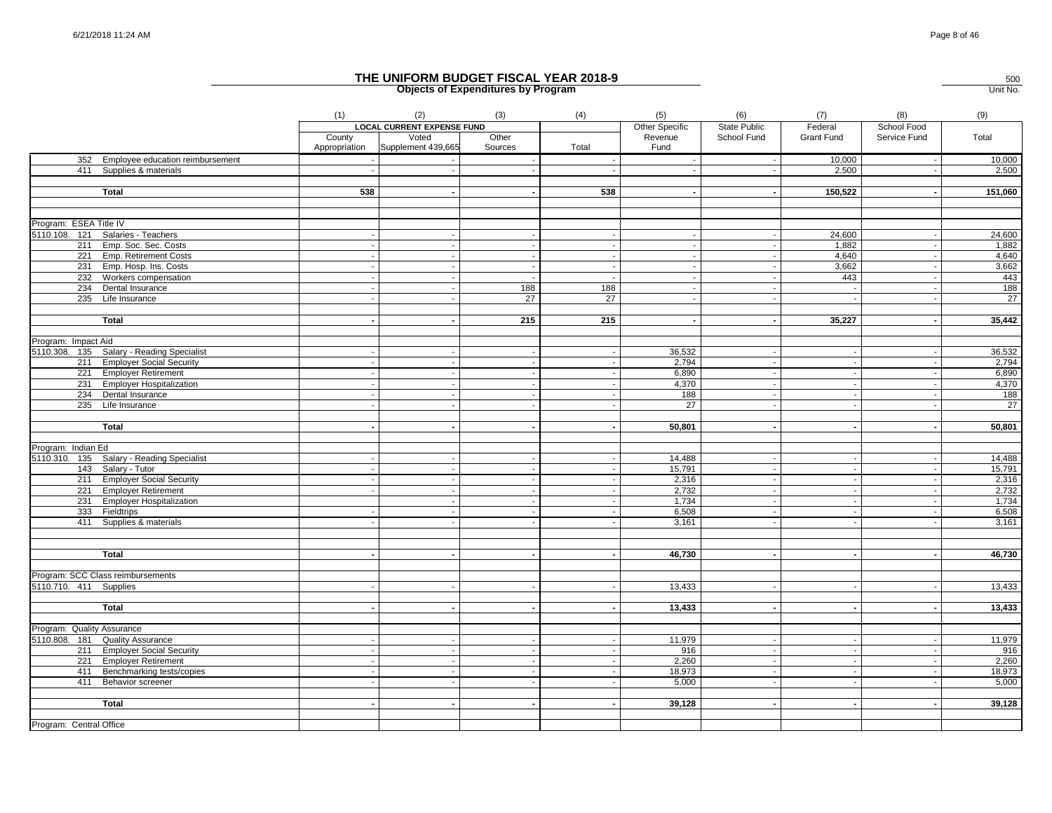# THE UNIFORM BUDGET FISCAL YEAR 2018-9

## Objects of Expenditures by Program

500
Unit No.

| | (1) | (2) | (3) | (4) | (5) | (6) | (7) | (8) | (9) |
|---|---|---|---|---|---|---|---|---|---|
| | LOCAL CURRENT EXPENSE FUND | | | | Other Specific | State Public | Federal | School Food | |
| | County Appropriation | Voted Supplement 439,665 | Other Sources | Total | Revenue Fund | School Fund | Grant Fund | Service Fund | Total |
| 352 Employee education reimbursement | - | - | - | - | - | - | 10,000 | - | 10,000 |
| 411 Supplies & materials | - | - | - | - | - | - | 2,500 | - | 2,500 |
| | | | | | | | | | |
| **Total** | **538** | **-** | **-** | **538** | **-** | **-** | **150,522** | **-** | **151,060** |
| | | | | | | | | | |
| Program: ESEA Title IV | | | | | | | | | |
| 5110.108. 121 Salaries - Teachers | - | - | - | - | - | - | 24,600 | - | 24,600 |
| 211 Emp. Soc. Sec. Costs | - | - | - | - | - | - | 1,882 | - | 1,882 |
| 221 Emp. Retirement Costs | - | - | - | - | - | - | 4,640 | - | 4,640 |
| 231 Emp. Hosp. Ins. Costs | - | - | - | - | - | - | 3,662 | - | 3,662 |
| 232 Workers compensation | - | - | - | - | - | - | 443 | - | 443 |
| 234 Dental Insurance | - | - | 188 | 188 | - | - | - | - | 188 |
| 235 Life Insurance | - | - | 27 | 27 | - | - | - | - | 27 |
| | | | | | | | | | |
| **Total** | **-** | **-** | **215** | **215** | **-** | **-** | **35,227** | **-** | **35,442** |
| | | | | | | | | | |
| Program: Impact Aid | | | | | | | | | |
| 5110.308. 135 Salary - Reading Specialist | - | - | - | - | 36,532 | - | - | - | 36,532 |
| 211 Employer Social Security | - | - | - | - | 2,794 | - | - | - | 2,794 |
| 221 Employer Retirement | - | - | - | - | 6,890 | - | - | - | 6,890 |
| 231 Employer Hospitalization | - | - | - | - | 4,370 | - | - | - | 4,370 |
| 234 Dental Insurance | - | - | - | - | 188 | - | - | - | 188 |
| 235 Life Insurance | - | - | - | - | 27 | - | - | - | 27 |
| | | | | | | | | | |
| **Total** | **-** | **-** | **-** | **-** | **50,801** | **-** | **-** | **-** | **50,801** |
| | | | | | | | | | |
| Program: Indian Ed | | | | | | | | | |
| 5110.310. 135 Salary - Reading Specialist | - | - | - | - | 14,488 | - | - | - | 14,488 |
| 143 Salary - Tutor | - | - | - | - | 15,791 | - | - | - | 15,791 |
| 211 Employer Social Security | - | - | - | - | 2,316 | - | - | - | 2,316 |
| 221 Employer Retirement | - | - | - | - | 2,732 | - | - | - | 2,732 |
| 231 Employer Hospitalization | | - | - | - | 1,734 | - | - | - | 1,734 |
| 333 Fieldtrips | - | - | - | - | 6,508 | - | - | - | 6,508 |
| 411 Supplies & materials | - | - | - | - | 3,161 | - | - | - | 3,161 |
| | | | | | | | | | |
| **Total** | **-** | **-** | **-** | **-** | **46,730** | **-** | **-** | **-** | **46,730** |
| | | | | | | | | | |
| Program: SCC Class reimbursements | | | | | | | | | |
| 5110.710. 411 Supplies | - | - | - | - | 13,433 | - | - | - | 13,433 |
| | | | | | | | | | |
| **Total** | **-** | **-** | **-** | **-** | **13,433** | **-** | **-** | **-** | **13,433** |
| | | | | | | | | | |
| Program: Quality Assurance | | | | | | | | | |
| 5110.808. 181 Quality Assurance | - | - | - | - | 11,979 | - | - | - | 11,979 |
| 211 Employer Social Security | - | - | - | - | 916 | - | - | - | 916 |
| 221 Employer Retirement | - | - | - | - | 2,260 | - | - | - | 2,260 |
| 411 Benchmarking tests/copies | - | - | - | - | 18,973 | - | - | - | 18,973 |
| 411 Behavior screener | - | - | - | - | 5,000 | - | - | - | 5,000 |
| | | | | | | | | | |
| **Total** | **-** | **-** | **-** | **-** | **39,128** | **-** | **-** | **-** | **39,128** |
| | | | | | | | | | |
| Program: Central Office | | | | | | | | | |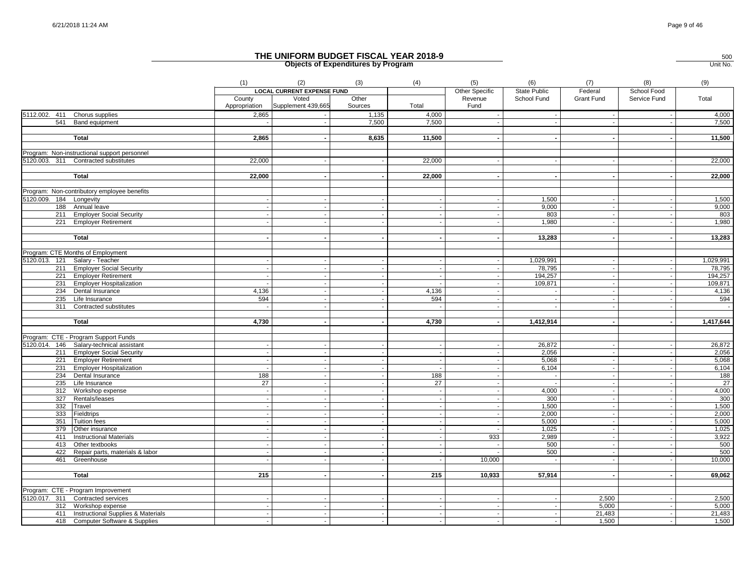# THE UNIFORM BUDGET FISCAL YEAR 2018-9

## Objects of Expenditures by Program

500
Unit No.

| | (1) | (2) | (3) | (4) | (5) | (6) | (7) | (8) | (9) |
|---|---|---|---|---|---|---|---|---|---|
| | LOCAL CURRENT EXPENSE FUND | | | | Other Specific Revenue Fund | State Public School Fund | Federal Grant Fund | School Food Service Fund | Total |
| | County Appropriation | Voted Supplement 439,665 | Other Sources | Total | | | | | |
| 5112.002. 411 Chorus supplies | 2,865 | - | 1,135 | 4,000 | - | - | - | - | 4,000 |
| 541 Band equipment | - | - | 7,500 | 7,500 | - | - | - | - | 7,500 |
| **Total** | **2,865** | **-** | **8,635** | **11,500** | **-** | **-** | **-** | **-** | **11,500** |
| Program: Non-instructional support personnel | | | | | | | | | |
| 5120.003. 311 Contracted substitutes | 22,000 | - | - | 22,000 | - | - | - | - | 22,000 |
| **Total** | **22,000** | **-** | **-** | **22,000** | **-** | **-** | **-** | **-** | **22,000** |
| Program: Non-contributory employee benefits | | | | | | | | | |
| 5120.009. 184 Longevity | - | - | - | - | - | 1,500 | - | - | 1,500 |
| 188 Annual leave | - | - | - | - | - | 9,000 | - | - | 9,000 |
| 211 Employer Social Security | - | - | - | - | - | 803 | - | - | 803 |
| 221 Employer Retirement | - | - | - | - | - | 1,980 | - | - | 1,980 |
| **Total** | **-** | **-** | **-** | **-** | **-** | **13,283** | **-** | **-** | **13,283** |
| Program: CTE Months of Employment | | | | | | | | | |
| 5120.013. 121 Salary - Teacher | - | - | - | - | - | 1,029,991 | - | - | 1,029,991 |
| 211 Employer Social Security | - | - | - | - | - | 78,795 | - | - | 78,795 |
| 221 Employer Retirement | - | - | - | - | - | 194,257 | - | - | 194,257 |
| 231 Employer Hospitalization | - | - | - | - | - | 109,871 | - | - | 109,871 |
| 234 Dental Insurance | 4,136 | - | - | 4,136 | - | - | - | - | 4,136 |
| 235 Life Insurance | 594 | - | - | 594 | - | - | - | - | 594 |
| 311 Contracted substitutes | - | - | - | - | - | - | - | - | - |
| **Total** | **4,730** | **-** | **-** | **4,730** | **-** | **1,412,914** | **-** | **-** | **1,417,644** |
| Program: CTE - Program Support Funds | | | | | | | | | |
| 5120.014. 146 Salary-technical assistant | - | - | - | - | - | 26,872 | - | - | 26,872 |
| 211 Employer Social Security | - | - | - | - | - | 2,056 | - | - | 2,056 |
| 221 Employer Retirement | - | - | - | - | - | 5,068 | - | - | 5,068 |
| 231 Employer Hospitalization | - | - | - | - | - | 6,104 | - | - | 6,104 |
| 234 Dental Insurance | 188 | - | - | 188 | - | - | - | - | 188 |
| 235 Life Insurance | 27 | - | - | 27 | - | - | - | - | 27 |
| 312 Workshop expense | - | - | - | - | - | 4,000 | - | - | 4,000 |
| 327 Rentals/leases | - | - | - | - | - | 300 | - | - | 300 |
| 332 Travel | - | - | - | - | - | 1,500 | - | - | 1,500 |
| 333 Fieldtrips | - | - | - | - | - | 2,000 | - | - | 2,000 |
| 351 Tuition fees | - | - | - | - | - | 5,000 | - | - | 5,000 |
| 379 Other insurance | - | - | - | - | - | 1,025 | - | - | 1,025 |
| 411 Instructional Materials | - | - | - | - | 933 | 2,989 | - | - | 3,922 |
| 413 Other textbooks | - | - | - | - | - | 500 | - | - | 500 |
| 422 Repair parts, materials & labor | - | - | - | - | - | 500 | - | - | 500 |
| 461 Greenhouse | - | - | - | - | 10,000 | - | - | - | 10,000 |
| **Total** | **215** | **-** | **-** | **215** | **10,933** | **57,914** | **-** | **-** | **69,062** |
| Program: CTE - Program Improvement | | | | | | | | | |
| 5120.017. 311 Contracted services | - | - | - | - | - | - | 2,500 | - | 2,500 |
| 312 Workshop expense | - | - | - | - | - | - | 5,000 | - | 5,000 |
| 411 Instructional Supplies & Materials | - | - | - | - | - | - | 21,483 | - | 21,483 |
| 418 Computer Software & Supplies | - | - | - | - | - | - | 1,500 | - | 1,500 |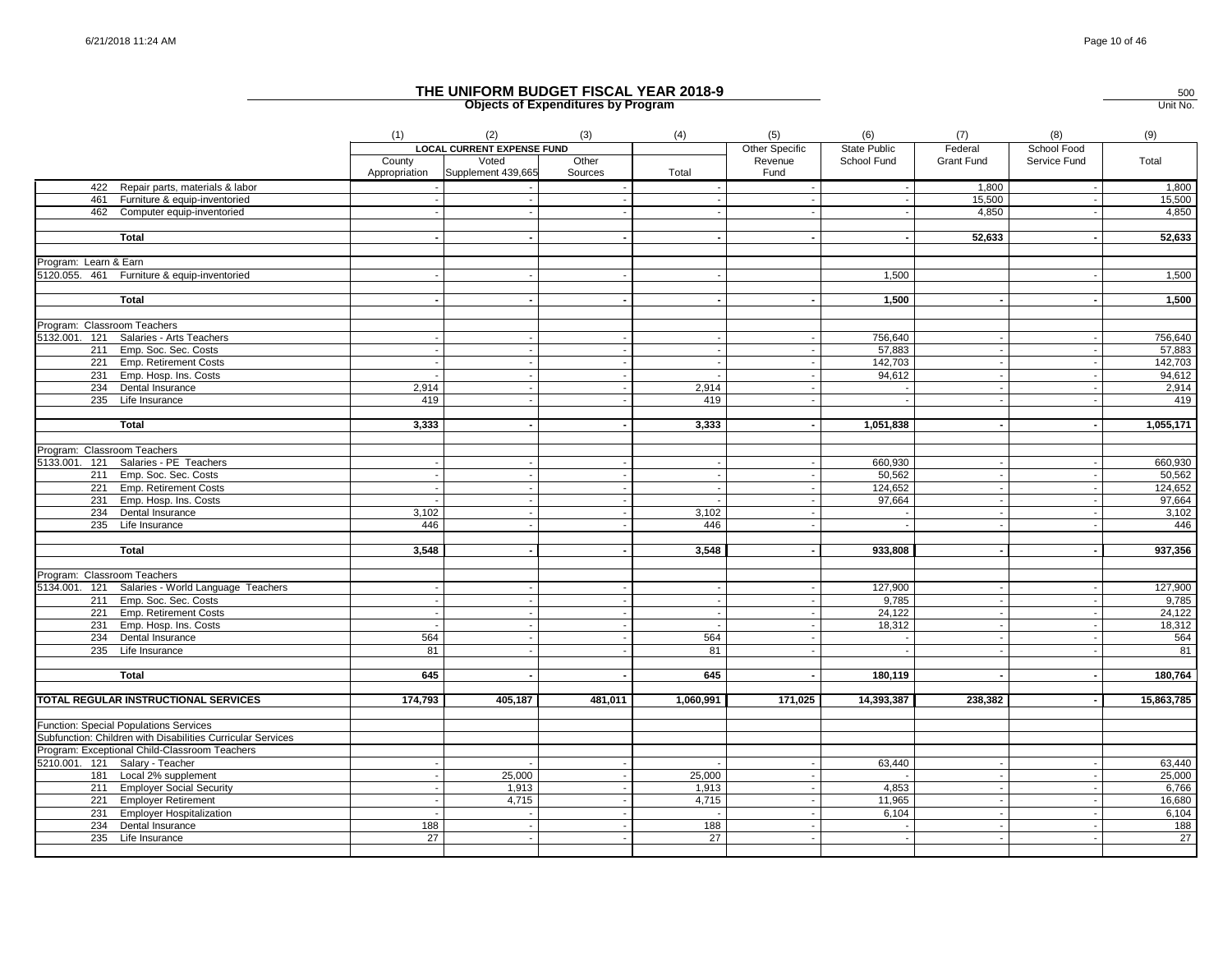# THE UNIFORM BUDGET FISCAL YEAR 2018-9

## Objects of Expenditures by Program

500
Unit No.

| | (1) | (2) | (3) | (4) | (5) | (6) | (7) | (8) | (9) |
|---|---|---|---|---|---|---|---|---|---|
| | LOCAL CURRENT EXPENSE FUND | | | | Other Specific Revenue Fund | State Public School Fund | Federal Grant Fund | School Food Service Fund | Total |
| | County Appropriation | Voted Supplement 439,665 | Other Sources | Total | | | | | |
| 422 Repair parts, materials & labor | - | - | - | - | - | - | 1,800 | - | 1,800 |
| 461 Furniture & equip-inventoried | - | - | - | - | - | - | 15,500 | - | 15,500 |
| 462 Computer equip-inventoried | - | - | - | - | - | - | 4,850 | - | 4,850 |
| | | | | | | | | | |
| **Total** | **-** | **-** | **-** | **-** | **-** | **-** | **52,633** | **-** | **52,633** |
| | | | | | | | | | |
| Program: Learn & Earn | | | | | | | | | |
| 5120.055. 461 Furniture & equip-inventoried | - | - | - | - | | 1,500 | | - | 1,500 |
| | | | | | | | | | |
| **Total** | **-** | **-** | **-** | **-** | **-** | **1,500** | **-** | **-** | **1,500** |
| | | | | | | | | | |
| Program: Classroom Teachers | | | | | | | | | |
| 5132.001. 121 Salaries - Arts Teachers | - | - | - | - | - | 756,640 | - | - | 756,640 |
| 211 Emp. Soc. Sec. Costs | - | - | - | - | - | 57,883 | - | - | 57,883 |
| 221 Emp. Retirement Costs | - | - | - | - | - | 142,703 | - | - | 142,703 |
| 231 Emp. Hosp. Ins. Costs | - | - | - | - | - | 94,612 | - | - | 94,612 |
| 234 Dental Insurance | 2,914 | - | - | 2,914 | - | - | - | - | 2,914 |
| 235 Life Insurance | 419 | - | - | 419 | - | - | - | - | 419 |
| | | | | | | | | | |
| **Total** | **3,333** | **-** | **-** | **3,333** | **-** | **1,051,838** | **-** | **-** | **1,055,171** |
| | | | | | | | | | |
| Program: Classroom Teachers | | | | | | | | | |
| 5133.001. 121 Salaries - PE Teachers | - | - | - | - | - | 660,930 | - | - | 660,930 |
| 211 Emp. Soc. Sec. Costs | - | - | - | - | - | 50,562 | - | - | 50,562 |
| 221 Emp. Retirement Costs | - | - | - | - | - | 124,652 | - | - | 124,652 |
| 231 Emp. Hosp. Ins. Costs | - | - | - | - | - | 97,664 | - | - | 97,664 |
| 234 Dental Insurance | 3,102 | - | - | 3,102 | - | - | - | - | 3,102 |
| 235 Life Insurance | 446 | - | - | 446 | - | - | - | - | 446 |
| | | | | | | | | | |
| **Total** | **3,548** | **-** | **-** | **3,548** | **-** | **933,808** | **-** | **-** | **937,356** |
| | | | | | | | | | |
| Program: Classroom Teachers | | | | | | | | | |
| 5134.001. 121 Salaries - World Language Teachers | - | - | - | - | - | 127,900 | - | - | 127,900 |
| 211 Emp. Soc. Sec. Costs | - | - | - | - | - | 9,785 | - | - | 9,785 |
| 221 Emp. Retirement Costs | - | - | - | - | - | 24,122 | - | - | 24,122 |
| 231 Emp. Hosp. Ins. Costs | - | - | - | - | - | 18,312 | - | - | 18,312 |
| 234 Dental Insurance | 564 | - | - | 564 | - | - | - | - | 564 |
| 235 Life Insurance | 81 | - | - | 81 | - | - | - | - | 81 |
| | | | | | | | | | |
| **Total** | **645** | **-** | **-** | **645** | **-** | **180,119** | **-** | **-** | **180,764** |
| | | | | | | | | | |
| **TOTAL REGULAR INSTRUCTIONAL SERVICES** | **174,793** | **405,187** | **481,011** | **1,060,991** | **171,025** | **14,393,387** | **238,382** | **-** | **15,863,785** |
| | | | | | | | | | |
| Function: Special Populations Services | | | | | | | | | |
| Subfunction: Children with Disabilities Curricular Services | | | | | | | | | |
| Program: Exceptional Child-Classroom Teachers | | | | | | | | | |
| 5210.001. 121 Salary - Teacher | - | - | - | - | - | 63,440 | - | - | 63,440 |
| 181 Local 2% supplement | - | 25,000 | - | 25,000 | - | - | - | - | 25,000 |
| 211 Employer Social Security | - | 1,913 | - | 1,913 | - | 4,853 | - | - | 6,766 |
| 221 Employer Retirement | - | 4,715 | - | 4,715 | - | 11,965 | - | - | 16,680 |
| 231 Employer Hospitalization | - | - | - | - | - | 6,104 | - | - | 6,104 |
| 234 Dental Insurance | 188 | - | - | 188 | - | - | - | - | 188 |
| 235 Life Insurance | 27 | - | - | 27 | - | - | - | - | 27 |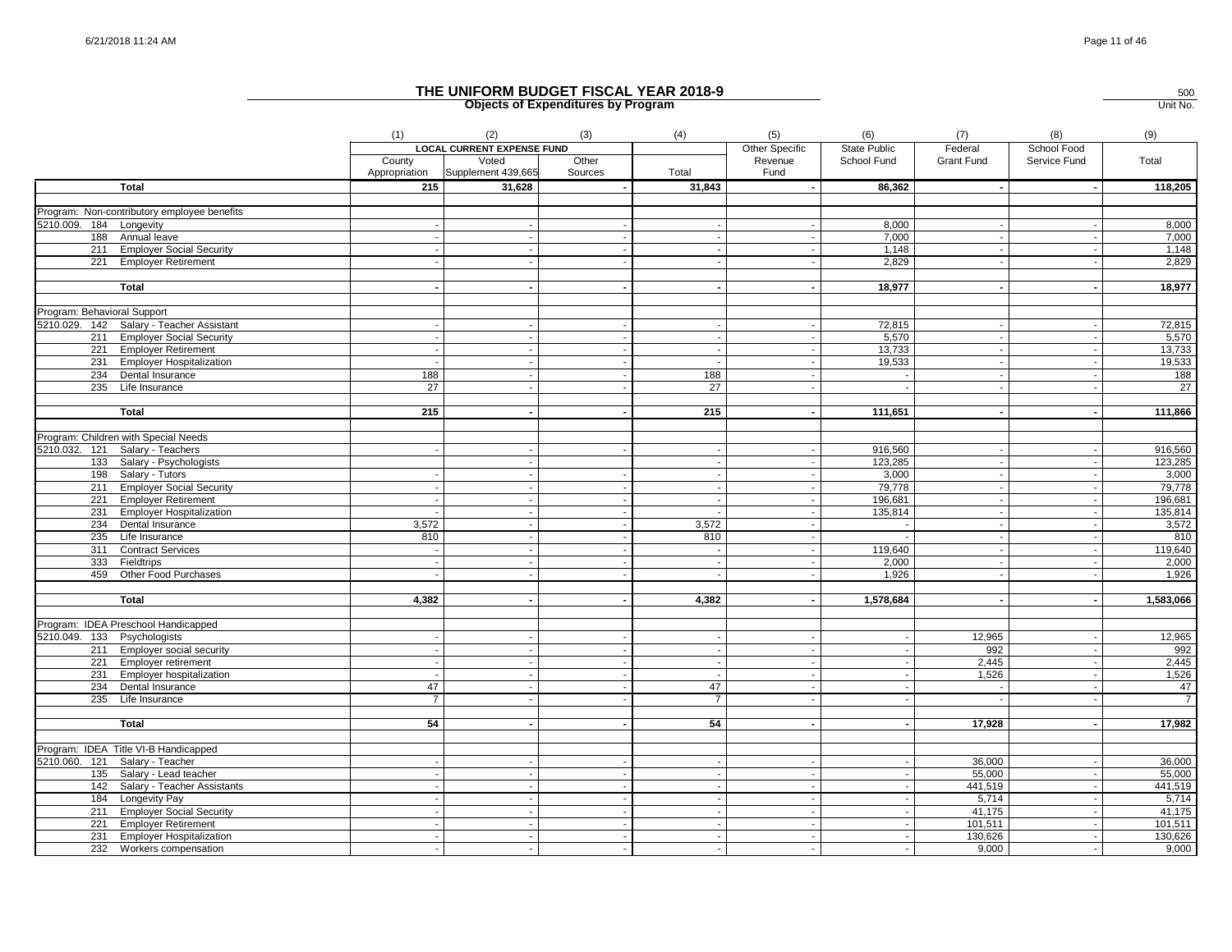# THE UNIFORM BUDGET FISCAL YEAR 2018-9

## Objects of Expenditures by Program

500
Unit No.

| | (1) | (2) | (3) | (4) | (5) | (6) | (7) | (8) | (9) |
|---|---|---|---|---|---|---|---|---|---|
| | LOCAL CURRENT EXPENSE FUND | | | | Other Specific Revenue Fund | State Public School Fund | Federal Grant Fund | School Food Service Fund | Total |
| | County Appropriation | Voted Supplement 439,665 | Other Sources | Total | | | | | |
| **Total** | 215 | 31,628 | - | 31,843 | - | 86,362 | - | - | 118,205 |
| Program: Non-contributory employee benefits | | | | | | | | | |
| 5210.009. 184 Longevity | - | - | - | - | - | 8,000 | - | - | 8,000 |
| 188 Annual leave | - | - | - | - | - | 7,000 | - | - | 7,000 |
| 211 Employer Social Security | - | - | - | - | - | 1,148 | - | - | 1,148 |
| 221 Employer Retirement | - | - | - | - | - | 2,829 | - | - | 2,829 |
| **Total** | - | - | - | - | - | 18,977 | - | - | 18,977 |
| Program: Behavioral Support | | | | | | | | | |
| 5210.029. 142 Salary - Teacher Assistant | - | - | - | - | - | 72,815 | - | - | 72,815 |
| 211 Employer Social Security | - | - | - | - | - | 5,570 | - | - | 5,570 |
| 221 Employer Retirement | - | - | - | - | - | 13,733 | - | - | 13,733 |
| 231 Employer Hospitalization | - | - | - | - | - | 19,533 | - | - | 19,533 |
| 234 Dental Insurance | 188 | - | - | 188 | - | - | - | - | 188 |
| 235 Life Insurance | 27 | - | - | 27 | - | - | - | - | 27 |
| **Total** | 215 | - | - | 215 | - | 111,651 | - | - | 111,866 |
| Program: Children with Special Needs | | | | | | | | | |
| 5210.032. 121 Salary - Teachers | - | - | - | - | - | 916,560 | - | - | 916,560 |
| 133 Salary - Psychologists | | - | | - | - | 123,285 | - | - | 123,285 |
| 198 Salary - Tutors | - | - | - | - | - | 3,000 | - | - | 3,000 |
| 211 Employer Social Security | - | - | - | - | - | 79,778 | - | - | 79,778 |
| 221 Employer Retirement | - | - | - | - | - | 196,681 | - | - | 196,681 |
| 231 Employer Hospitalization | - | - | - | - | - | 135,814 | - | - | 135,814 |
| 234 Dental Insurance | 3,572 | - | - | 3,572 | - | - | - | - | 3,572 |
| 235 Life Insurance | 810 | - | - | 810 | - | - | - | - | 810 |
| 311 Contract Services | - | - | - | - | - | 119,640 | - | - | 119,640 |
| 333 Fieldtrips | - | - | - | - | - | 2,000 | - | - | 2,000 |
| 459 Other Food Purchases | - | - | - | - | - | 1,926 | - | - | 1,926 |
| **Total** | 4,382 | - | - | 4,382 | - | 1,578,684 | - | - | 1,583,066 |
| Program: IDEA Preschool Handicapped | | | | | | | | | |
| 5210.049. 133 Psychologists | - | - | - | - | - | - | 12,965 | - | 12,965 |
| 211 Employer social security | - | - | - | - | - | - | 992 | - | 992 |
| 221 Employer retirement | - | - | - | - | - | - | 2,445 | - | 2,445 |
| 231 Employer hospitalization | - | - | - | - | - | - | 1,526 | - | 1,526 |
| 234 Dental Insurance | 47 | - | - | 47 | - | - | - | - | 47 |
| 235 Life Insurance | 7 | - | - | 7 | - | - | - | - | 7 |
| **Total** | 54 | - | - | 54 | - | - | 17,928 | - | 17,982 |
| Program: IDEA Title VI-B Handicapped | | | | | | | | | |
| 5210.060. 121 Salary - Teacher | - | - | - | - | - | - | 36,000 | - | 36,000 |
| 135 Salary - Lead teacher | - | - | - | - | - | - | 55,000 | - | 55,000 |
| 142 Salary - Teacher Assistants | - | - | - | - | - | - | 441,519 | - | 441,519 |
| 184 Longevity Pay | - | - | - | - | - | - | 5,714 | - | 5,714 |
| 211 Employer Social Security | - | - | - | - | - | - | 41,175 | - | 41,175 |
| 221 Employer Retirement | - | - | - | - | - | - | 101,511 | - | 101,511 |
| 231 Employer Hospitalization | - | - | - | - | - | - | 130,626 | - | 130,626 |
| 232 Workers compensation | - | - | - | - | - | - | 9,000 | - | 9,000 |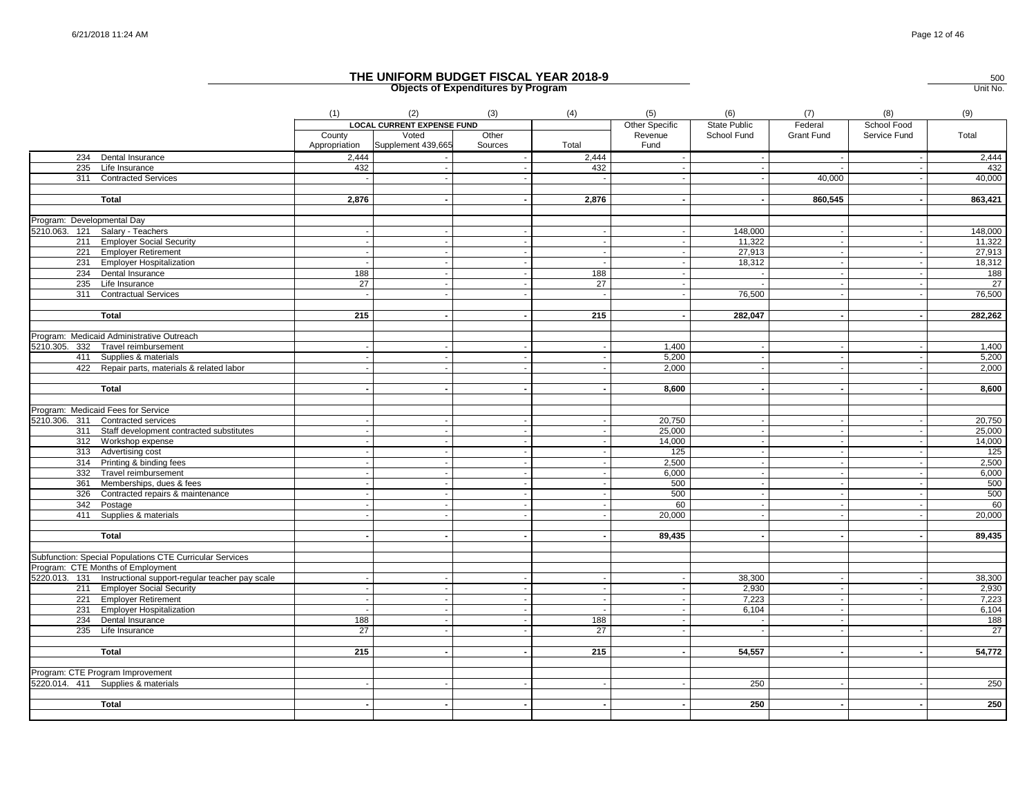# THE UNIFORM BUDGET FISCAL YEAR 2018-9

## Objects of Expenditures by Program

500
Unit No.

| | (1) | (2) | (3) | (4) | (5) | (6) | (7) | (8) | (9) |
|---|---|---|---|---|---|---|---|---|---|
| | LOCAL CURRENT EXPENSE FUND | | | | Other Specific Revenue Fund | State Public School Fund | Federal Grant Fund | School Food Service Fund | Total |
| | County Appropriation | Voted Supplement 439,665 | Other Sources | Total | | | | | |
| 234 Dental Insurance | 2,444 | - | - | 2,444 | - | - | - | - | 2,444 |
| 235 Life Insurance | 432 | - | - | 432 | - | - | - | - | 432 |
| 311 Contracted Services | - | - | - | - | - | - | 40,000 | - | 40,000 |
| **Total** | **2,876** | **-** | **-** | **2,876** | **-** | **-** | **860,545** | **-** | **863,421** |
| Program: Developmental Day | | | | | | | | | |
| 5210.063. 121 Salary - Teachers | - | - | - | - | - | 148,000 | - | - | 148,000 |
| 211 Employer Social Security | - | - | - | - | - | 11,322 | - | - | 11,322 |
| 221 Employer Retirement | - | - | - | - | - | 27,913 | - | - | 27,913 |
| 231 Employer Hospitalization | - | - | - | - | - | 18,312 | - | - | 18,312 |
| 234 Dental Insurance | 188 | - | - | 188 | - | - | - | - | 188 |
| 235 Life Insurance | 27 | - | - | 27 | - | - | - | - | 27 |
| 311 Contractual Services | - | - | - | - | - | 76,500 | - | - | 76,500 |
| **Total** | **215** | **-** | **-** | **215** | **-** | **282,047** | **-** | **-** | **282,262** |
| Program: Medicaid Administrative Outreach | | | | | | | | | |
| 5210.305. 332 Travel reimbursement | - | - | - | - | 1,400 | - | - | - | 1,400 |
| 411 Supplies & materials | - | - | - | - | 5,200 | - | - | - | 5,200 |
| 422 Repair parts, materials & related labor | - | - | - | - | 2,000 | - | - | - | 2,000 |
| **Total** | **-** | **-** | **-** | **-** | **8,600** | **-** | **-** | **-** | **8,600** |
| Program: Medicaid Fees for Service | | | | | | | | | |
| 5210.306. 311 Contracted services | - | - | - | - | 20,750 | - | - | - | 20,750 |
| 311 Staff development contracted substitutes | - | - | - | - | 25,000 | - | - | - | 25,000 |
| 312 Workshop expense | - | - | - | - | 14,000 | - | - | - | 14,000 |
| 313 Advertising cost | - | - | - | - | 125 | - | - | - | 125 |
| 314 Printing & binding fees | - | - | - | - | 2,500 | - | - | - | 2,500 |
| 332 Travel reimbursement | - | - | - | - | 6,000 | - | - | - | 6,000 |
| 361 Memberships, dues & fees | - | - | - | - | 500 | - | - | - | 500 |
| 326 Contracted repairs & maintenance | - | - | - | - | 500 | - | - | - | 500 |
| 342 Postage | - | - | - | - | 60 | - | - | - | 60 |
| 411 Supplies & materials | - | - | - | - | 20,000 | - | - | - | 20,000 |
| **Total** | **-** | **-** | **-** | **-** | **89,435** | **-** | **-** | **-** | **89,435** |
| Subfunction: Special Populations CTE Curricular Services | | | | | | | | | |
| Program: CTE Months of Employment | | | | | | | | | |
| 5220.013. 131 Instructional support-regular teacher pay scale | - | - | - | - | - | 38,300 | - | - | 38,300 |
| 211 Employer Social Security | - | - | - | - | - | 2,930 | - | - | 2,930 |
| 221 Employer Retirement | - | - | - | - | - | 7,223 | - | - | 7,223 |
| 231 Employer Hospitalization | - | - | - | - | - | 6,104 | - | | 6,104 |
| 234 Dental Insurance | 188 | - | - | 188 | - | - | - | | 188 |
| 235 Life Insurance | 27 | - | - | 27 | - | - | - | - | 27 |
| **Total** | **215** | **-** | **-** | **215** | **-** | **54,557** | **-** | **-** | **54,772** |
| Program: CTE Program Improvement | | | | | | | | | |
| 5220.014. 411 Supplies & materials | - | - | - | - | - | 250 | - | - | 250 |
| **Total** | **-** | **-** | **-** | **-** | **-** | **250** | **-** | **-** | **250** |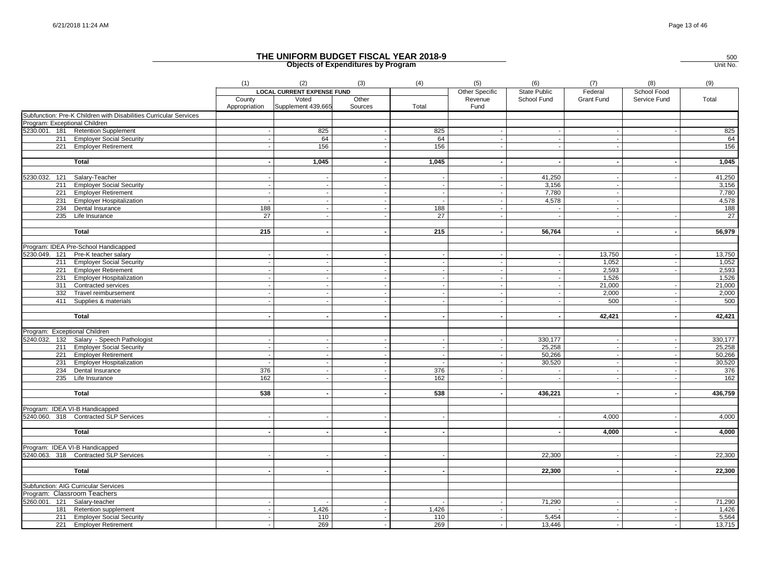# THE UNIFORM BUDGET FISCAL YEAR 2018-9

## Objects of Expenditures by Program

500
Unit No.

| | (1) | (2) | (3) | (4) | (5) | (6) | (7) | (8) | (9) |
|---|---|---|---|---|---|---|---|---|---|
| | LOCAL CURRENT EXPENSE FUND | | | | Other Specific | State Public | Federal | School Food | |
| | County Appropriation | Voted Supplement 439,665 | Other Sources | Total | Revenue Fund | School Fund | Grant Fund | Service Fund | Total |
| Subfunction: Pre-K Children with Disabilities Curricular Services | | | | | | | | | |
| Program: Exceptional Children | | | | | | | | | |
| 5230.001. 181 Retention Supplement | - | 825 | - | 825 | - | - | - | - | 825 |
| 211 Employer Social Security | - | 64 | - | 64 | - | - | - | | 64 |
| 221 Employer Retirement | - | 156 | - | 156 | - | - | - | | 156 |
| **Total** | **-** | **1,045** | **-** | **1,045** | **-** | **-** | **-** | **-** | **1,045** |
| 5230.032. 121 Salary-Teacher | - | - | - | - | - | 41,250 | - | - | 41,250 |
| 211 Employer Social Security | - | - | - | - | - | 3,156 | - | | 3,156 |
| 221 Employer Retirement | - | - | - | - | - | 7,780 | - | | 7,780 |
| 231 Employer Hospitalization | - | - | - | - | - | 4,578 | - | | 4,578 |
| 234 Dental Insurance | 188 | - | - | 188 | - | - | - | | 188 |
| 235 Life Insurance | 27 | - | - | 27 | - | - | - | - | 27 |
| **Total** | **215** | **-** | **-** | **215** | **-** | **56,764** | **-** | **-** | **56,979** |
| Program: IDEA Pre-School Handicapped | | | | | | | | | |
| 5230.049. 121 Pre-K teacher salary | - | - | - | - | - | - | 13,750 | - | 13,750 |
| 211 Employer Social Security | - | - | - | - | - | - | 1,052 | - | 1,052 |
| 221 Employer Retirement | - | - | - | - | - | - | 2,593 | - | 2,593 |
| 231 Employer Hospitalization | - | - | - | - | - | - | 1,526 | | 1,526 |
| 311 Contracted services | - | - | - | - | - | - | 21,000 | - | 21,000 |
| 332 Travel reimbursement | - | - | - | - | - | - | 2,000 | - | 2,000 |
| 411 Supplies & materials | - | - | - | - | - | - | 500 | - | 500 |
| **Total** | **-** | **-** | **-** | **-** | **-** | **-** | **42,421** | **-** | **42,421** |
| Program: Exceptional Children | | | | | | | | | |
| 5240.032. 132 Salary - Speech Pathologist | - | - | - | - | - | 330,177 | - | - | 330,177 |
| 211 Employer Social Security | - | - | - | - | - | 25,258 | - | - | 25,258 |
| 221 Employer Retirement | - | - | - | - | - | 50,266 | - | - | 50,266 |
| 231 Employer Hospitalization | - | - | - | - | - | 30,520 | - | - | 30,520 |
| 234 Dental Insurance | 376 | - | - | 376 | - | - | - | - | 376 |
| 235 Life Insurance | 162 | - | - | 162 | - | - | - | - | 162 |
| **Total** | **538** | **-** | **-** | **538** | **-** | **436,221** | **-** | **-** | **436,759** |
| Program: IDEA VI-B Handicapped | | | | | | | | | |
| 5240.060. 318 Contracted SLP Services | - | - | - | - | | - | 4,000 | - | 4,000 |
| **Total** | **-** | **-** | **-** | **-** | | **-** | **4,000** | **-** | **4,000** |
| Program: IDEA VI-B Handicapped | | | | | | | | | |
| 5240.063. 318 Contracted SLP Services | - | - | - | - | | 22,300 | - | - | 22,300 |
| **Total** | **-** | **-** | **-** | **-** | | **22,300** | **-** | **-** | **22,300** |
| Subfunction: AIG Curricular Services | | | | | | | | | |
| Program: Classroom Teachers | | | | | | | | | |
| 5260.001. 121 Salary-teacher | - | - | - | - | - | 71,290 | - | - | 71,290 |
| 181 Retention supplement | - | 1,426 | - | 1,426 | - | - | - | - | 1,426 |
| 211 Employer Social Security | - | 110 | - | 110 | - | 5,454 | - | - | 5,564 |
| 221 Employer Retirement | - | 269 | - | 269 | - | 13,446 | - | - | 13,715 |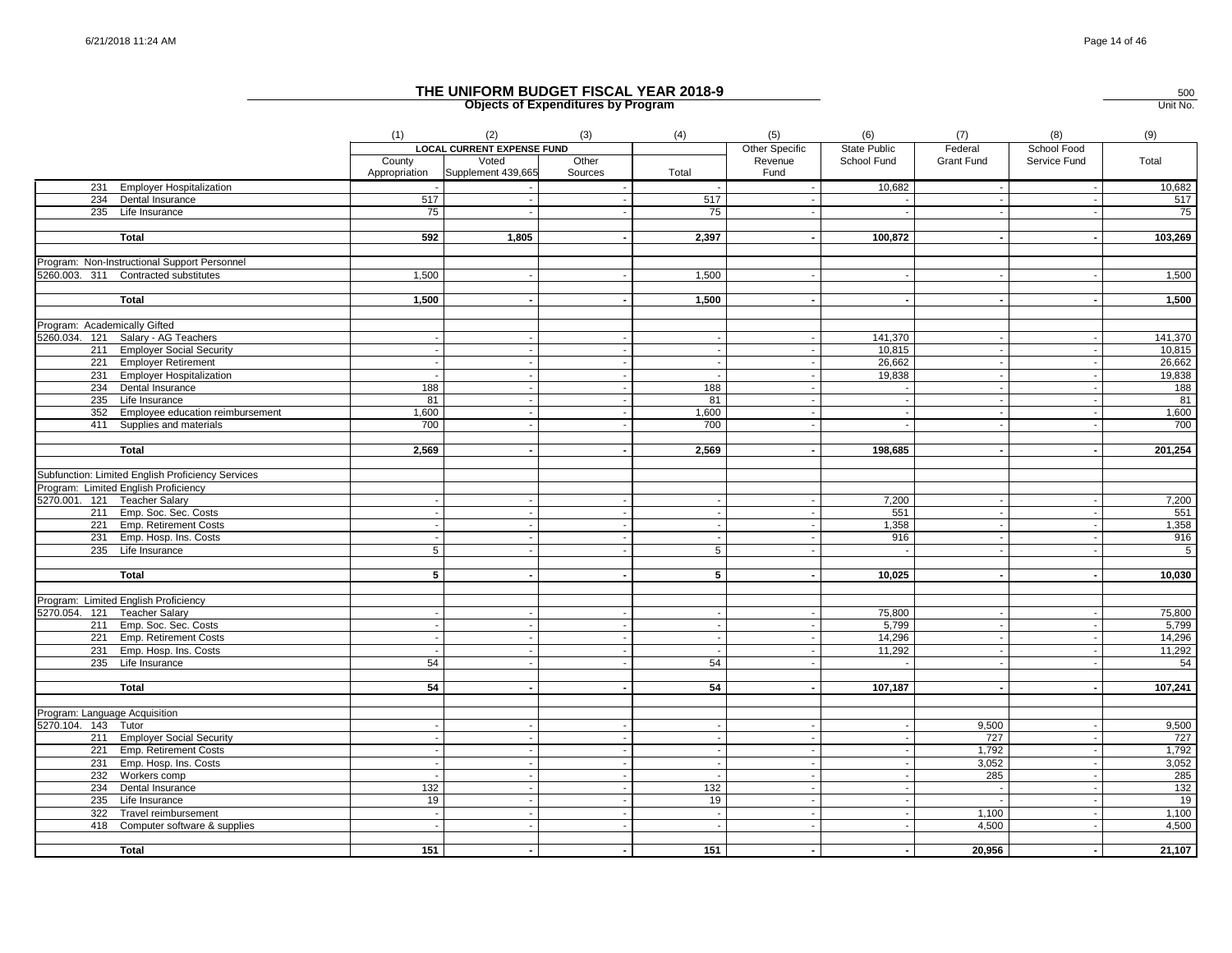# THE UNIFORM BUDGET FISCAL YEAR 2018-9

**Objects of Expenditures by Program**

500
Unit No.

| | (1) | (2) | (3) | (4) | (5) | (6) | (7) | (8) | (9) |
|---|---|---|---|---|---|---|---|---|---|
| | LOCAL CURRENT EXPENSE FUND | | | | Other Specific Revenue Fund | State Public School Fund | Federal Grant Fund | School Food Service Fund | Total |
| | County Appropriation | Voted Supplement 439,665 | Other Sources | Total | | | | | |
| 231 Employer Hospitalization | - | - | - | - | - | 10,682 | - | - | 10,682 |
| 234 Dental Insurance | 517 | - | - | 517 | - | - | - | - | 517 |
| 235 Life Insurance | 75 | - | - | 75 | - | - | - | - | 75 |
| **Total** | **592** | **1,805** | **-** | **2,397** | **-** | **100,872** | **-** | **-** | **103,269** |
| Program: Non-Instructional Support Personnel | | | | | | | | | |
| 5260.003. 311 Contracted substitutes | 1,500 | - | - | 1,500 | - | - | - | - | 1,500 |
| **Total** | **1,500** | **-** | **-** | **1,500** | **-** | **-** | **-** | **-** | **1,500** |
| Program: Academically Gifted | | | | | | | | | |
| 5260.034. 121 Salary - AG Teachers | - | - | - | - | - | 141,370 | - | - | 141,370 |
| 211 Employer Social Security | - | - | - | - | - | 10,815 | - | - | 10,815 |
| 221 Employer Retirement | - | - | - | - | - | 26,662 | - | - | 26,662 |
| 231 Employer Hospitalization | - | - | - | - | - | 19,838 | - | - | 19,838 |
| 234 Dental Insurance | 188 | - | - | 188 | - | - | - | - | 188 |
| 235 Life Insurance | 81 | - | - | 81 | - | - | - | - | 81 |
| 352 Employee education reimbursement | 1,600 | - | - | 1,600 | - | - | - | - | 1,600 |
| 411 Supplies and materials | 700 | - | - | 700 | - | - | - | - | 700 |
| **Total** | **2,569** | **-** | **-** | **2,569** | **-** | **198,685** | **-** | **-** | **201,254** |
| Subfunction: Limited English Proficiency Services | | | | | | | | | |
| Program: Limited English Proficiency | | | | | | | | | |
| 5270.001. 121 Teacher Salary | - | - | - | - | - | 7,200 | - | - | 7,200 |
| 211 Emp. Soc. Sec. Costs | - | - | - | - | - | 551 | - | - | 551 |
| 221 Emp. Retirement Costs | - | - | - | - | - | 1,358 | - | - | 1,358 |
| 231 Emp. Hosp. Ins. Costs | - | - | - | - | - | 916 | - | - | 916 |
| 235 Life Insurance | 5 | - | - | 5 | - | - | - | - | 5 |
| **Total** | **5** | **-** | **-** | **5** | **-** | **10,025** | **-** | **-** | **10,030** |
| Program: Limited English Proficiency | | | | | | | | | |
| 5270.054. 121 Teacher Salary | - | - | - | - | - | 75,800 | - | - | 75,800 |
| 211 Emp. Soc. Sec. Costs | - | - | - | - | - | 5,799 | - | - | 5,799 |
| 221 Emp. Retirement Costs | - | - | - | - | - | 14,296 | - | - | 14,296 |
| 231 Emp. Hosp. Ins. Costs | - | - | - | - | - | 11,292 | - | - | 11,292 |
| 235 Life Insurance | 54 | - | - | 54 | - | - | - | - | 54 |
| **Total** | **54** | **-** | **-** | **54** | **-** | **107,187** | **-** | **-** | **107,241** |
| Program: Language Acquisition | | | | | | | | | |
| 5270.104. 143 Tutor | - | - | - | - | - | - | 9,500 | - | 9,500 |
| 211 Employer Social Security | - | - | - | - | - | - | 727 | - | 727 |
| 221 Emp. Retirement Costs | - | - | - | - | - | - | 1,792 | - | 1,792 |
| 231 Emp. Hosp. Ins. Costs | - | - | - | - | - | - | 3,052 | - | 3,052 |
| 232 Workers comp | - | - | - | - | - | - | 285 | - | 285 |
| 234 Dental Insurance | 132 | - | - | 132 | - | - | - | - | 132 |
| 235 Life Insurance | 19 | - | - | 19 | - | - | - | - | 19 |
| 322 Travel reimbursement | - | - | - | - | - | - | 1,100 | - | 1,100 |
| 418 Computer software & supplies | - | - | - | - | - | - | 4,500 | - | 4,500 |
| **Total** | **151** | **-** | **-** | **151** | **-** | **-** | **20,956** | **-** | **21,107** |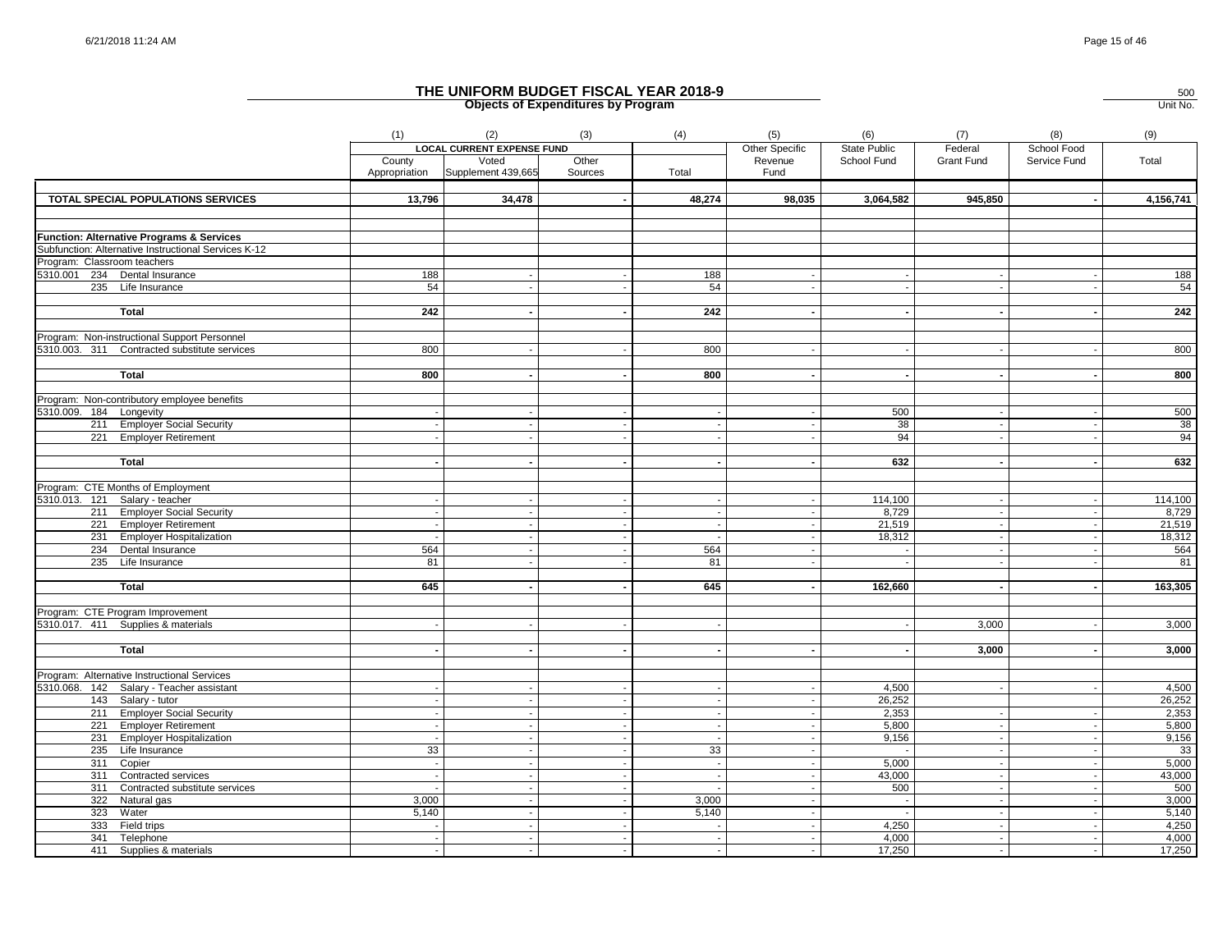# THE UNIFORM BUDGET FISCAL YEAR 2018-9

## Objects of Expenditures by Program

500
Unit No.

| | (1) | (2) | (3) | (4) | (5) | (6) | (7) | (8) | (9) |
|---|---|---|---|---|---|---|---|---|---|
| | LOCAL CURRENT EXPENSE FUND | | | | Other Specific | State Public | Federal | School Food | |
| | County Appropriation | Voted Supplement 439,665 | Other Sources | Total | Revenue Fund | School Fund | Grant Fund | Service Fund | Total |
| **TOTAL SPECIAL POPULATIONS SERVICES** | **13,796** | **34,478** | **-** | **48,274** | **98,035** | **3,064,582** | **945,850** | **-** | **4,156,741** |
| **Function: Alternative Programs & Services** | | | | | | | | | |
| Subfunction: Alternative Instructional Services K-12 | | | | | | | | | |
| Program: Classroom teachers | | | | | | | | | |
| 5310.001 234 Dental Insurance | 188 | - | - | 188 | - | - | - | - | 188 |
| 235 Life Insurance | 54 | - | - | 54 | - | - | - | - | 54 |
| **Total** | **242** | **-** | **-** | **242** | **-** | **-** | **-** | **-** | **242** |
| Program: Non-instructional Support Personnel | | | | | | | | | |
| 5310.003. 311 Contracted substitute services | 800 | - | - | 800 | - | - | - | - | 800 |
| **Total** | **800** | **-** | **-** | **800** | **-** | **-** | **-** | **-** | **800** |
| Program: Non-contributory employee benefits | | | | | | | | | |
| 5310.009. 184 Longevity | - | - | - | - | - | 500 | - | - | 500 |
| 211 Employer Social Security | - | - | - | - | - | 38 | - | - | 38 |
| 221 Employer Retirement | - | - | - | - | - | 94 | - | - | 94 |
| **Total** | **-** | **-** | **-** | **-** | **-** | **632** | **-** | **-** | **632** |
| Program: CTE Months of Employment | | | | | | | | | |
| 5310.013. 121 Salary - teacher | - | - | - | - | - | 114,100 | - | - | 114,100 |
| 211 Employer Social Security | - | - | - | - | - | 8,729 | - | - | 8,729 |
| 221 Employer Retirement | - | - | - | - | - | 21,519 | - | - | 21,519 |
| 231 Employer Hospitalization | - | - | - | - | - | 18,312 | - | - | 18,312 |
| 234 Dental Insurance | 564 | - | - | 564 | - | - | - | - | 564 |
| 235 Life Insurance | 81 | - | - | 81 | - | - | - | - | 81 |
| **Total** | **645** | **-** | **-** | **645** | **-** | **162,660** | **-** | **-** | **163,305** |
| Program: CTE Program Improvement | | | | | | | | | |
| 5310.017. 411 Supplies & materials | - | - | - | - | | - | 3,000 | - | 3,000 |
| **Total** | **-** | **-** | **-** | **-** | **-** | **-** | **3,000** | **-** | **3,000** |
| Program: Alternative Instructional Services | | | | | | | | | |
| 5310.068. 142 Salary - Teacher assistant | - | - | - | - | - | 4,500 | - | - | 4,500 |
| 143 Salary - tutor | - | - | - | - | - | 26,252 | | | 26,252 |
| 211 Employer Social Security | - | - | - | - | - | 2,353 | - | - | 2,353 |
| 221 Employer Retirement | - | - | - | - | - | 5,800 | - | - | 5,800 |
| 231 Employer Hospitalization | - | - | - | - | - | 9,156 | - | - | 9,156 |
| 235 Life Insurance | 33 | - | - | 33 | - | - | - | - | 33 |
| 311 Copier | - | - | - | - | - | 5,000 | - | - | 5,000 |
| 311 Contracted services | - | - | - | - | - | 43,000 | - | - | 43,000 |
| 311 Contracted substitute services | - | - | - | - | - | 500 | - | - | 500 |
| 322 Natural gas | 3,000 | - | - | 3,000 | - | - | - | - | 3,000 |
| 323 Water | 5,140 | - | - | 5,140 | - | - | - | - | 5,140 |
| 333 Field trips | - | - | - | - | - | 4,250 | - | - | 4,250 |
| 341 Telephone | - | - | - | - | - | 4,000 | - | - | 4,000 |
| 411 Supplies & materials | - | - | - | - | - | 17,250 | - | - | 17,250 |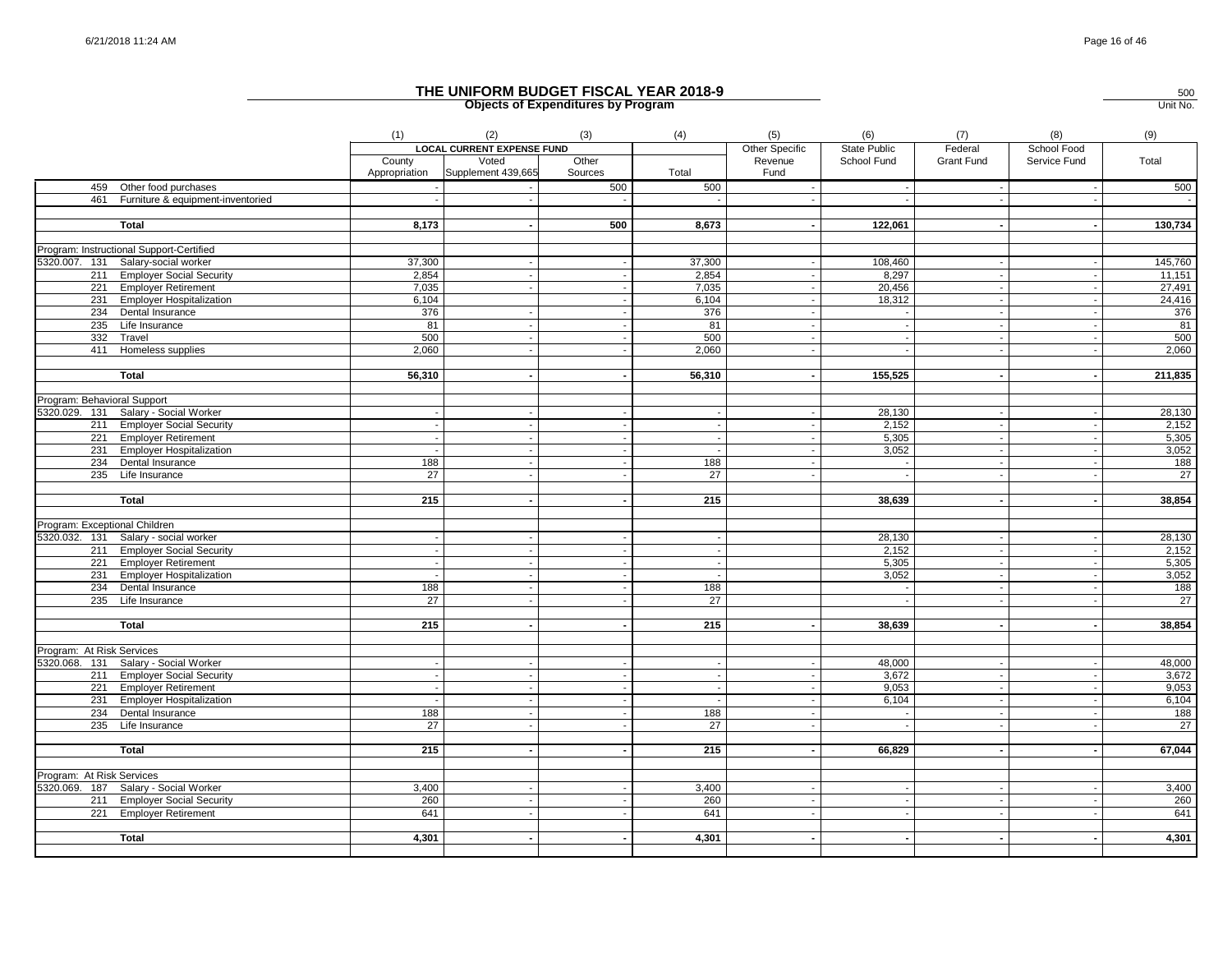# THE UNIFORM BUDGET FISCAL YEAR 2018-9

## Objects of Expenditures by Program

500
Unit No.

| | (1) | (2) | (3) | (4) | (5) | (6) | (7) | (8) | (9) |
|---|---|---|---|---|---|---|---|---|---|
| | LOCAL CURRENT EXPENSE FUND | | | | Other Specific Revenue Fund | State Public School Fund | Federal Grant Fund | School Food Service Fund | Total |
| | County Appropriation | Voted Supplement 439,665 | Other Sources | Total | | | | | |
| 459 Other food purchases | - | - | 500 | 500 | - | - | - | - | 500 |
| 461 Furniture & equipment-inventoried | - | - | - | - | - | - | - | - | - |
| | | | | | | | | | |
| **Total** | **8,173** | **-** | **500** | **8,673** | **-** | **122,061** | **-** | **-** | **130,734** |
| | | | | | | | | | |
| Program: Instructional Support-Certified | | | | | | | | | |
| 5320.007. 131 Salary-social worker | 37,300 | - | - | 37,300 | - | 108,460 | - | - | 145,760 |
| 211 Employer Social Security | 2,854 | - | - | 2,854 | - | 8,297 | - | - | 11,151 |
| 221 Employer Retirement | 7,035 | - | - | 7,035 | - | 20,456 | - | - | 27,491 |
| 231 Employer Hospitalization | 6,104 | | - | 6,104 | - | 18,312 | - | - | 24,416 |
| 234 Dental Insurance | 376 | - | - | 376 | - | - | - | - | 376 |
| 235 Life Insurance | 81 | - | - | 81 | - | - | - | - | 81 |
| 332 Travel | 500 | - | - | 500 | - | - | - | - | 500 |
| 411 Homeless supplies | 2,060 | - | - | 2,060 | - | - | - | - | 2,060 |
| | | | | | | | | | |
| **Total** | **56,310** | **-** | **-** | **56,310** | **-** | **155,525** | **-** | **-** | **211,835** |
| | | | | | | | | | |
| Program: Behavioral Support | | | | | | | | | |
| 5320.029. 131 Salary - Social Worker | - | - | - | - | - | 28,130 | - | - | 28,130 |
| 211 Employer Social Security | - | - | - | - | - | 2,152 | - | - | 2,152 |
| 221 Employer Retirement | - | - | - | - | - | 5,305 | - | - | 5,305 |
| 231 Employer Hospitalization | - | - | - | - | - | 3,052 | - | - | 3,052 |
| 234 Dental Insurance | 188 | - | - | 188 | - | - | - | - | 188 |
| 235 Life Insurance | 27 | - | - | 27 | - | - | - | - | 27 |
| | | | | | | | | | |
| **Total** | **215** | **-** | **-** | **215** | | **38,639** | **-** | **-** | **38,854** |
| | | | | | | | | | |
| Program: Exceptional Children | | | | | | | | | |
| 5320.032. 131 Salary - social worker | - | - | - | - | | 28,130 | - | - | 28,130 |
| 211 Employer Social Security | - | - | - | - | | 2,152 | - | - | 2,152 |
| 221 Employer Retirement | - | - | - | - | | 5,305 | - | - | 5,305 |
| 231 Employer Hospitalization | - | - | - | - | | 3,052 | - | - | 3,052 |
| 234 Dental Insurance | 188 | - | - | 188 | | - | - | - | 188 |
| 235 Life Insurance | 27 | - | - | 27 | | - | - | - | 27 |
| | | | | | | | | | |
| **Total** | **215** | **-** | **-** | **215** | **-** | **38,639** | **-** | **-** | **38,854** |
| | | | | | | | | | |
| Program: At Risk Services | | | | | | | | | |
| 5320.068. 131 Salary - Social Worker | - | - | - | - | - | 48,000 | - | - | 48,000 |
| 211 Employer Social Security | - | - | - | - | - | 3,672 | - | - | 3,672 |
| 221 Employer Retirement | - | - | - | - | - | 9,053 | - | - | 9,053 |
| 231 Employer Hospitalization | - | - | - | - | - | 6,104 | - | - | 6,104 |
| 234 Dental Insurance | 188 | - | - | 188 | - | - | - | - | 188 |
| 235 Life Insurance | 27 | - | - | 27 | - | - | - | - | 27 |
| | | | | | | | | | |
| **Total** | **215** | **-** | **-** | **215** | **-** | **66,829** | **-** | **-** | **67,044** |
| | | | | | | | | | |
| Program: At Risk Services | | | | | | | | | |
| 5320.069. 187 Salary - Social Worker | 3,400 | - | - | 3,400 | - | - | - | - | 3,400 |
| 211 Employer Social Security | 260 | - | - | 260 | - | - | - | - | 260 |
| 221 Employer Retirement | 641 | - | - | 641 | - | - | - | - | 641 |
| | | | | | | | | | |
| **Total** | **4,301** | **-** | **-** | **4,301** | **-** | **-** | **-** | **-** | **4,301** |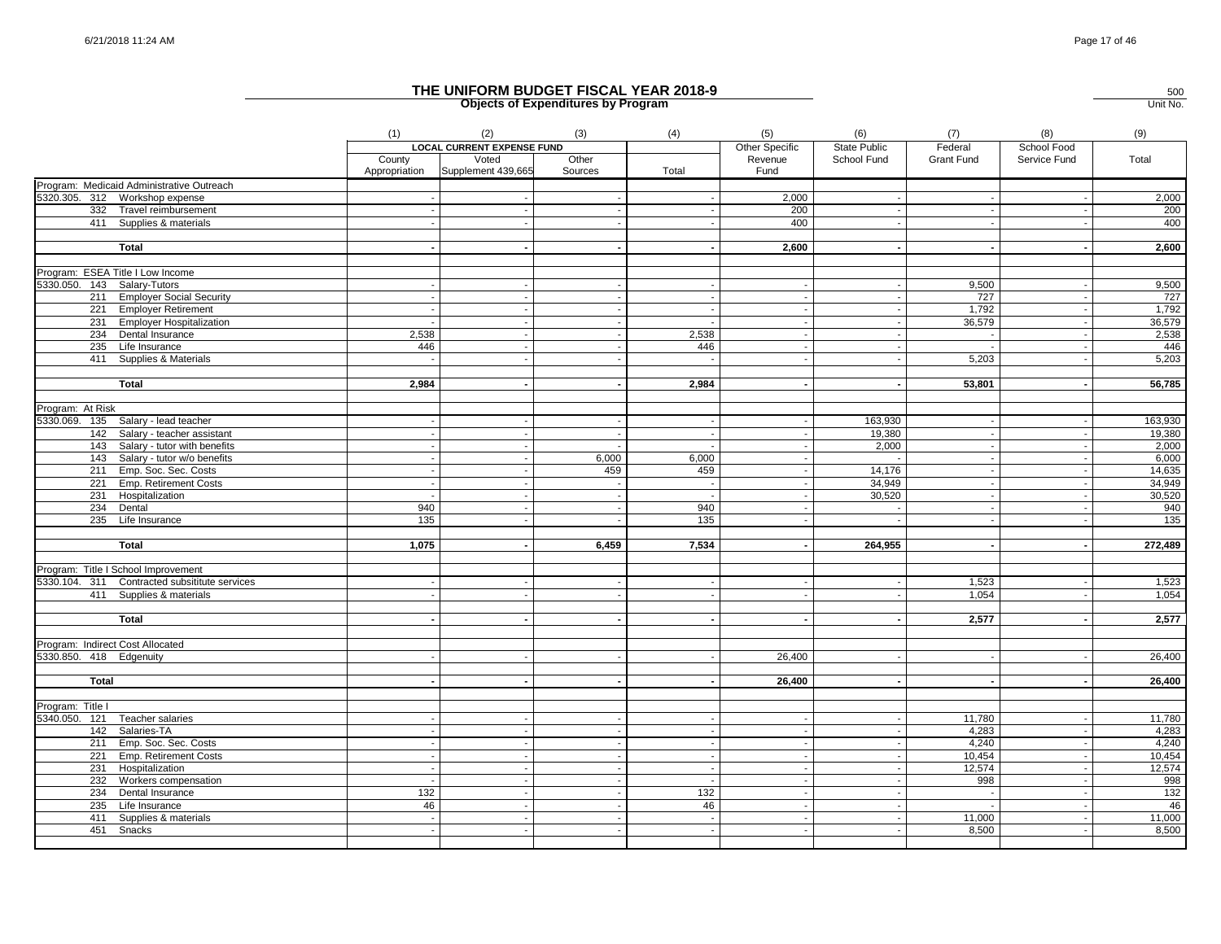# THE UNIFORM BUDGET FISCAL YEAR 2018-9

## Objects of Expenditures by Program

500 Unit No.

| | (1) | (2) | (3) | (4) | (5) | (6) | (7) | (8) | (9) |
|---|---|---|---|---|---|---|---|---|---|
| | LOCAL CURRENT EXPENSE FUND | | | | Other Specific | State Public | Federal | School Food | |
| | County Appropriation | Voted Supplement 439,665 | Other Sources | Total | Revenue Fund | School Fund | Grant Fund | Service Fund | Total |
| Program: Medicaid Administrative Outreach | | | | | | | | | |
| 5320.305. 312 Workshop expense | - | - | - | - | 2,000 | - | - | - | 2,000 |
| 332 Travel reimbursement | - | - | - | - | 200 | - | - | - | 200 |
| 411 Supplies & materials | - | - | - | - | 400 | - | - | - | 400 |
| **Total** | **-** | **-** | **-** | **-** | **2,600** | **-** | **-** | **-** | **2,600** |
| Program: ESEA Title I Low Income | | | | | | | | | |
| 5330.050. 143 Salary-Tutors | - | - | - | - | - | - | 9,500 | - | 9,500 |
| 211 Employer Social Security | - | - | - | - | - | - | 727 | - | 727 |
| 221 Employer Retirement | - | - | - | - | - | - | 1,792 | - | 1,792 |
| 231 Employer Hospitalization | - | - | - | - | - | - | 36,579 | - | 36,579 |
| 234 Dental Insurance | 2,538 | - | - | 2,538 | - | - | - | - | 2,538 |
| 235 Life Insurance | 446 | - | - | 446 | - | - | - | - | 446 |
| 411 Supplies & Materials | - | - | - | - | - | - | 5,203 | - | 5,203 |
| **Total** | **2,984** | **-** | **-** | **2,984** | **-** | **-** | **53,801** | **-** | **56,785** |
| Program: At Risk | | | | | | | | | |
| 5330.069. 135 Salary - lead teacher | - | - | - | - | - | 163,930 | - | - | 163,930 |
| 142 Salary - teacher assistant | - | - | - | - | - | 19,380 | - | - | 19,380 |
| 143 Salary - tutor with benefits | - | - | - | - | - | 2,000 | - | - | 2,000 |
| 143 Salary - tutor w/o benefits | - | - | 6,000 | 6,000 | - | - | - | - | 6,000 |
| 211 Emp. Soc. Sec. Costs | - | - | 459 | 459 | - | 14,176 | - | - | 14,635 |
| 221 Emp. Retirement Costs | - | - | - | - | - | 34,949 | - | - | 34,949 |
| 231 Hospitalization | - | - | - | - | - | 30,520 | - | - | 30,520 |
| 234 Dental | 940 | - | - | 940 | - | - | - | - | 940 |
| 235 Life Insurance | 135 | - | - | 135 | - | - | - | - | 135 |
| **Total** | **1,075** | **-** | **6,459** | **7,534** | **-** | **264,955** | **-** | **-** | **272,489** |
| Program: Title I School Improvement | | | | | | | | | |
| 5330.104. 311 Contracted subsititute services | - | - | - | - | - | - | 1,523 | - | 1,523 |
| 411 Supplies & materials | - | - | - | - | - | - | 1,054 | - | 1,054 |
| **Total** | **-** | **-** | **-** | **-** | **-** | **-** | **2,577** | **-** | **2,577** |
| Program: Indirect Cost Allocated | | | | | | | | | |
| 5330.850. 418 Edgenuity | - | - | - | - | 26,400 | - | - | - | 26,400 |
| **Total** | **-** | **-** | **-** | **-** | **26,400** | **-** | **-** | **-** | **26,400** |
| Program: Title I | | | | | | | | | |
| 5340.050. 121 Teacher salaries | - | - | - | - | - | - | 11,780 | - | 11,780 |
| 142 Salaries-TA | - | - | - | - | - | - | 4,283 | - | 4,283 |
| 211 Emp. Soc. Sec. Costs | - | - | - | - | - | - | 4,240 | - | 4,240 |
| 221 Emp. Retirement Costs | - | - | - | - | - | - | 10,454 | - | 10,454 |
| 231 Hospitalization | - | - | - | - | - | - | 12,574 | - | 12,574 |
| 232 Workers compensation | - | - | - | - | - | - | 998 | - | 998 |
| 234 Dental Insurance | 132 | - | - | 132 | - | - | - | - | 132 |
| 235 Life Insurance | 46 | - | - | 46 | - | - | - | - | 46 |
| 411 Supplies & materials | - | - | - | - | - | - | 11,000 | - | 11,000 |
| 451 Snacks | - | - | - | - | - | - | 8,500 | - | 8,500 |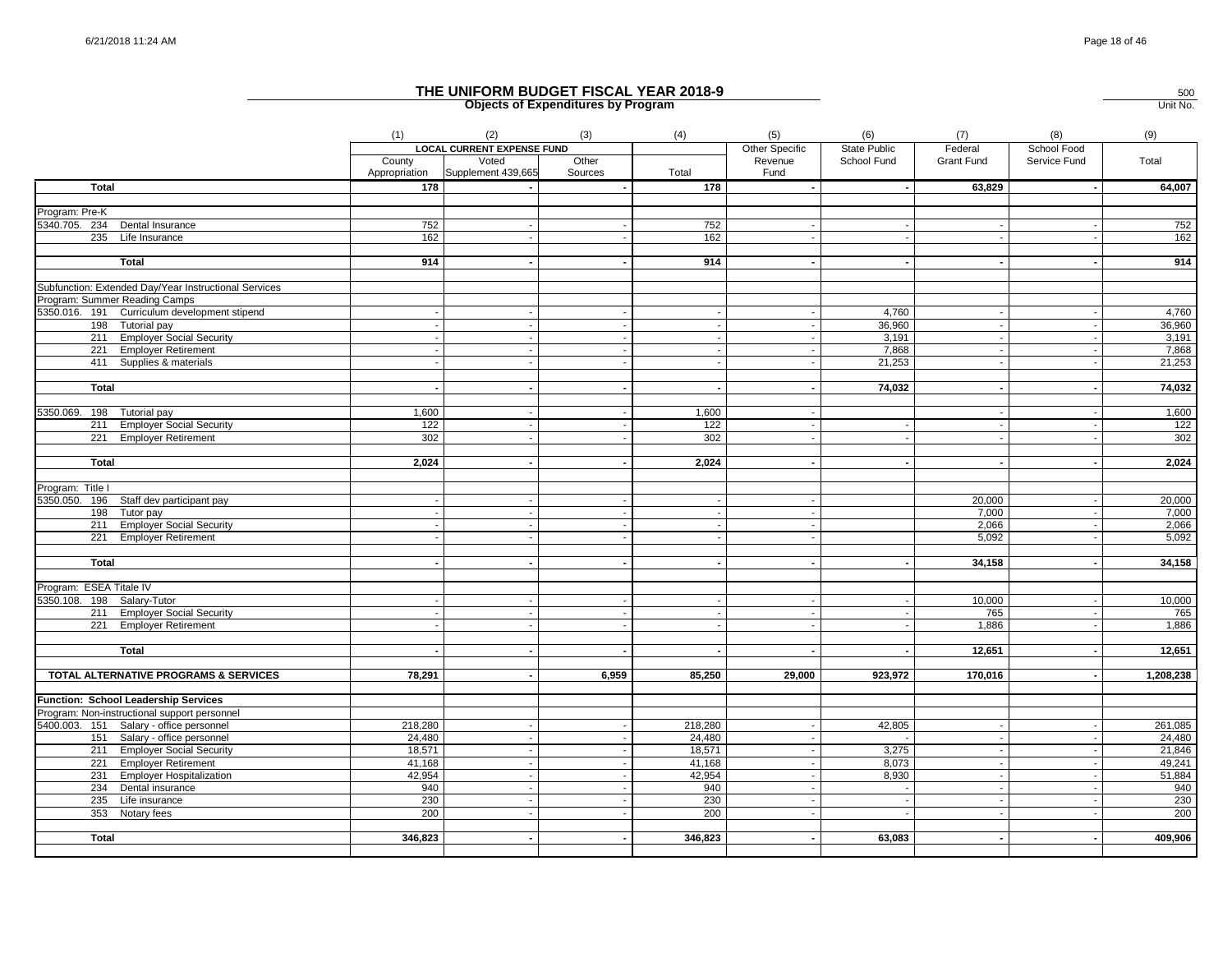# THE UNIFORM BUDGET FISCAL YEAR 2018-9

## Objects of Expenditures by Program

500
Unit No.

| | (1) | (2) | (3) | (4) | (5) | (6) | (7) | (8) | (9) |
|---|---|---|---|---|---|---|---|---|---|
| | LOCAL CURRENT EXPENSE FUND | | | | Other Specific Revenue Fund | State Public School Fund | Federal Grant Fund | School Food Service Fund | Total |
| | County Appropriation | Voted Supplement 439,665 | Other Sources | Total | | | | | |
| **Total** | 178 | - | - | 178 | - | - | 63,829 | - | 64,007 |
| Program: Pre-K | | | | | | | | | |
| 5340.705. 234 Dental Insurance | 752 | - | - | 752 | - | - | - | - | 752 |
| 235 Life Insurance | 162 | - | - | 162 | - | - | - | - | 162 |
| **Total** | 914 | - | - | 914 | - | - | - | - | 914 |
| Subfunction: Extended Day/Year Instructional Services | | | | | | | | | |
| Program: Summer Reading Camps | | | | | | | | | |
| 5350.016. 191 Curriculum development stipend | - | - | - | - | - | 4,760 | - | - | 4,760 |
| 198 Tutorial pay | - | - | - | - | - | 36,960 | - | - | 36,960 |
| 211 Employer Social Security | - | - | - | - | - | 3,191 | - | - | 3,191 |
| 221 Employer Retirement | - | - | - | - | - | 7,868 | - | - | 7,868 |
| 411 Supplies & materials | - | - | - | - | - | 21,253 | - | - | 21,253 |
| **Total** | - | - | - | - | - | 74,032 | - | - | 74,032 |
| 5350.069. 198 Tutorial pay | 1,600 | - | - | 1,600 | - | | - | - | 1,600 |
| 211 Employer Social Security | 122 | - | - | 122 | - | - | - | - | 122 |
| 221 Employer Retirement | 302 | - | - | 302 | - | - | - | - | 302 |
| **Total** | 2,024 | - | - | 2,024 | - | - | - | - | 2,024 |
| Program: Title I | | | | | | | | | |
| 5350.050. 196 Staff dev participant pay | - | - | - | - | - | | 20,000 | - | 20,000 |
| 198 Tutor pay | - | - | - | - | - | | 7,000 | - | 7,000 |
| 211 Employer Social Security | - | - | - | - | - | | 2,066 | - | 2,066 |
| 221 Employer Retirement | - | - | - | - | - | | 5,092 | - | 5,092 |
| **Total** | - | - | - | - | - | - | 34,158 | - | 34,158 |
| Program: ESEA Titale IV | | | | | | | | | |
| 5350.108. 198 Salary-Tutor | - | - | - | - | - | - | 10,000 | - | 10,000 |
| 211 Employer Social Security | - | - | - | - | - | - | 765 | - | 765 |
| 221 Employer Retirement | - | - | - | - | - | - | 1,886 | - | 1,886 |
| **Total** | - | - | - | - | - | - | 12,651 | - | 12,651 |
| **TOTAL ALTERNATIVE PROGRAMS & SERVICES** | 78,291 | - | 6,959 | 85,250 | 29,000 | 923,972 | 170,016 | - | 1,208,238 |
| **Function: School Leadership Services** | | | | | | | | | |
| Program: Non-instructional support personnel | | | | | | | | | |
| 5400.003. 151 Salary - office personnel | 218,280 | - | - | 218,280 | - | 42,805 | - | - | 261,085 |
| 151 Salary - office personnel | 24,480 | - | - | 24,480 | - | - | - | - | 24,480 |
| 211 Employer Social Security | 18,571 | - | - | 18,571 | - | 3,275 | - | - | 21,846 |
| 221 Employer Retirement | 41,168 | - | - | 41,168 | - | 8,073 | - | - | 49,241 |
| 231 Employer Hospitalization | 42,954 | - | - | 42,954 | - | 8,930 | - | - | 51,884 |
| 234 Dental insurance | 940 | - | - | 940 | - | - | - | - | 940 |
| 235 Life insurance | 230 | - | - | 230 | - | - | - | - | 230 |
| 353 Notary fees | 200 | - | - | 200 | - | - | - | - | 200 |
| **Total** | 346,823 | - | - | 346,823 | - | 63,083 | - | - | 409,906 |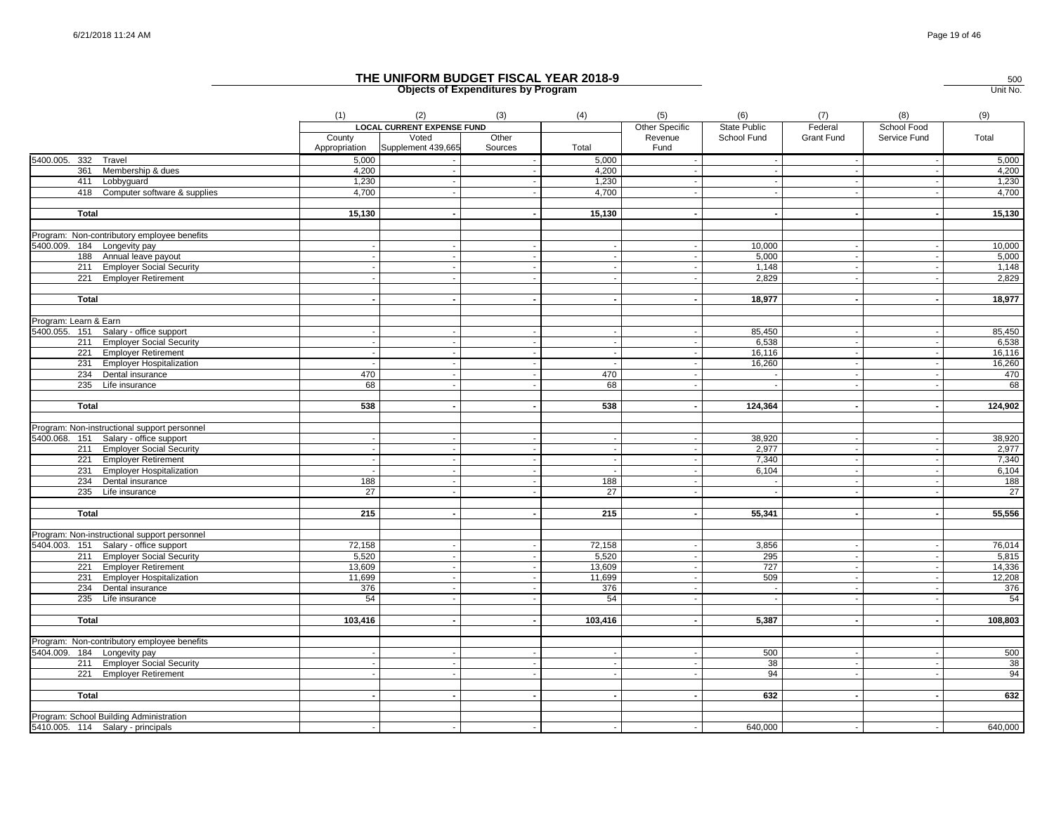# THE UNIFORM BUDGET FISCAL YEAR 2018-9

## Objects of Expenditures by Program

500
Unit No.

| | (1) | (2) | (3) | (4) | (5) | (6) | (7) | (8) | (9) |
|---|---|---|---|---|---|---|---|---|---|
| | LOCAL CURRENT EXPENSE FUND | | | | Other Specific Revenue Fund | State Public School Fund | Federal Grant Fund | School Food Service Fund | Total |
| | County Appropriation | Voted Supplement 439,665 | Other Sources | Total | | | | | |
| 5400.005. 332 Travel | 5,000 | - | - | 5,000 | - | - | - | - | 5,000 |
| 361 Membership & dues | 4,200 | - | - | 4,200 | - | - | - | - | 4,200 |
| 411 Lobbyguard | 1,230 | - | - | 1,230 | - | - | - | - | 1,230 |
| 418 Computer software & supplies | 4,700 | - | - | 4,700 | - | - | - | - | 4,700 |
| **Total** | **15,130** | **-** | **-** | **15,130** | **-** | **-** | **-** | **-** | **15,130** |
| Program: Non-contributory employee benefits | | | | | | | | | |
| 5400.009. 184 Longevity pay | - | - | - | - | - | 10,000 | - | - | 10,000 |
| 188 Annual leave payout | - | - | - | - | - | 5,000 | - | - | 5,000 |
| 211 Employer Social Security | - | - | - | - | - | 1,148 | - | - | 1,148 |
| 221 Employer Retirement | - | - | - | - | - | 2,829 | - | - | 2,829 |
| **Total** | **-** | **-** | **-** | **-** | **-** | **18,977** | **-** | **-** | **18,977** |
| Program: Learn & Earn | | | | | | | | | |
| 5400.055. 151 Salary - office support | - | - | - | - | - | 85,450 | - | - | 85,450 |
| 211 Employer Social Security | - | - | - | - | - | 6,538 | - | - | 6,538 |
| 221 Employer Retirement | - | - | - | - | - | 16,116 | - | - | 16,116 |
| 231 Employer Hospitalization | - | - | - | - | - | 16,260 | - | - | 16,260 |
| 234 Dental insurance | 470 | - | - | 470 | - | - | - | - | 470 |
| 235 Life insurance | 68 | - | - | 68 | - | - | - | - | 68 |
| **Total** | **538** | **-** | **-** | **538** | **-** | **124,364** | **-** | **-** | **124,902** |
| Program: Non-instructional support personnel | | | | | | | | | |
| 5400.068. 151 Salary - office support | - | - | - | - | - | 38,920 | - | - | 38,920 |
| 211 Employer Social Security | - | - | - | - | - | 2,977 | - | - | 2,977 |
| 221 Employer Retirement | - | - | - | - | - | 7,340 | - | - | 7,340 |
| 231 Employer Hospitalization | - | - | - | - | - | 6,104 | - | - | 6,104 |
| 234 Dental insurance | 188 | - | - | 188 | - | - | - | - | 188 |
| 235 Life insurance | 27 | - | - | 27 | - | - | - | - | 27 |
| **Total** | **215** | **-** | **-** | **215** | **-** | **55,341** | **-** | **-** | **55,556** |
| Program: Non-instructional support personnel | | | | | | | | | |
| 5404.003. 151 Salary - office support | 72,158 | - | - | 72,158 | - | 3,856 | - | - | 76,014 |
| 211 Employer Social Security | 5,520 | - | - | 5,520 | - | 295 | - | - | 5,815 |
| 221 Employer Retirement | 13,609 | - | - | 13,609 | - | 727 | - | - | 14,336 |
| 231 Employer Hospitalization | 11,699 | - | - | 11,699 | - | 509 | - | - | 12,208 |
| 234 Dental insurance | 376 | - | - | 376 | - | - | - | - | 376 |
| 235 Life insurance | 54 | - | - | 54 | - | - | - | - | 54 |
| **Total** | **103,416** | **-** | **-** | **103,416** | **-** | **5,387** | **-** | **-** | **108,803** |
| Program: Non-contributory employee benefits | | | | | | | | | |
| 5404.009. 184 Longevity pay | - | - | - | - | - | 500 | - | - | 500 |
| 211 Employer Social Security | - | - | - | - | - | 38 | - | - | 38 |
| 221 Employer Retirement | - | - | - | - | - | 94 | - | - | 94 |
| **Total** | **-** | **-** | **-** | **-** | **-** | **632** | **-** | **-** | **632** |
| Program: School Building Administration | | | | | | | | | |
| 5410.005. 114 Salary - principals | - | - | - | - | - | 640,000 | - | - | 640,000 |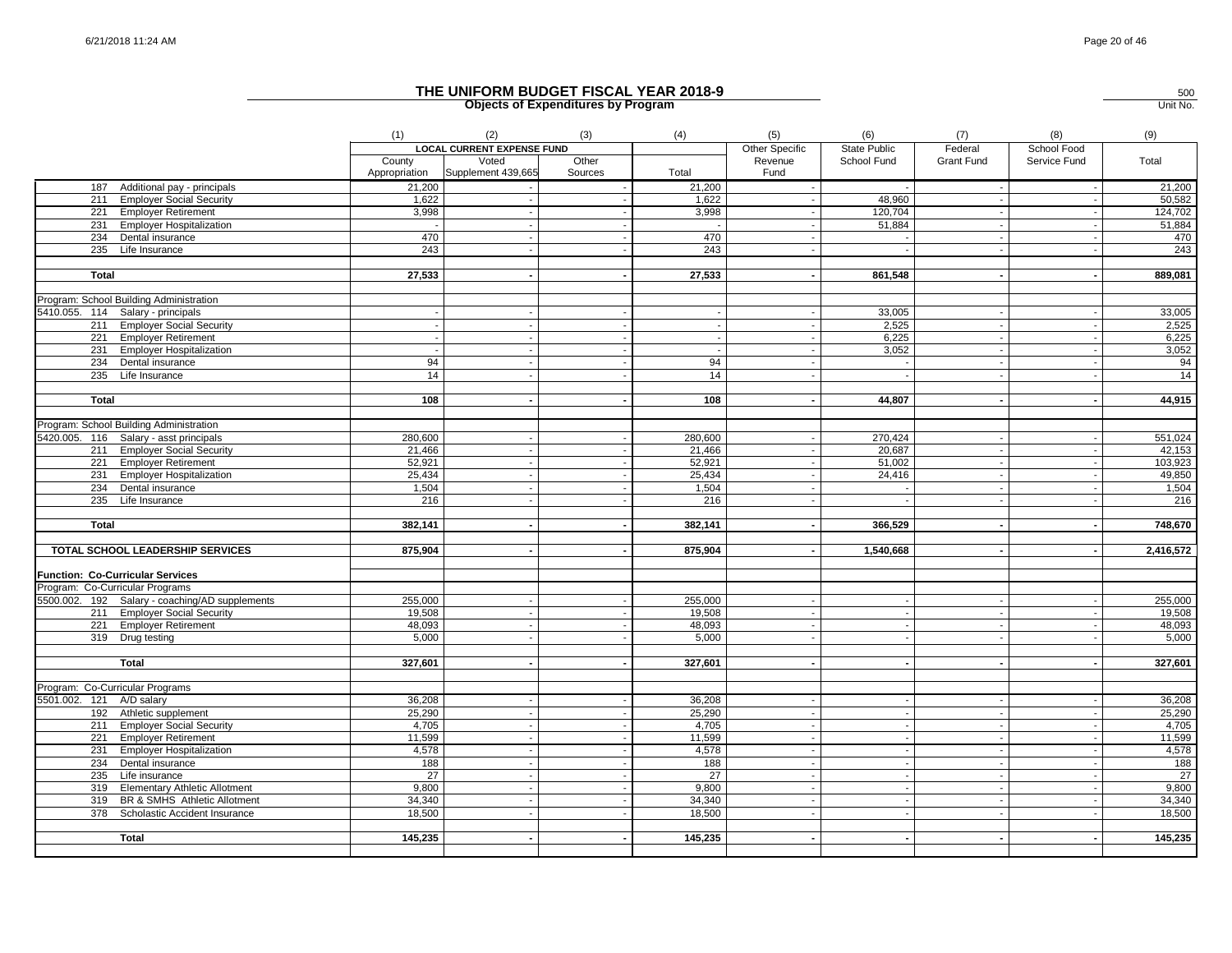# THE UNIFORM BUDGET FISCAL YEAR 2018-9

## Objects of Expenditures by Program

500
Unit No.

| | (1) | (2) | (3) | (4) | (5) | (6) | (7) | (8) | (9) |
|---|---|---|---|---|---|---|---|---|---|
| | LOCAL CURRENT EXPENSE FUND | | | | Other Specific | State Public | Federal | School Food | |
| | County Appropriation | Voted Supplement 439,665 | Other Sources | Total | Revenue Fund | School Fund | Grant Fund | Service Fund | Total |
| 187 Additional pay - principals | 21,200 | - | - | 21,200 | - | - | - | - | 21,200 |
| 211 Employer Social Security | 1,622 | - | - | 1,622 | - | 48,960 | - | - | 50,582 |
| 221 Employer Retirement | 3,998 | - | - | 3,998 | - | 120,704 | - | - | 124,702 |
| 231 Employer Hospitalization | - | - | - | - | - | 51,884 | - | - | 51,884 |
| 234 Dental insurance | 470 | - | - | 470 | - | - | - | - | 470 |
| 235 Life Insurance | 243 | - | - | 243 | - | - | - | - | 243 |
| **Total** | **27,533** | **-** | **-** | **27,533** | **-** | **861,548** | **-** | **-** | **889,081** |
| Program: School Building Administration | | | | | | | | | |
| 5410.055. 114 Salary - principals | - | - | - | - | - | 33,005 | - | - | 33,005 |
| 211 Employer Social Security | - | - | - | - | - | 2,525 | - | - | 2,525 |
| 221 Employer Retirement | - | - | - | - | - | 6,225 | - | - | 6,225 |
| 231 Employer Hospitalization | - | - | - | - | - | 3,052 | - | - | 3,052 |
| 234 Dental insurance | 94 | - | - | 94 | - | - | - | - | 94 |
| 235 Life Insurance | 14 | - | - | 14 | - | - | - | - | 14 |
| **Total** | **108** | **-** | **-** | **108** | **-** | **44,807** | **-** | **-** | **44,915** |
| Program: School Building Administration | | | | | | | | | |
| 5420.005. 116 Salary - asst principals | 280,600 | - | - | 280,600 | - | 270,424 | - | - | 551,024 |
| 211 Employer Social Security | 21,466 | - | - | 21,466 | - | 20,687 | - | - | 42,153 |
| 221 Employer Retirement | 52,921 | - | - | 52,921 | - | 51,002 | - | - | 103,923 |
| 231 Employer Hospitalization | 25,434 | - | - | 25,434 | - | 24,416 | - | - | 49,850 |
| 234 Dental insurance | 1,504 | - | - | 1,504 | - | - | - | - | 1,504 |
| 235 Life Insurance | 216 | - | - | 216 | - | - | - | - | 216 |
| **Total** | **382,141** | **-** | **-** | **382,141** | **-** | **366,529** | **-** | **-** | **748,670** |
| **TOTAL SCHOOL LEADERSHIP SERVICES** | **875,904** | **-** | **-** | **875,904** | **-** | **1,540,668** | **-** | **-** | **2,416,572** |
| **Function: Co-Curricular Services** | | | | | | | | | |
| Program: Co-Curricular Programs | | | | | | | | | |
| 5500.002. 192 Salary - coaching/AD supplements | 255,000 | - | - | 255,000 | - | - | - | - | 255,000 |
| 211 Employer Social Security | 19,508 | - | - | 19,508 | - | - | - | - | 19,508 |
| 221 Employer Retirement | 48,093 | - | - | 48,093 | - | - | - | - | 48,093 |
| 319 Drug testing | 5,000 | - | - | 5,000 | - | - | - | - | 5,000 |
| **Total** | **327,601** | **-** | **-** | **327,601** | **-** | **-** | **-** | **-** | **327,601** |
| Program: Co-Curricular Programs | | | | | | | | | |
| 5501.002. 121 A/D salary | 36,208 | - | - | 36,208 | - | - | - | - | 36,208 |
| 192 Athletic supplement | 25,290 | - | - | 25,290 | - | - | - | - | 25,290 |
| 211 Employer Social Security | 4,705 | - | - | 4,705 | - | - | - | - | 4,705 |
| 221 Employer Retirement | 11,599 | - | - | 11,599 | - | - | - | - | 11,599 |
| 231 Employer Hospitalization | 4,578 | - | - | 4,578 | - | - | - | - | 4,578 |
| 234 Dental insurance | 188 | - | - | 188 | - | - | - | - | 188 |
| 235 Life insurance | 27 | - | - | 27 | - | - | - | - | 27 |
| 319 Elementary Athletic Allotment | 9,800 | - | - | 9,800 | - | - | - | - | 9,800 |
| 319 BR & SMHS Athletic Allotment | 34,340 | - | - | 34,340 | - | - | - | - | 34,340 |
| 378 Scholastic Accident Insurance | 18,500 | - | - | 18,500 | - | - | - | - | 18,500 |
| **Total** | **145,235** | **-** | **-** | **145,235** | **-** | **-** | **-** | **-** | **145,235** |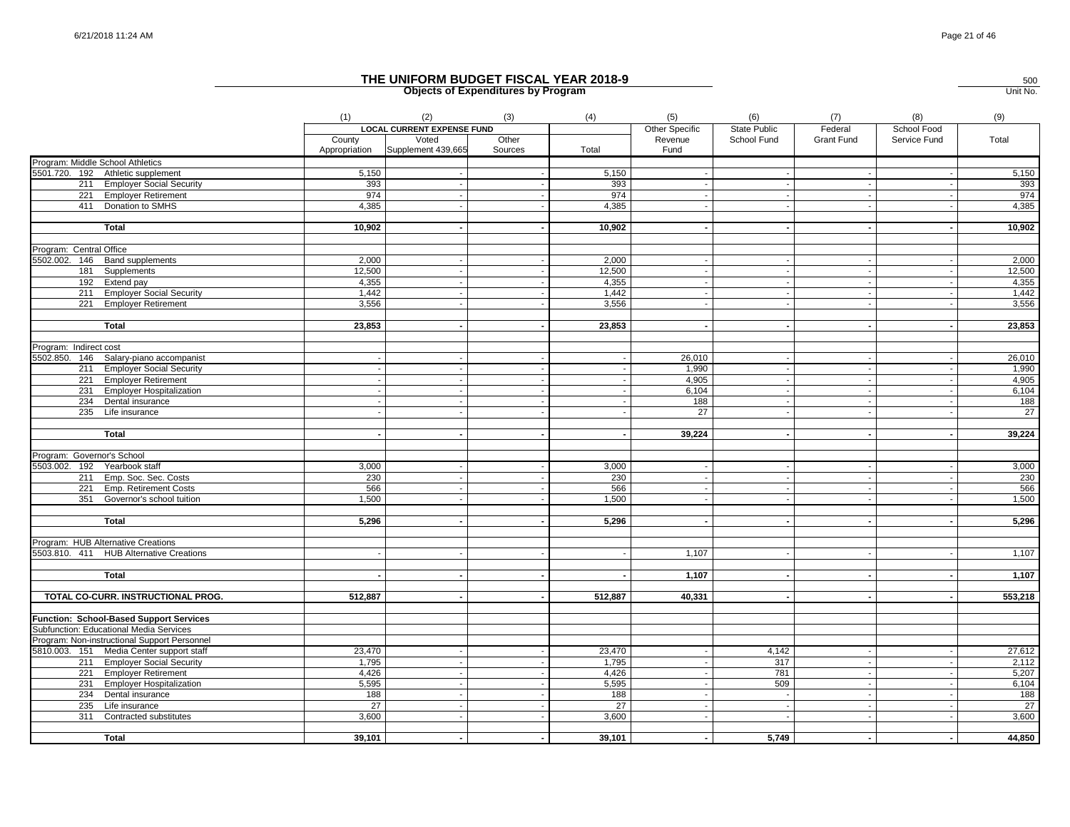# THE UNIFORM BUDGET FISCAL YEAR 2018-9

## Objects of Expenditures by Program

500
Unit No.

| | (1) | (2) | (3) | (4) | (5) | (6) | (7) | (8) | (9) |
|---|---|---|---|---|---|---|---|---|---|
| | LOCAL CURRENT EXPENSE FUND | | | | Other Specific | State Public | Federal | School Food | |
| | County Appropriation | Voted Supplement 439,665 | Other Sources | Total | Revenue Fund | School Fund | Grant Fund | Service Fund | Total |
| Program: Middle School Athletics | | | | | | | | | |
| 5501.720. 192 Athletic supplement | 5,150 | - | - | 5,150 | - | - | - | - | 5,150 |
| 211 Employer Social Security | 393 | - | - | 393 | - | - | - | - | 393 |
| 221 Employer Retirement | 974 | - | - | 974 | - | - | - | - | 974 |
| 411 Donation to SMHS | 4,385 | - | - | 4,385 | - | - | - | - | 4,385 |
| **Total** | **10,902** | **-** | **-** | **10,902** | **-** | **-** | **-** | **-** | **10,902** |
| Program: Central Office | | | | | | | | | |
| 5502.002. 146 Band supplements | 2,000 | - | - | 2,000 | - | - | - | - | 2,000 |
| 181 Supplements | 12,500 | - | - | 12,500 | - | - | - | - | 12,500 |
| 192 Extend pay | 4,355 | - | - | 4,355 | - | - | - | - | 4,355 |
| 211 Employer Social Security | 1,442 | - | - | 1,442 | - | - | - | - | 1,442 |
| 221 Employer Retirement | 3,556 | - | - | 3,556 | - | - | - | - | 3,556 |
| **Total** | **23,853** | **-** | **-** | **23,853** | **-** | **-** | **-** | **-** | **23,853** |
| Program: Indirect cost | | | | | | | | | |
| 5502.850. 146 Salary-piano accompanist | - | - | - | - | 26,010 | - | - | - | 26,010 |
| 211 Employer Social Security | - | - | - | - | 1,990 | - | - | - | 1,990 |
| 221 Employer Retirement | - | - | - | - | 4,905 | - | - | - | 4,905 |
| 231 Employer Hospitalization | - | - | - | - | 6,104 | - | - | - | 6,104 |
| 234 Dental insurance | - | - | - | - | 188 | - | - | - | 188 |
| 235 Life insurance | - | - | - | - | 27 | - | - | - | 27 |
| **Total** | **-** | **-** | **-** | **-** | **39,224** | **-** | **-** | **-** | **39,224** |
| Program: Governor's School | | | | | | | | | |
| 5503.002. 192 Yearbook staff | 3,000 | - | - | 3,000 | - | - | - | - | 3,000 |
| 211 Emp. Soc. Sec. Costs | 230 | - | - | 230 | - | - | - | - | 230 |
| 221 Emp. Retirement Costs | 566 | - | - | 566 | - | - | - | - | 566 |
| 351 Governor's school tuition | 1,500 | - | - | 1,500 | - | - | - | - | 1,500 |
| **Total** | **5,296** | **-** | **-** | **5,296** | **-** | **-** | **-** | **-** | **5,296** |
| Program: HUB Alternative Creations | | | | | | | | | |
| 5503.810. 411 HUB Alternative Creations | - | - | - | - | 1,107 | - | - | - | 1,107 |
| **Total** | **-** | **-** | **-** | **-** | **1,107** | **-** | **-** | **-** | **1,107** |
| **TOTAL CO-CURR. INSTRUCTIONAL PROG.** | **512,887** | **-** | **-** | **512,887** | **40,331** | **-** | **-** | **-** | **553,218** |
| **Function: School-Based Support Services** | | | | | | | | | |
| Subfunction: Educational Media Services | | | | | | | | | |
| Program: Non-instructional Support Personnel | | | | | | | | | |
| 5810.003. 151 Media Center support staff | 23,470 | - | - | 23,470 | - | 4,142 | - | - | 27,612 |
| 211 Employer Social Security | 1,795 | - | - | 1,795 | - | 317 | - | - | 2,112 |
| 221 Employer Retirement | 4,426 | - | - | 4,426 | - | 781 | - | - | 5,207 |
| 231 Employer Hospitalization | 5,595 | - | - | 5,595 | - | 509 | - | - | 6,104 |
| 234 Dental insurance | 188 | - | - | 188 | - | - | - | - | 188 |
| 235 Life insurance | 27 | - | - | 27 | - | - | - | - | 27 |
| 311 Contracted substitutes | 3,600 | - | - | 3,600 | - | - | - | - | 3,600 |
| **Total** | **39,101** | **-** | **-** | **39,101** | **-** | **5,749** | **-** | **-** | **44,850** |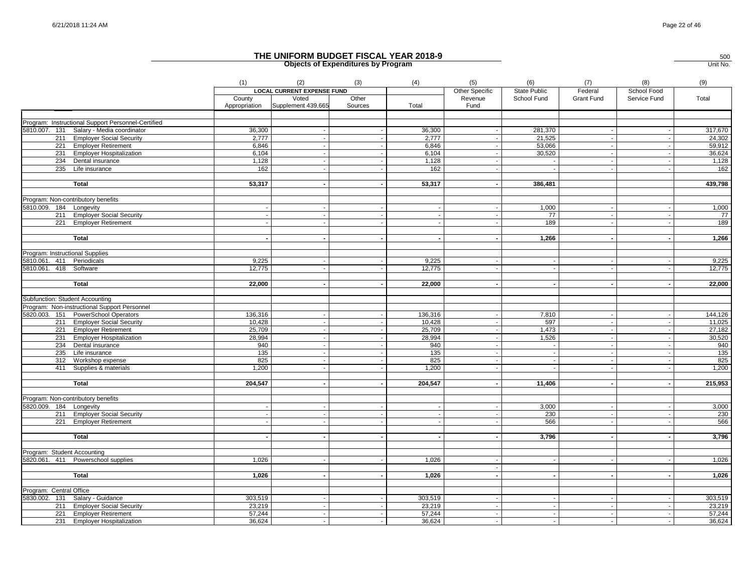# THE UNIFORM BUDGET FISCAL YEAR 2018-9

## Objects of Expenditures by Program

500
Unit No.

| | (1) | (2) | (3) | (4) | (5) | (6) | (7) | (8) | (9) |
|---|---|---|---|---|---|---|---|---|---|
| | LOCAL CURRENT EXPENSE FUND | | | | Other Specific Revenue Fund | State Public School Fund | Federal Grant Fund | School Food Service Fund | Total |
| | County Appropriation | Voted Supplement 439,665 | Other Sources | Total | | | | | |
| Program: Instructional Support Personnel-Certified | | | | | | | | | |
| 5810.007. 131 Salary - Media coordinator | 36,300 | - | - | 36,300 | - | 281,370 | - | - | 317,670 |
| 211 Employer Social Security | 2,777 | - | - | 2,777 | - | 21,525 | - | - | 24,302 |
| 221 Employer Retirement | 6,846 | - | - | 6,846 | - | 53,066 | - | - | 59,912 |
| 231 Employer Hospitalization | 6,104 | - | - | 6,104 | - | 30,520 | - | - | 36,624 |
| 234 Dental insurance | 1,128 | - | - | 1,128 | - | - | - | - | 1,128 |
| 235 Life insurance | 162 | - | - | 162 | - | - | - | - | 162 |
| **Total** | **53,317** | **-** | **-** | **53,317** | **-** | **386,481** | | | **439,798** |
| Program: Non-contributory benefits | | | | | | | | | |
| 5810.009. 184 Longevity | - | - | - | - | - | 1,000 | - | - | 1,000 |
| 211 Employer Social Security | - | - | - | - | - | 77 | - | - | 77 |
| 221 Employer Retirement | - | - | - | - | - | 189 | - | - | 189 |
| **Total** | **-** | **-** | **-** | **-** | **-** | **1,266** | **-** | **-** | **1,266** |
| Program: Instructional Supplies | | | | | | | | | |
| 5810.061. 411 Periodicals | 9,225 | - | - | 9,225 | - | - | - | - | 9,225 |
| 5810.061. 418 Software | 12,775 | - | - | 12,775 | - | - | - | - | 12,775 |
| **Total** | **22,000** | **-** | **-** | **22,000** | **-** | **-** | **-** | **-** | **22,000** |
| Subfunction: Student Accounting | | | | | | | | | |
| Program: Non-instructional Support Personnel | | | | | | | | | |
| 5820.003. 151 PowerSchool Operators | 136,316 | - | - | 136,316 | - | 7,810 | - | - | 144,126 |
| 211 Employer Social Security | 10,428 | - | - | 10,428 | - | 597 | - | - | 11,025 |
| 221 Employer Retirement | 25,709 | - | - | 25,709 | - | 1,473 | - | - | 27,182 |
| 231 Employer Hospitalization | 28,994 | - | - | 28,994 | - | 1,526 | - | - | 30,520 |
| 234 Dental insurance | 940 | - | - | 940 | - | - | - | - | 940 |
| 235 Life insurance | 135 | - | - | 135 | - | - | - | - | 135 |
| 312 Workshop expense | 825 | - | - | 825 | - | - | - | - | 825 |
| 411 Supplies & materials | 1,200 | - | - | 1,200 | - | - | - | - | 1,200 |
| **Total** | **204,547** | **-** | **-** | **204,547** | **-** | **11,406** | **-** | **-** | **215,953** |
| Program: Non-contributory benefits | | | | | | | | | |
| 5820.009. 184 Longevity | - | - | - | - | - | 3,000 | - | - | 3,000 |
| 211 Employer Social Security | - | - | - | - | - | 230 | - | - | 230 |
| 221 Employer Retirement | - | - | - | - | - | 566 | - | - | 566 |
| **Total** | **-** | **-** | **-** | **-** | **-** | **3,796** | **-** | **-** | **3,796** |
| Program: Student Accounting | | | | | | | | | |
| 5820.061. 411 Powerschool supplies | 1,026 | - | - | 1,026 | - | - | - | - | 1,026 |
| | | | | | - | | | | |
| **Total** | **1,026** | **-** | **-** | **1,026** | **-** | **-** | **-** | **-** | **1,026** |
| Program: Central Office | | | | | | | | | |
| 5830.002. 131 Salary - Guidance | 303,519 | - | - | 303,519 | - | - | - | - | 303,519 |
| 211 Employer Social Security | 23,219 | - | - | 23,219 | - | - | - | - | 23,219 |
| 221 Employer Retirement | 57,244 | - | - | 57,244 | - | - | - | - | 57,244 |
| 231 Employer Hospitalization | 36,624 | - | - | 36,624 | - | - | - | - | 36,624 |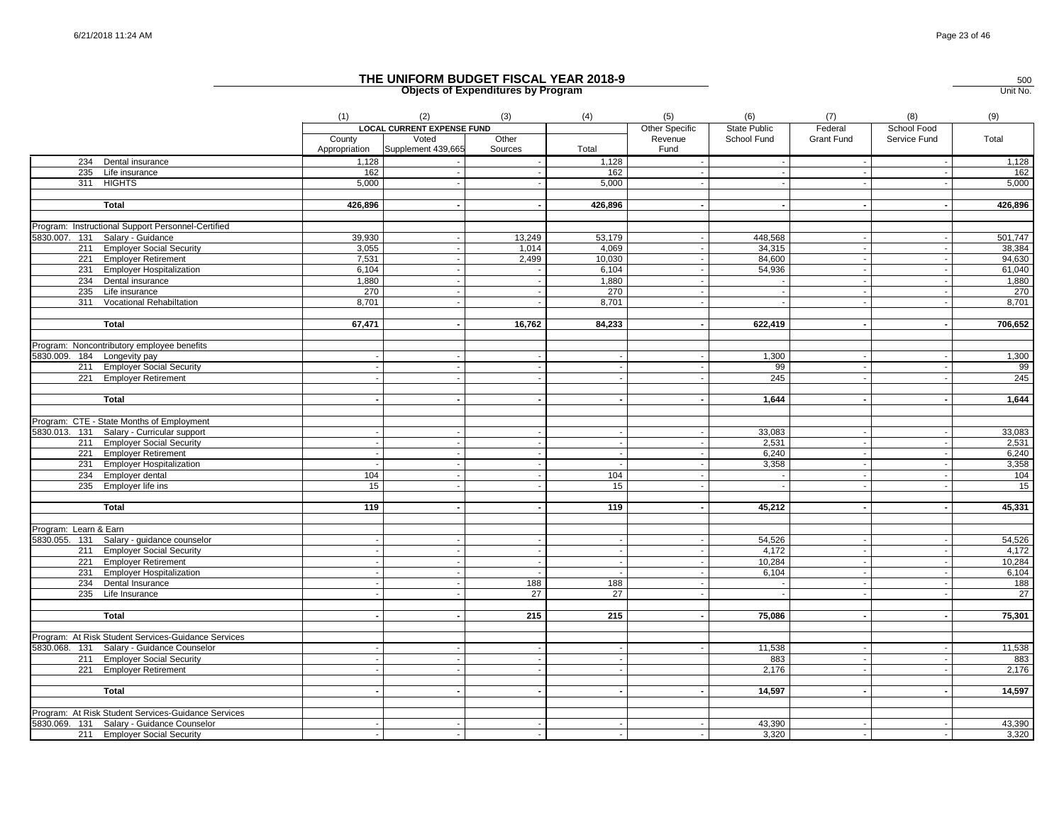# THE UNIFORM BUDGET FISCAL YEAR 2018-9

## Objects of Expenditures by Program

500
Unit No.

| | (1) | (2) | (3) | (4) | (5) | (6) | (7) | (8) | (9) |
|---|---|---|---|---|---|---|---|---|---|
| | LOCAL CURRENT EXPENSE FUND | | | | Other Specific Revenue Fund | State Public School Fund | Federal Grant Fund | School Food Service Fund | Total |
| | County Appropriation | Voted Supplement 439,665 | Other Sources | Total | | | | | |
| 234 Dental insurance | 1,128 | - | - | 1,128 | - | - | - | - | 1,128 |
| 235 Life insurance | 162 | - | - | 162 | - | - | - | - | 162 |
| 311 HIGHTS | 5,000 | - | - | 5,000 | - | - | - | - | 5,000 |
| **Total** | **426,896** | **-** | **-** | **426,896** | **-** | **-** | **-** | **-** | **426,896** |
| Program: Instructional Support Personnel-Certified | | | | | | | | | |
| 5830.007. 131 Salary - Guidance | 39,930 | - | 13,249 | 53,179 | - | 448,568 | - | - | 501,747 |
| 211 Employer Social Security | 3,055 | - | 1,014 | 4,069 | - | 34,315 | - | - | 38,384 |
| 221 Employer Retirement | 7,531 | - | 2,499 | 10,030 | - | 84,600 | - | - | 94,630 |
| 231 Employer Hospitalization | 6,104 | - | - | 6,104 | - | 54,936 | - | - | 61,040 |
| 234 Dental insurance | 1,880 | - | - | 1,880 | - | - | - | - | 1,880 |
| 235 Life insurance | 270 | - | - | 270 | - | - | - | - | 270 |
| 311 Vocational Rehabiltation | 8,701 | - | - | 8,701 | - | - | - | - | 8,701 |
| **Total** | **67,471** | **-** | **16,762** | **84,233** | **-** | **622,419** | **-** | **-** | **706,652** |
| Program: Noncontributory employee benefits | | | | | | | | | |
| 5830.009. 184 Longevity pay | - | - | - | - | - | 1,300 | - | - | 1,300 |
| 211 Employer Social Security | - | - | - | - | - | 99 | - | - | 99 |
| 221 Employer Retirement | - | - | - | - | - | 245 | - | - | 245 |
| **Total** | **-** | **-** | **-** | **-** | **-** | **1,644** | **-** | **-** | **1,644** |
| Program: CTE - State Months of Employment | | | | | | | | | |
| 5830.013. 131 Salary - Curricular support | - | - | - | - | - | 33,083 | - | - | 33,083 |
| 211 Employer Social Security | - | - | - | - | - | 2,531 | - | - | 2,531 |
| 221 Employer Retirement | - | - | - | - | - | 6,240 | - | - | 6,240 |
| 231 Employer Hospitalization | - | - | - | - | - | 3,358 | - | - | 3,358 |
| 234 Employer dental | 104 | - | - | 104 | - | - | - | - | 104 |
| 235 Employer life ins | 15 | - | - | 15 | - | - | - | - | 15 |
| **Total** | **119** | **-** | **-** | **119** | **-** | **45,212** | **-** | **-** | **45,331** |
| Program: Learn & Earn | | | | | | | | | |
| 5830.055. 131 Salary - guidance counselor | - | - | - | - | - | 54,526 | - | - | 54,526 |
| 211 Employer Social Security | - | - | - | - | - | 4,172 | - | - | 4,172 |
| 221 Employer Retirement | - | - | - | - | - | 10,284 | - | - | 10,284 |
| 231 Employer Hospitalization | - | - | - | - | - | 6,104 | - | - | 6,104 |
| 234 Dental Insurance | - | - | 188 | 188 | - | - | - | - | 188 |
| 235 Life Insurance | - | - | 27 | 27 | - | - | - | - | 27 |
| **Total** | **-** | **-** | **215** | **215** | **-** | **75,086** | **-** | **-** | **75,301** |
| Program: At Risk Student Services-Guidance Services | | | | | | | | | |
| 5830.068. 131 Salary - Guidance Counselor | - | - | - | - | - | 11,538 | - | - | 11,538 |
| 211 Employer Social Security | - | - | - | - | | 883 | - | - | 883 |
| 221 Employer Retirement | - | - | - | - | | 2,176 | - | - | 2,176 |
| **Total** | **-** | **-** | **-** | **-** | **-** | **14,597** | **-** | **-** | **14,597** |
| Program: At Risk Student Services-Guidance Services | | | | | | | | | |
| 5830.069. 131 Salary - Guidance Counselor | - | - | - | - | - | 43,390 | - | - | 43,390 |
| 211 Employer Social Security | - | - | - | - | - | 3,320 | - | - | 3,320 |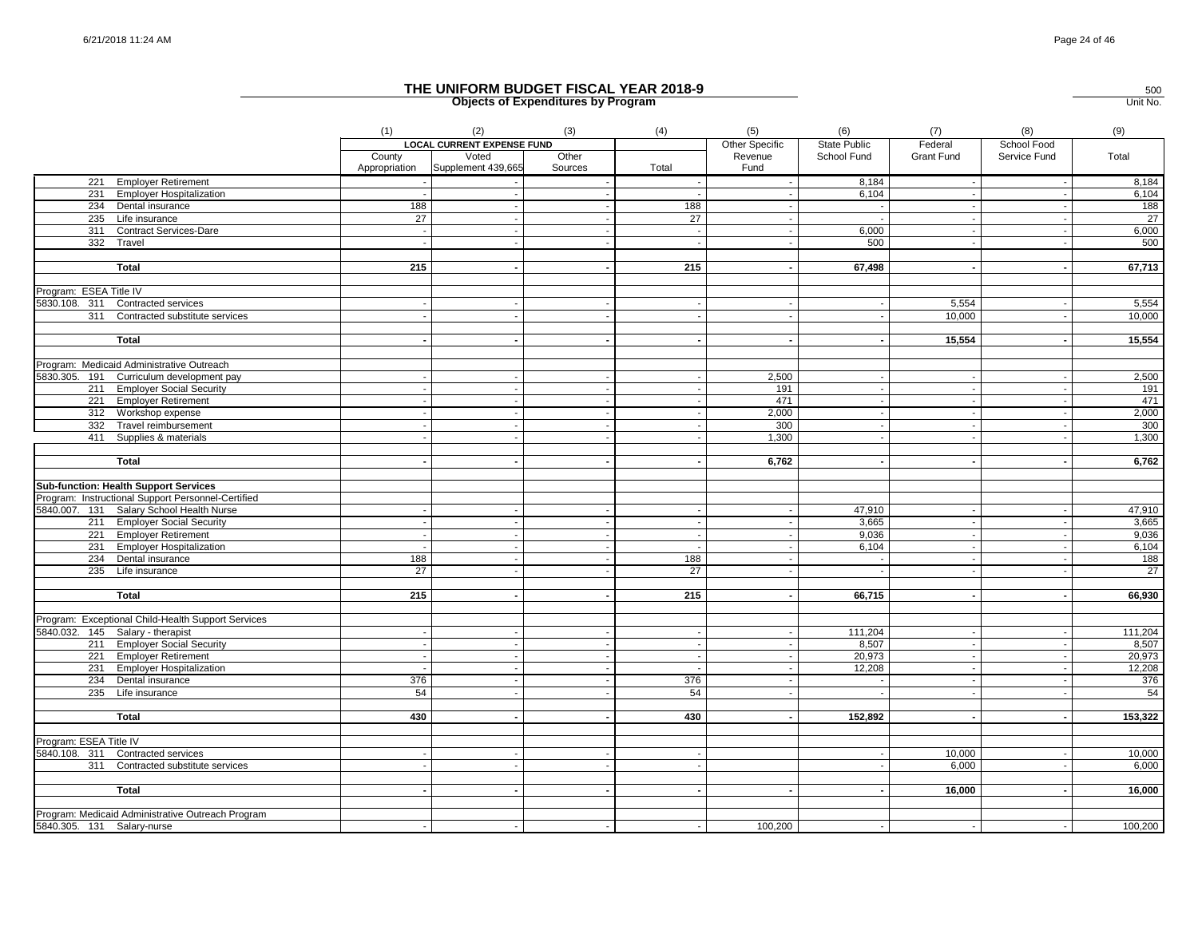# THE UNIFORM BUDGET FISCAL YEAR 2018-9

## Objects of Expenditures by Program

500
Unit No.

| | (1) | (2) | (3) | (4) | (5) | (6) | (7) | (8) | (9) |
|---|---|---|---|---|---|---|---|---|---|
| | LOCAL CURRENT EXPENSE FUND | | | | Other Specific Revenue Fund | State Public School Fund | Federal Grant Fund | School Food Service Fund | Total |
| | County Appropriation | Voted Supplement 439,665 | Other Sources | Total | | | | | |
| 221 Employer Retirement | - | - | - | - | - | 8,184 | - | - | 8,184 |
| 231 Employer Hospitalization | - | - | - | - | - | 6,104 | - | - | 6,104 |
| 234 Dental insurance | 188 | - | - | 188 | - | - | - | - | 188 |
| 235 Life insurance | 27 | - | - | 27 | - | - | - | - | 27 |
| 311 Contract Services-Dare | - | - | - | - | - | 6,000 | - | - | 6,000 |
| 332 Travel | - | - | - | - | - | 500 | - | - | 500 |
| **Total** | 215 | - | - | 215 | - | 67,498 | - | - | 67,713 |
| Program: ESEA Title IV | | | | | | | | | |
| 5830.108. 311 Contracted services | - | - | - | - | - | - | 5,554 | - | 5,554 |
| 311 Contracted substitute services | - | - | - | - | - | - | 10,000 | - | 10,000 |
| **Total** | - | - | - | - | - | - | 15,554 | - | 15,554 |
| Program: Medicaid Administrative Outreach | | | | | | | | | |
| 5830.305. 191 Curriculum development pay | - | - | - | - | 2,500 | - | - | - | 2,500 |
| 211 Employer Social Security | - | - | - | - | 191 | - | - | - | 191 |
| 221 Employer Retirement | - | - | - | - | 471 | - | - | - | 471 |
| 312 Workshop expense | - | - | - | - | 2,000 | - | - | - | 2,000 |
| 332 Travel reimbursement | - | - | - | - | 300 | - | - | - | 300 |
| 411 Supplies & materials | - | - | - | - | 1,300 | - | - | - | 1,300 |
| **Total** | - | - | - | - | 6,762 | - | - | - | 6,762 |
| **Sub-function: Health Support Services** | | | | | | | | | |
| Program: Instructional Support Personnel-Certified | | | | | | | | | |
| 5840.007. 131 Salary School Health Nurse | - | - | - | - | - | 47,910 | - | - | 47,910 |
| 211 Employer Social Security | - | - | - | - | - | 3,665 | - | - | 3,665 |
| 221 Employer Retirement | - | - | - | - | - | 9,036 | - | - | 9,036 |
| 231 Employer Hospitalization | - | - | - | - | - | 6,104 | - | - | 6,104 |
| 234 Dental insurance | 188 | - | - | 188 | - | - | - | - | 188 |
| 235 Life insurance | 27 | - | - | 27 | - | - | - | - | 27 |
| **Total** | 215 | - | - | 215 | - | 66,715 | - | - | 66,930 |
| Program: Exceptional Child-Health Support Services | | | | | | | | | |
| 5840.032. 145 Salary - therapist | - | - | - | - | - | 111,204 | - | - | 111,204 |
| 211 Employer Social Security | - | - | - | - | - | 8,507 | - | - | 8,507 |
| 221 Employer Retirement | - | - | - | - | - | 20,973 | - | - | 20,973 |
| 231 Employer Hospitalization | - | - | - | - | - | 12,208 | - | - | 12,208 |
| 234 Dental insurance | 376 | - | - | 376 | - | - | - | - | 376 |
| 235 Life insurance | 54 | - | - | 54 | - | - | - | - | 54 |
| **Total** | 430 | - | - | 430 | - | 152,892 | - | - | 153,322 |
| Program: ESEA Title IV | | | | | | | | | |
| 5840.108. 311 Contracted services | - | - | - | - | | - | 10,000 | - | 10,000 |
| 311 Contracted substitute services | - | - | - | - | | - | 6,000 | - | 6,000 |
| **Total** | - | - | - | - | - | - | 16,000 | - | 16,000 |
| Program: Medicaid Administrative Outreach Program | | | | | | | | | |
| 5840.305. 131 Salary-nurse | - | - | - | - | 100,200 | - | - | - | 100,200 |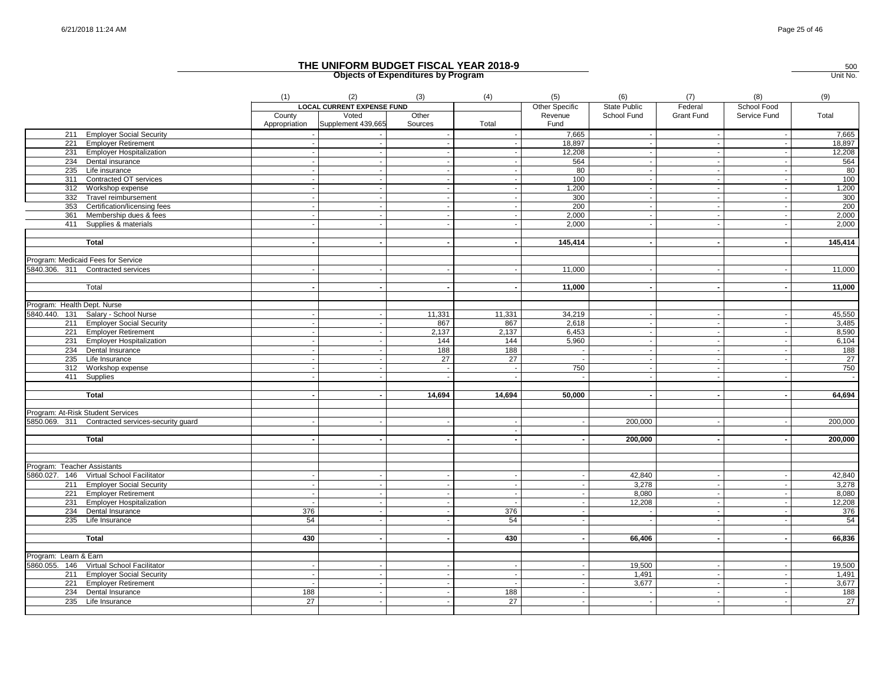# THE UNIFORM BUDGET FISCAL YEAR 2018-9

## Objects of Expenditures by Program

500
Unit No.

| | (1) | (2) | (3) | (4) | (5) | (6) | (7) | (8) | (9) |
|---|---|---|---|---|---|---|---|---|---|
| | LOCAL CURRENT EXPENSE FUND | | | | Other Specific Revenue Fund | State Public School Fund | Federal Grant Fund | School Food Service Fund | Total |
| | County Appropriation | Voted Supplement 439,665 | Other Sources | Total | | | | | |
| 211 Employer Social Security | - | - | - | - | 7,665 | - | - | - | 7,665 |
| 221 Employer Retirement | - | - | - | - | 18,897 | - | - | - | 18,897 |
| 231 Employer Hospitalization | - | - | - | - | 12,208 | - | - | - | 12,208 |
| 234 Dental insurance | - | - | - | - | 564 | - | - | - | 564 |
| 235 Life insurance | - | - | - | - | 80 | - | - | - | 80 |
| 311 Contracted OT services | - | - | - | - | 100 | - | - | - | 100 |
| 312 Workshop expense | - | - | - | - | 1,200 | - | - | - | 1,200 |
| 332 Travel reimbursement | - | - | - | - | 300 | - | - | - | 300 |
| 353 Certification/licensing fees | - | - | - | - | 200 | - | - | - | 200 |
| 361 Membership dues & fees | - | - | - | - | 2,000 | - | - | - | 2,000 |
| 411 Supplies & materials | - | - | - | - | 2,000 | - | - | - | 2,000 |
| **Total** | **-** | **-** | **-** | **-** | **145,414** | **-** | **-** | **-** | **145,414** |
| Program: Medicaid Fees for Service | | | | | | | | | |
| 5840.306. 311 Contracted services | - | - | - | - | 11,000 | - | - | - | 11,000 |
| Total | **-** | **-** | **-** | **-** | **11,000** | **-** | **-** | **-** | **11,000** |
| Program: Health Dept. Nurse | | | | | | | | | |
| 5840.440. 131 Salary - School Nurse | - | - | 11,331 | 11,331 | 34,219 | - | - | - | 45,550 |
| 211 Employer Social Security | - | - | 867 | 867 | 2,618 | - | - | - | 3,485 |
| 221 Employer Retirement | - | - | 2,137 | 2,137 | 6,453 | - | - | - | 8,590 |
| 231 Employer Hospitalization | - | - | 144 | 144 | 5,960 | - | - | - | 6,104 |
| 234 Dental Insurance | - | - | 188 | 188 | - | - | - | - | 188 |
| 235 Life Insurance | - | - | 27 | 27 | - | - | - | - | 27 |
| 312 Workshop expense | - | - | - | - | 750 | - | - | | 750 |
| 411 Supplies | - | - | - | - | - | - | - | - | - |
| **Total** | **-** | **-** | **14,694** | **14,694** | **50,000** | **-** | **-** | **-** | **64,694** |
| Program: At-Risk Student Services | | | | | | | | | |
| 5850.069. 311 Contracted services-security guard | - | - | - | - | - | 200,000 | - | - | 200,000 |
| **Total** | **-** | **-** | **-** | **-** | **-** | **200,000** | **-** | **-** | **200,000** |
| Program: Teacher Assistants | | | | | | | | | |
| 5860.027. 146 Virtual School Facilitator | - | - | - | - | - | 42,840 | - | - | 42,840 |
| 211 Employer Social Security | - | - | - | - | - | 3,278 | - | - | 3,278 |
| 221 Employer Retirement | - | - | - | - | - | 8,080 | - | - | 8,080 |
| 231 Employer Hospitalization | - | - | - | - | - | 12,208 | - | - | 12,208 |
| 234 Dental Insurance | 376 | - | - | 376 | - | - | - | - | 376 |
| 235 Life Insurance | 54 | - | - | 54 | - | - | - | - | 54 |
| **Total** | **430** | **-** | **-** | **430** | **-** | **66,406** | **-** | **-** | **66,836** |
| Program: Learn & Earn | | | | | | | | | |
| 5860.055. 146 Virtual School Facilitator | - | - | - | - | - | 19,500 | - | - | 19,500 |
| 211 Employer Social Security | - | - | - | - | - | 1,491 | - | - | 1,491 |
| 221 Employer Retirement | - | - | - | - | - | 3,677 | - | - | 3,677 |
| 234 Dental Insurance | 188 | - | - | 188 | - | - | - | - | 188 |
| 235 Life Insurance | 27 | - | - | 27 | - | - | - | - | 27 |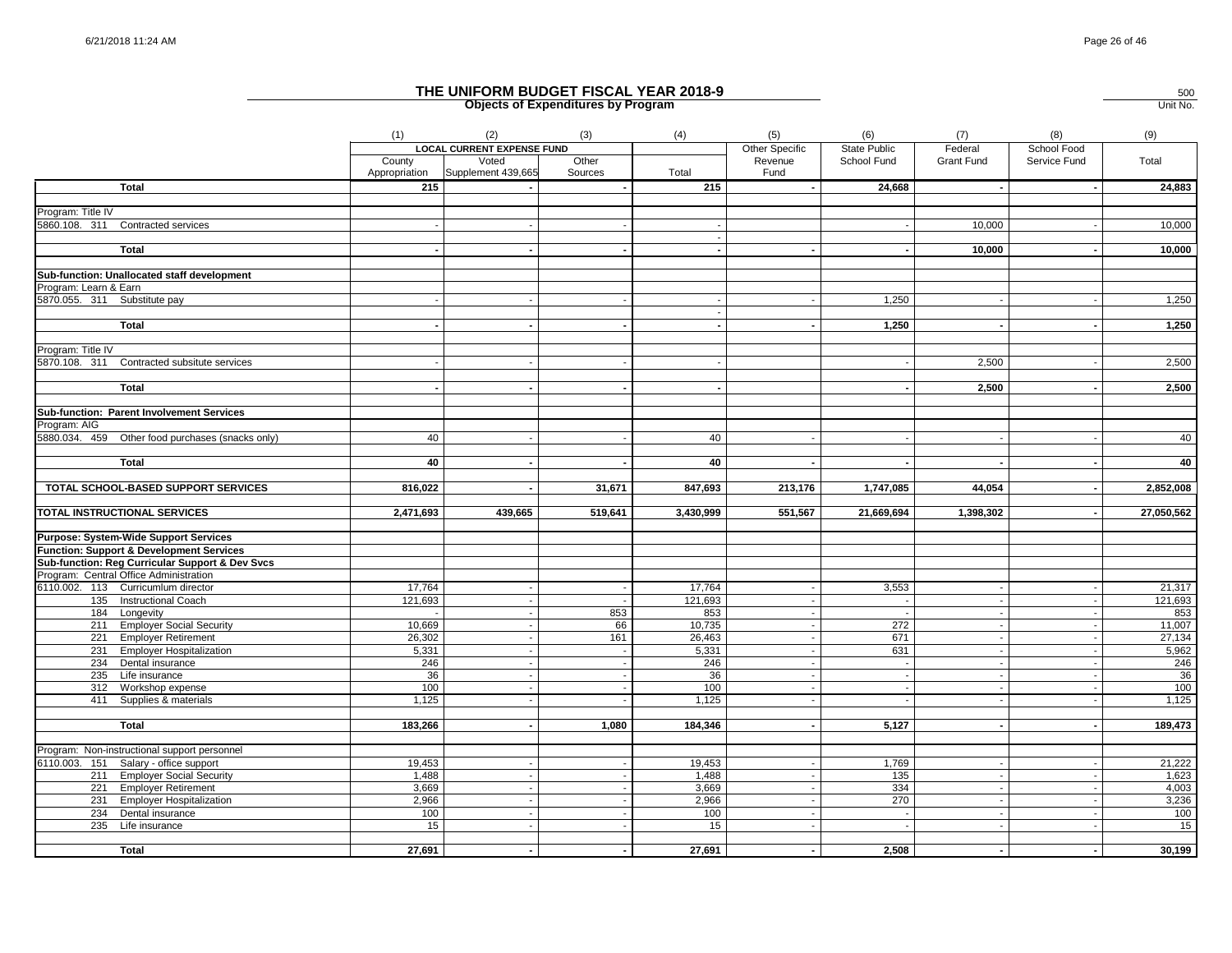# THE UNIFORM BUDGET FISCAL YEAR 2018-9

**Objects of Expenditures by Program**

500
Unit No.

| | (1) | (2) | (3) | (4) | (5) | (6) | (7) | (8) | (9) |
|---|---|---|---|---|---|---|---|---|---|
| | LOCAL CURRENT EXPENSE FUND | | | | Other Specific | State Public | Federal | School Food | |
| | County Appropriation | Voted Supplement 439,665 | Other Sources | Total | Revenue Fund | School Fund | Grant Fund | Service Fund | Total |
| **Total** | **215** | **-** | **-** | **215** | **-** | **24,668** | **-** | **-** | **24,883** |
| Program: Title IV | | | | | | | | | |
| 5860.108. 311 Contracted services | - | - | - | - | | - | 10,000 | - | 10,000 |
| **Total** | **-** | **-** | **-** | **-** | **-** | **-** | **10,000** | **-** | **10,000** |
| **Sub-function: Unallocated staff development** | | | | | | | | | |
| Program: Learn & Earn | | | | | | | | | |
| 5870.055. 311 Substitute pay | - | - | - | - | - | 1,250 | - | - | 1,250 |
| **Total** | **-** | **-** | **-** | **-** | **-** | **1,250** | **-** | **-** | **1,250** |
| Program: Title IV | | | | | | | | | |
| 5870.108. 311 Contracted subsitute services | - | - | - | - | | - | 2,500 | - | 2,500 |
| **Total** | **-** | **-** | **-** | **-** | | **-** | **2,500** | **-** | **2,500** |
| **Sub-function: Parent Involvement Services** | | | | | | | | | |
| Program: AIG | | | | | | | | | |
| 5880.034. 459 Other food purchases (snacks only) | 40 | - | - | 40 | - | - | - | - | 40 |
| **Total** | **40** | **-** | **-** | **40** | **-** | **-** | **-** | **-** | **40** |
| **TOTAL SCHOOL-BASED SUPPORT SERVICES** | **816,022** | **-** | **31,671** | **847,693** | **213,176** | **1,747,085** | **44,054** | **-** | **2,852,008** |
| **TOTAL INSTRUCTIONAL SERVICES** | **2,471,693** | **439,665** | **519,641** | **3,430,999** | **551,567** | **21,669,694** | **1,398,302** | **-** | **27,050,562** |
| **Purpose: System-Wide Support Services** | | | | | | | | | |
| **Function: Support & Development Services** | | | | | | | | | |
| **Sub-function: Reg Curricular Support & Dev Svcs** | | | | | | | | | |
| Program: Central Office Administration | | | | | | | | | |
| 6110.002. 113 Curricumlum director | 17,764 | - | - | 17,764 | - | 3,553 | - | - | 21,317 |
| 135 Instructional Coach | 121,693 | - | - | 121,693 | - | - | - | - | 121,693 |
| 184 Longevity | - | - | 853 | 853 | - | - | - | - | 853 |
| 211 Employer Social Security | 10,669 | - | 66 | 10,735 | - | 272 | - | - | 11,007 |
| 221 Employer Retirement | 26,302 | - | 161 | 26,463 | - | 671 | - | - | 27,134 |
| 231 Employer Hospitalization | 5,331 | - | - | 5,331 | - | 631 | - | - | 5,962 |
| 234 Dental insurance | 246 | - | - | 246 | - | - | - | - | 246 |
| 235 Life insurance | 36 | - | - | 36 | - | - | - | - | 36 |
| 312 Workshop expense | 100 | - | - | 100 | - | - | - | - | 100 |
| 411 Supplies & materials | 1,125 | - | - | 1,125 | - | - | - | - | 1,125 |
| **Total** | **183,266** | **-** | **1,080** | **184,346** | **-** | **5,127** | **-** | **-** | **189,473** |
| Program: Non-instructional support personnel | | | | | | | | | |
| 6110.003. 151 Salary - office support | 19,453 | - | - | 19,453 | - | 1,769 | - | - | 21,222 |
| 211 Employer Social Security | 1,488 | - | - | 1,488 | - | 135 | - | - | 1,623 |
| 221 Employer Retirement | 3,669 | - | - | 3,669 | - | 334 | - | - | 4,003 |
| 231 Employer Hospitalization | 2,966 | - | - | 2,966 | - | 270 | - | - | 3,236 |
| 234 Dental insurance | 100 | - | - | 100 | - | - | - | - | 100 |
| 235 Life insurance | 15 | - | - | 15 | - | - | - | - | 15 |
| **Total** | **27,691** | **-** | **-** | **27,691** | **-** | **2,508** | **-** | **-** | **30,199** |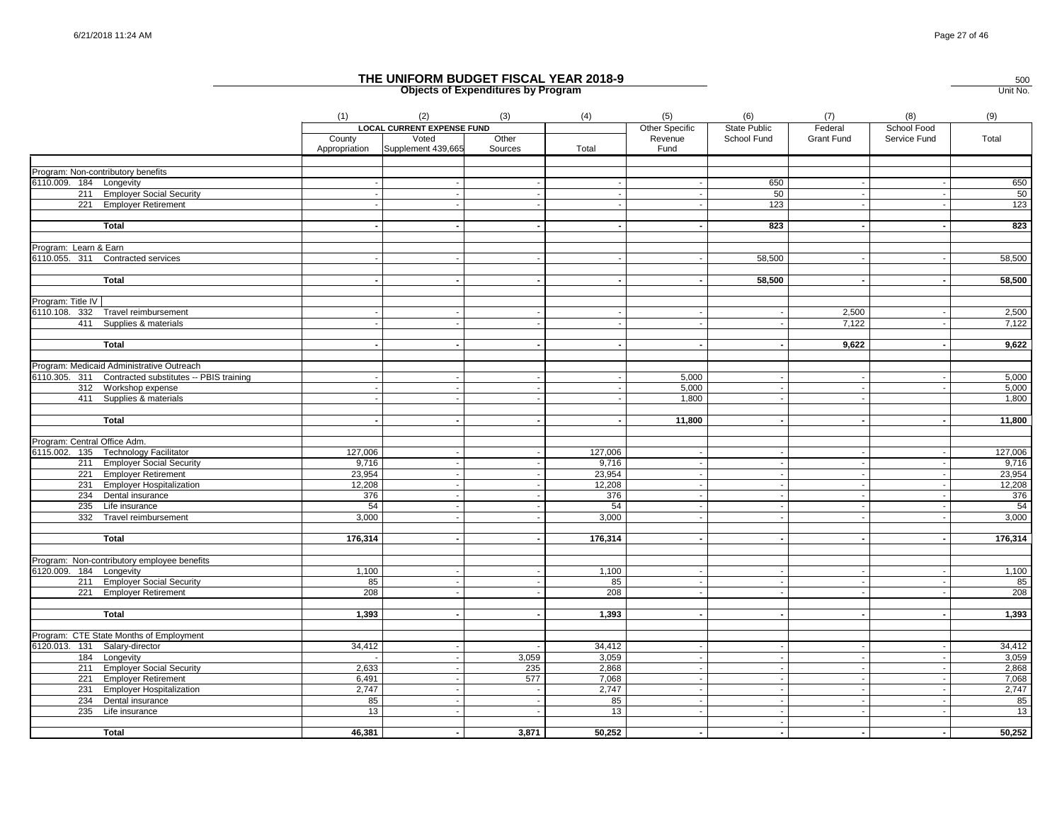# THE UNIFORM BUDGET FISCAL YEAR 2018-9

## Objects of Expenditures by Program

500
Unit No.

| | (1) | (2) | (3) | (4) | (5) | (6) | (7) | (8) | (9) |
|---|---|---|---|---|---|---|---|---|---|
| | LOCAL CURRENT EXPENSE FUND | | | | Other Specific | State Public | Federal | School Food | |
| | County Appropriation | Voted Supplement 439,665 | Other Sources | Total | Revenue Fund | School Fund | Grant Fund | Service Fund | Total |
| Program: Non-contributory benefits | | | | | | | | | |
| 6110.009. 184 Longevity | - | - | - | - | - | 650 | - | - | 650 |
| 211 Employer Social Security | - | - | - | - | - | 50 | - | - | 50 |
| 221 Employer Retirement | - | - | - | - | - | 123 | - | - | 123 |
| **Total** | **-** | **-** | **-** | **-** | **-** | **823** | **-** | **-** | **823** |
| Program: Learn & Earn | | | | | | | | | |
| 6110.055. 311 Contracted services | - | - | - | - | - | 58,500 | - | - | 58,500 |
| **Total** | **-** | **-** | **-** | **-** | **-** | **58,500** | **-** | **-** | **58,500** |
| Program: Title IV | | | | | | | | | |
| 6110.108. 332 Travel reimbursement | - | - | - | - | - | - | 2,500 | - | 2,500 |
| 411 Supplies & materials | - | - | - | - | - | - | 7,122 | - | 7,122 |
| **Total** | **-** | **-** | **-** | **-** | **-** | **-** | **9,622** | **-** | **9,622** |
| Program: Medicaid Administrative Outreach | | | | | | | | | |
| 6110.305. 311 Contracted substitutes -- PBIS training | - | - | - | - | 5,000 | - | - | - | 5,000 |
| 312 Workshop expense | - | - | - | - | 5,000 | - | - | - | 5,000 |
| 411 Supplies & materials | - | - | - | - | 1,800 | - | - | | 1,800 |
| **Total** | **-** | **-** | **-** | **-** | **11,800** | **-** | **-** | **-** | **11,800** |
| Program: Central Office Adm. | | | | | | | | | |
| 6115.002. 135 Technology Facilitator | 127,006 | - | - | 127,006 | - | - | - | - | 127,006 |
| 211 Employer Social Security | 9,716 | - | - | 9,716 | - | - | - | - | 9,716 |
| 221 Employer Retirement | 23,954 | - | - | 23,954 | - | - | - | - | 23,954 |
| 231 Employer Hospitalization | 12,208 | - | - | 12,208 | - | - | - | - | 12,208 |
| 234 Dental insurance | 376 | - | - | 376 | - | - | - | - | 376 |
| 235 Life insurance | 54 | - | - | 54 | - | - | - | - | 54 |
| 332 Travel reimbursement | 3,000 | - | - | 3,000 | - | - | - | - | 3,000 |
| **Total** | **176,314** | **-** | **-** | **176,314** | **-** | **-** | **-** | **-** | **176,314** |
| Program: Non-contributory employee benefits | | | | | | | | | |
| 6120.009. 184 Longevity | 1,100 | - | - | 1,100 | - | - | - | - | 1,100 |
| 211 Employer Social Security | 85 | - | - | 85 | - | - | - | - | 85 |
| 221 Employer Retirement | 208 | - | - | 208 | - | - | - | - | 208 |
| **Total** | **1,393** | **-** | **-** | **1,393** | **-** | **-** | **-** | **-** | **1,393** |
| Program: CTE State Months of Employment | | | | | | | | | |
| 6120.013. 131 Salary-director | 34,412 | - | - | 34,412 | - | - | - | - | 34,412 |
| 184 Longevity | - | - | 3,059 | 3,059 | - | - | - | - | 3,059 |
| 211 Employer Social Security | 2,633 | - | 235 | 2,868 | - | - | - | - | 2,868 |
| 221 Employer Retirement | 6,491 | - | 577 | 7,068 | - | - | - | - | 7,068 |
| 231 Employer Hospitalization | 2,747 | - | - | 2,747 | - | - | - | - | 2,747 |
| 234 Dental insurance | 85 | - | - | 85 | - | - | - | - | 85 |
| 235 Life insurance | 13 | - | - | 13 | - | - | - | - | 13 |
| **Total** | **46,381** | **-** | **3,871** | **50,252** | **-** | **-** | **-** | **-** | **50,252** |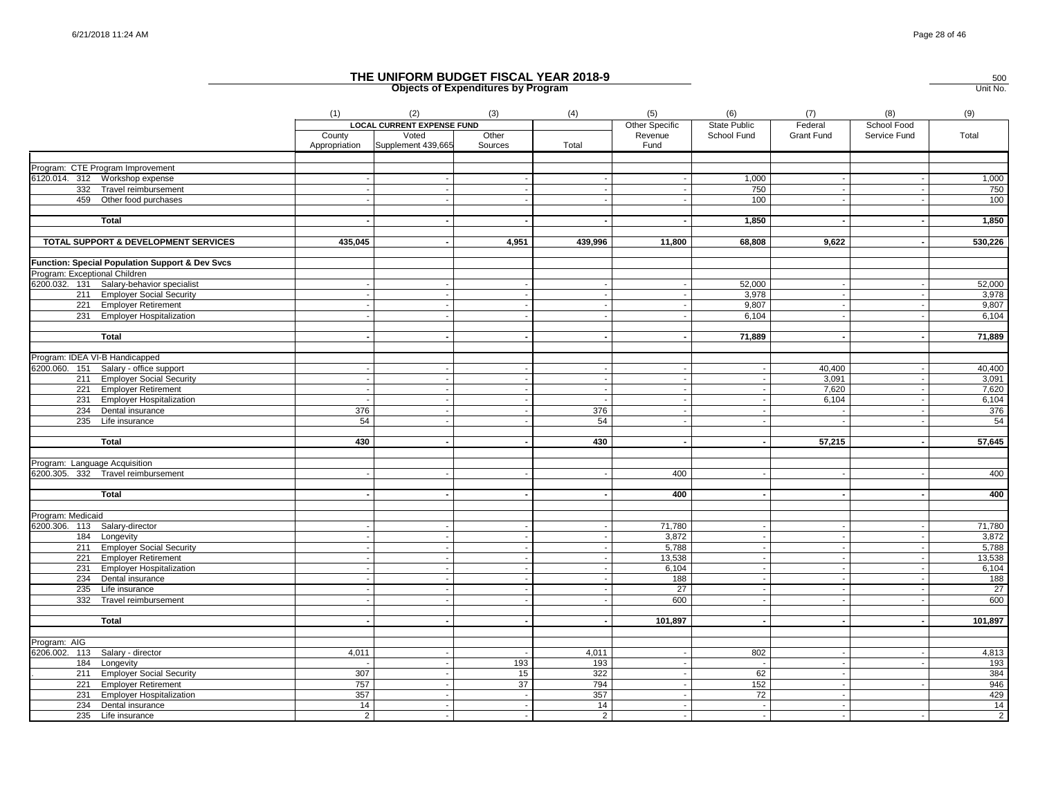# THE UNIFORM BUDGET FISCAL YEAR 2018-9

**Objects of Expenditures by Program**

500
Unit No.

| | (1) | (2) | (3) | (4) | (5) | (6) | (7) | (8) | (9) |
|---|---|---|---|---|---|---|---|---|---|
| | LOCAL CURRENT EXPENSE FUND | | | | Other Specific | State Public | Federal | School Food | |
| | County Appropriation | Voted Supplement 439,665 | Other Sources | Total | Revenue Fund | School Fund | Grant Fund | Service Fund | Total |
| Program: CTE Program Improvement | | | | | | | | | |
| 6120.014. 312 Workshop expense | - | - | - | - | - | 1,000 | - | - | 1,000 |
| 332 Travel reimbursement | - | - | - | - | - | 750 | - | - | 750 |
| 459 Other food purchases | - | - | - | - | - | 100 | - | - | 100 |
| **Total** | **-** | **-** | **-** | **-** | **-** | **1,850** | **-** | **-** | **1,850** |
| **TOTAL SUPPORT & DEVELOPMENT SERVICES** | **435,045** | **-** | **4,951** | **439,996** | **11,800** | **68,808** | **9,622** | **-** | **530,226** |
| **Function: Special Population Support & Dev Svcs** | | | | | | | | | |
| Program: Exceptional Children | | | | | | | | | |
| 6200.032. 131 Salary-behavior specialist | - | - | - | - | - | 52,000 | - | - | 52,000 |
| 211 Employer Social Security | - | - | - | - | - | 3,978 | - | - | 3,978 |
| 221 Employer Retirement | - | - | - | - | - | 9,807 | - | - | 9,807 |
| 231 Employer Hospitalization | - | - | - | - | - | 6,104 | - | - | 6,104 |
| **Total** | **-** | **-** | **-** | **-** | **-** | **71,889** | **-** | **-** | **71,889** |
| Program: IDEA VI-B Handicapped | | | | | | | | | |
| 6200.060. 151 Salary - office support | - | - | - | - | - | - | 40,400 | - | 40,400 |
| 211 Employer Social Security | - | - | - | - | - | - | 3,091 | - | 3,091 |
| 221 Employer Retirement | - | - | - | - | - | - | 7,620 | - | 7,620 |
| 231 Employer Hospitalization | - | - | - | - | - | - | 6,104 | - | 6,104 |
| 234 Dental insurance | 376 | - | - | 376 | - | - | - | - | 376 |
| 235 Life insurance | 54 | - | - | 54 | - | - | - | - | 54 |
| **Total** | **430** | **-** | **-** | **430** | **-** | **-** | **57,215** | **-** | **57,645** |
| Program: Language Acquisition | | | | | | | | | |
| 6200.305. 332 Travel reimbursement | - | - | - | - | 400 | - | - | - | 400 |
| **Total** | **-** | **-** | **-** | **-** | **400** | **-** | **-** | **-** | **400** |
| Program: Medicaid | | | | | | | | | |
| 6200.306. 113 Salary-director | - | - | - | - | 71,780 | - | - | - | 71,780 |
| 184 Longevity | - | - | - | - | 3,872 | - | - | - | 3,872 |
| 211 Employer Social Security | - | - | - | - | 5,788 | - | - | - | 5,788 |
| 221 Employer Retirement | - | - | - | - | 13,538 | - | - | - | 13,538 |
| 231 Employer Hospitalization | - | - | - | - | 6,104 | - | - | - | 6,104 |
| 234 Dental insurance | - | - | - | - | 188 | - | - | - | 188 |
| 235 Life insurance | - | - | - | - | 27 | - | - | - | 27 |
| 332 Travel reimbursement | - | - | - | - | 600 | - | - | - | 600 |
| **Total** | **-** | **-** | **-** | **-** | **101,897** | **-** | **-** | **-** | **101,897** |
| Program: AIG | | | | | | | | | |
| 6206.002. 113 Salary - director | 4,011 | - | - | 4,011 | - | 802 | - | - | 4,813 |
| 184 Longevity | - | - | 193 | 193 | - | - | - | - | 193 |
| 211 Employer Social Security | 307 | - | 15 | 322 | - | 62 | - | | 384 |
| 221 Employer Retirement | 757 | - | 37 | 794 | - | 152 | - | - | 946 |
| 231 Employer Hospitalization | 357 | - | - | 357 | - | 72 | - | | 429 |
| 234 Dental insurance | 14 | - | - | 14 | - | - | - | | 14 |
| 235 Life insurance | 2 | - | - | 2 | - | - | - | - | 2 |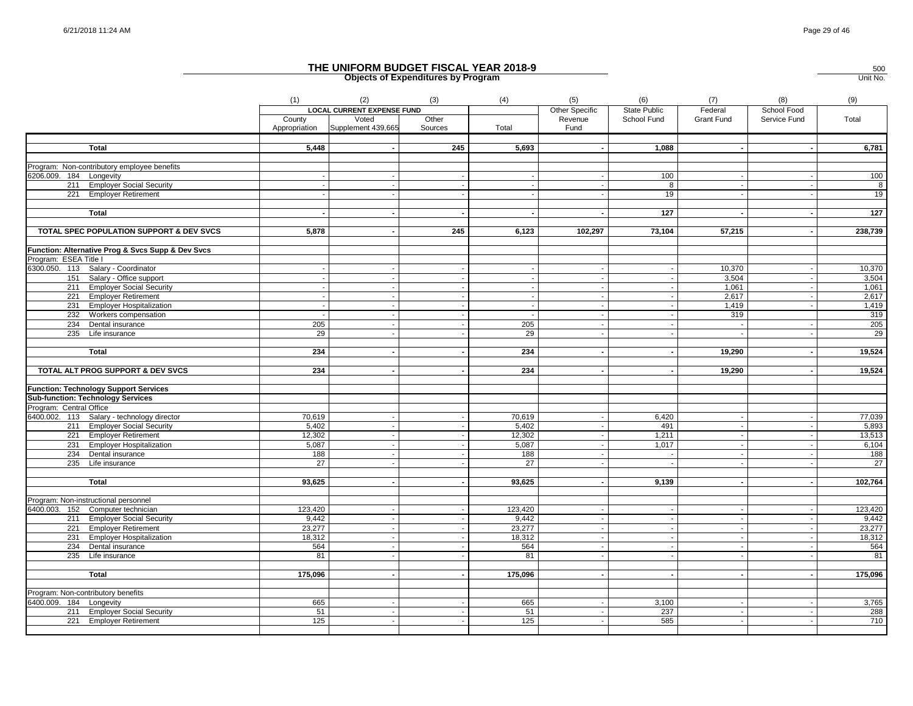# THE UNIFORM BUDGET FISCAL YEAR 2018-9

## Objects of Expenditures by Program

500
Unit No.

| | (1) | (2) | (3) | (4) | (5) | (6) | (7) | (8) | (9) |
|---|---|---|---|---|---|---|---|---|---|
| | LOCAL CURRENT EXPENSE FUND | | | | Other Specific | State Public | Federal | School Food | |
| | County Appropriation | Voted Supplement 439,665 | Other Sources | Total | Revenue Fund | School Fund | Grant Fund | Service Fund | Total |
| **Total** | **5,448** | **-** | **245** | **5,693** | **-** | **1,088** | **-** | **-** | **6,781** |
| Program: Non-contributory employee benefits | | | | | | | | | |
| 6206.009. 184 Longevity | - | - | - | - | - | 100 | - | - | 100 |
| 211 Employer Social Security | - | - | - | - | - | 8 | - | - | 8 |
| 221 Employer Retirement | - | - | - | - | - | 19 | - | - | 19 |
| **Total** | **-** | **-** | **-** | **-** | **-** | **127** | **-** | **-** | **127** |
| **TOTAL SPEC POPULATION SUPPORT & DEV SVCS** | **5,878** | **-** | **245** | **6,123** | **102,297** | **73,104** | **57,215** | **-** | **238,739** |
| **Function: Alternative Prog & Svcs Supp & Dev Svcs** | | | | | | | | | |
| Program: ESEA Title I | | | | | | | | | |
| 6300.050. 113 Salary - Coordinator | - | - | - | - | - | - | 10,370 | - | 10,370 |
| 151 Salary - Office support | - | - | - | - | - | - | 3,504 | - | 3,504 |
| 211 Employer Social Security | - | - | - | - | - | - | 1,061 | - | 1,061 |
| 221 Employer Retirement | - | - | - | - | - | - | 2,617 | - | 2,617 |
| 231 Employer Hospitalization | - | - | - | - | - | - | 1,419 | - | 1,419 |
| 232 Workers compensation | - | - | - | - | - | - | 319 | | 319 |
| 234 Dental insurance | 205 | - | - | 205 | - | - | - | - | 205 |
| 235 Life insurance | 29 | - | - | 29 | - | - | - | - | 29 |
| **Total** | **234** | **-** | **-** | **234** | **-** | **-** | **19,290** | **-** | **19,524** |
| **TOTAL ALT PROG SUPPORT & DEV SVCS** | **234** | **-** | **-** | **234** | **-** | **-** | **19,290** | **-** | **19,524** |
| **Function: Technology Support Services** | | | | | | | | | |
| **Sub-function: Technology Services** | | | | | | | | | |
| Program: Central Office | | | | | | | | | |
| 6400.002. 113 Salary - technology director | 70,619 | - | - | 70,619 | - | 6,420 | - | - | 77,039 |
| 211 Employer Social Security | 5,402 | - | - | 5,402 | - | 491 | - | - | 5,893 |
| 221 Employer Retirement | 12,302 | - | - | 12,302 | - | 1,211 | - | - | 13,513 |
| 231 Employer Hospitalization | 5,087 | - | - | 5,087 | - | 1,017 | - | - | 6,104 |
| 234 Dental insurance | 188 | - | - | 188 | - | - | - | - | 188 |
| 235 Life insurance | 27 | - | - | 27 | - | - | - | - | 27 |
| **Total** | **93,625** | **-** | **-** | **93,625** | **-** | **9,139** | **-** | **-** | **102,764** |
| Program: Non-instructional personnel | | | | | | | | | |
| 6400.003. 152 Computer technician | 123,420 | - | - | 123,420 | - | - | - | - | 123,420 |
| 211 Employer Social Security | 9,442 | - | - | 9,442 | - | - | - | - | 9,442 |
| 221 Employer Retirement | 23,277 | - | - | 23,277 | - | - | - | - | 23,277 |
| 231 Employer Hospitalization | 18,312 | - | - | 18,312 | - | - | - | - | 18,312 |
| 234 Dental insurance | 564 | - | - | 564 | - | - | - | - | 564 |
| 235 Life insurance | 81 | - | - | 81 | - | - | - | - | 81 |
| **Total** | **175,096** | **-** | **-** | **175,096** | **-** | **-** | **-** | **-** | **175,096** |
| Program: Non-contributory benefits | | | | | | | | | |
| 6400.009. 184 Longevity | 665 | - | - | 665 | - | 3,100 | - | - | 3,765 |
| 211 Employer Social Security | 51 | - | - | 51 | - | 237 | - | - | 288 |
| 221 Employer Retirement | 125 | - | - | 125 | - | 585 | - | - | 710 |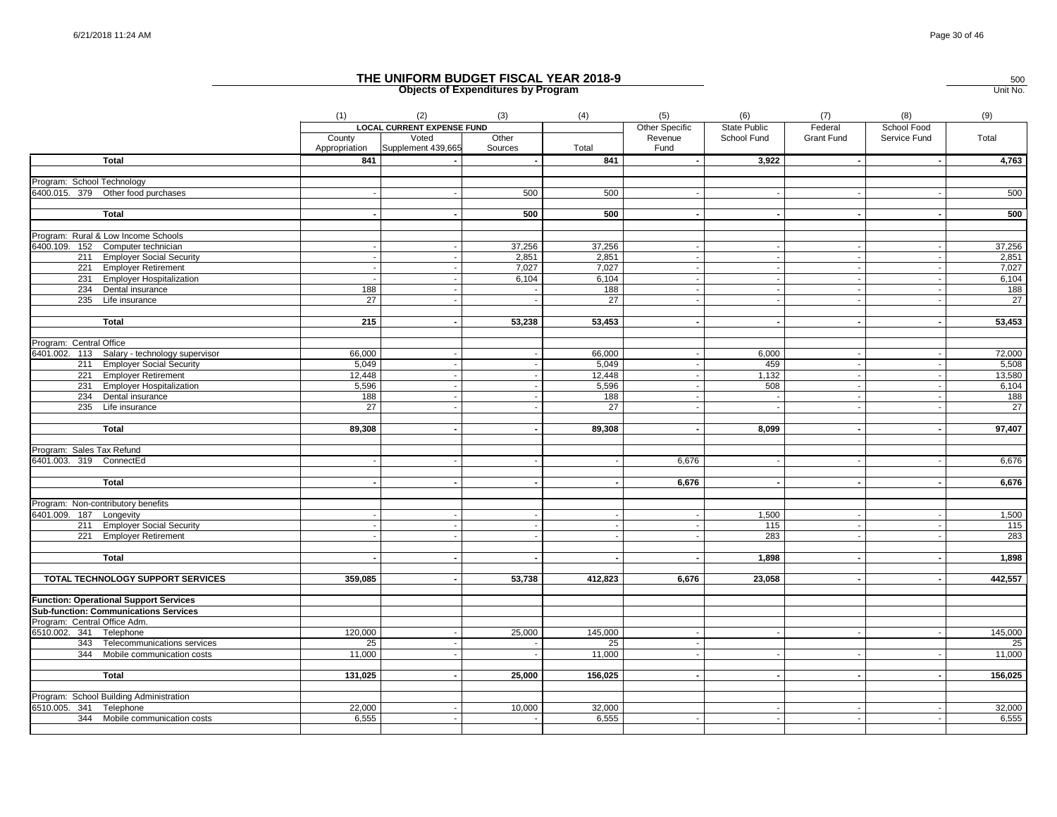# THE UNIFORM BUDGET FISCAL YEAR 2018-9

## Objects of Expenditures by Program

500
Unit No.

| | (1) | (2) | (3) | (4) | (5) | (6) | (7) | (8) | (9) |
|---|---|---|---|---|---|---|---|---|---|
| | LOCAL CURRENT EXPENSE FUND | | | | Other Specific | State Public | Federal | School Food | |
| | County Appropriation | Voted Supplement 439,665 | Other Sources | Total | Revenue Fund | School Fund | Grant Fund | Service Fund | Total |
| **Total** | **841** | **-** | **-** | **841** | **-** | **3,922** | **-** | **-** | **4,763** |
| Program: School Technology | | | | | | | | | |
| 6400.015. 379 Other food purchases | - | - | 500 | 500 | - | - | - | - | 500 |
| **Total** | **-** | **-** | **500** | **500** | **-** | **-** | **-** | **-** | **500** |
| Program: Rural & Low Income Schools | | | | | | | | | |
| 6400.109. 152 Computer technician | - | - | 37,256 | 37,256 | - | - | - | - | 37,256 |
| 211 Employer Social Security | - | - | 2,851 | 2,851 | - | - | - | - | 2,851 |
| 221 Employer Retirement | - | - | 7,027 | 7,027 | - | - | - | - | 7,027 |
| 231 Employer Hospitalization | - | - | 6,104 | 6,104 | - | - | - | - | 6,104 |
| 234 Dental insurance | 188 | - | - | 188 | - | - | - | - | 188 |
| 235 Life insurance | 27 | - | - | 27 | - | - | - | - | 27 |
| **Total** | **215** | **-** | **53,238** | **53,453** | **-** | **-** | **-** | **-** | **53,453** |
| Program: Central Office | | | | | | | | | |
| 6401.002. 113 Salary - technology supervisor | 66,000 | - | - | 66,000 | - | 6,000 | - | - | 72,000 |
| 211 Employer Social Security | 5,049 | - | - | 5,049 | - | 459 | - | - | 5,508 |
| 221 Employer Retirement | 12,448 | - | - | 12,448 | - | 1,132 | - | - | 13,580 |
| 231 Employer Hospitalization | 5,596 | - | - | 5,596 | - | 508 | - | - | 6,104 |
| 234 Dental insurance | 188 | - | - | 188 | - | - | - | - | 188 |
| 235 Life insurance | 27 | - | - | 27 | - | - | - | - | 27 |
| **Total** | **89,308** | **-** | **-** | **89,308** | **-** | **8,099** | **-** | **-** | **97,407** |
| Program: Sales Tax Refund | | | | | | | | | |
| 6401.003. 319 ConnectEd | - | - | - | - | 6,676 | - | - | - | 6,676 |
| **Total** | **-** | **-** | **-** | **-** | **6,676** | **-** | **-** | **-** | **6,676** |
| Program: Non-contributory benefits | | | | | | | | | |
| 6401.009. 187 Longevity | - | - | - | - | - | 1,500 | - | - | 1,500 |
| 211 Employer Social Security | - | - | - | - | - | 115 | - | - | 115 |
| 221 Employer Retirement | - | - | - | - | - | 283 | - | - | 283 |
| **Total** | **-** | **-** | **-** | **-** | **-** | **1,898** | **-** | **-** | **1,898** |
| **TOTAL TECHNOLOGY SUPPORT SERVICES** | **359,085** | **-** | **53,738** | **412,823** | **6,676** | **23,058** | **-** | **-** | **442,557** |
| **Function: Operational Support Services** | | | | | | | | | |
| **Sub-function: Communications Services** | | | | | | | | | |
| Program: Central Office Adm. | | | | | | | | | |
| 6510.002. 341 Telephone | 120,000 | - | 25,000 | 145,000 | - | - | - | - | 145,000 |
| 343 Telecommunications services | 25 | - | - | 25 | - | | | | 25 |
| 344 Mobile communication costs | 11,000 | - | - | 11,000 | - | - | - | - | 11,000 |
| **Total** | **131,025** | **-** | **25,000** | **156,025** | **-** | **-** | **-** | **-** | **156,025** |
| Program: School Building Administration | | | | | | | | | |
| 6510.005. 341 Telephone | 22,000 | - | 10,000 | 32,000 | | - | - | - | 32,000 |
| 344 Mobile communication costs | 6,555 | - | - | 6,555 | - | - | - | - | 6,555 |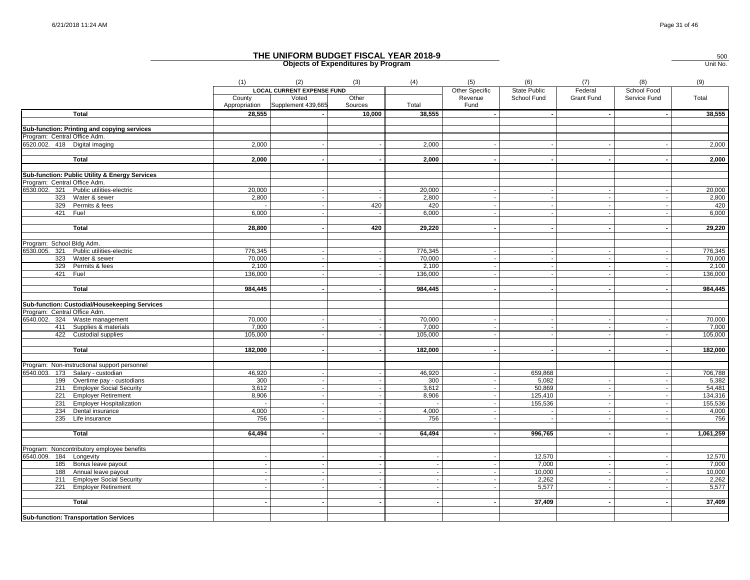# THE UNIFORM BUDGET FISCAL YEAR 2018-9

## Objects of Expenditures by Program

500
Unit No.

| | (1) | (2) | (3) | (4) | (5) | (6) | (7) | (8) | (9) |
|---|---|---|---|---|---|---|---|---|---|
| | LOCAL CURRENT EXPENSE FUND | | | | Other Specific Revenue Fund | State Public School Fund | Federal Grant Fund | School Food Service Fund | Total |
| | County Appropriation | Voted Supplement 439,665 | Other Sources | Total | | | | | |
| **Total** | **28,555** | **-** | **10,000** | **38,555** | **-** | **-** | **-** | **-** | **38,555** |
| **Sub-function: Printing and copying services** | | | | | | | | | |
| Program: Central Office Adm. | | | | | | | | | |
| 6520.002. 418 Digital imaging | 2,000 | - | - | 2,000 | - | - | - | - | 2,000 |
| **Total** | **2,000** | **-** | **-** | **2,000** | **-** | **-** | **-** | **-** | **2,000** |
| **Sub-function: Public Utility & Energy Services** | | | | | | | | | |
| Program: Central Office Adm. | | | | | | | | | |
| 6530.002. 321 Public utilities-electric | 20,000 | - | - | 20,000 | - | - | - | - | 20,000 |
| 323 Water & sewer | 2,800 | - | - | 2,800 | - | - | - | - | 2,800 |
| 329 Permits & fees | - | - | 420 | 420 | - | - | - | - | 420 |
| 421 Fuel | 6,000 | - | - | 6,000 | - | - | - | - | 6,000 |
| **Total** | **28,800** | **-** | **420** | **29,220** | **-** | **-** | **-** | **-** | **29,220** |
| Program: School Bldg Adm. | | | | | | | | | |
| 6530.005. 321 Public utilities-electric | 776,345 | - | - | 776,345 | - | - | - | - | 776,345 |
| 323 Water & sewer | 70,000 | - | - | 70,000 | - | - | - | - | 70,000 |
| 329 Permits & fees | 2,100 | - | - | 2,100 | - | - | - | - | 2,100 |
| 421 Fuel | 136,000 | - | - | 136,000 | - | - | - | - | 136,000 |
| **Total** | **984,445** | **-** | **-** | **984,445** | **-** | **-** | **-** | **-** | **984,445** |
| **Sub-function: Custodial/Housekeeping Services** | | | | | | | | | |
| Program: Central Office Adm. | | | | | | | | | |
| 6540.002. 324 Waste management | 70,000 | - | - | 70,000 | - | - | - | - | 70,000 |
| 411 Supplies & materials | 7,000 | - | - | 7,000 | - | - | - | - | 7,000 |
| 422 Custodial supplies | 105,000 | - | - | 105,000 | - | - | - | - | 105,000 |
| **Total** | **182,000** | **-** | **-** | **182,000** | **-** | **-** | **-** | **-** | **182,000** |
| Program: Non-instructional support personnel | | | | | | | | | |
| 6540.003. 173 Salary - custodian | 46,920 | - | - | 46,920 | - | 659,868 | | - | 706,788 |
| 199 Overtime pay - custodians | 300 | - | - | 300 | - | 5,082 | - | - | 5,382 |
| 211 Employer Social Security | 3,612 | - | - | 3,612 | - | 50,869 | - | - | 54,481 |
| 221 Employer Retirement | 8,906 | - | - | 8,906 | - | 125,410 | - | - | 134,316 |
| 231 Employer Hospitalization | - | - | - | - | - | 155,536 | - | - | 155,536 |
| 234 Dental insurance | 4,000 | - | - | 4,000 | - | - | - | - | 4,000 |
| 235 Life insurance | 756 | - | - | 756 | - | - | - | - | 756 |
| **Total** | **64,494** | **-** | **-** | **64,494** | **-** | **996,765** | **-** | **-** | **1,061,259** |
| Program: Noncontributory employee benefits | | | | | | | | | |
| 6540.009. 184 Longevity | - | - | - | - | - | 12,570 | - | - | 12,570 |
| 185 Bonus leave payout | - | - | - | - | - | 7,000 | - | - | 7,000 |
| 188 Annual leave payout | - | - | - | - | - | 10,000 | - | - | 10,000 |
| 211 Employer Social Security | - | - | - | - | - | 2,262 | - | - | 2,262 |
| 221 Employer Retirement | - | - | - | - | - | 5,577 | - | - | 5,577 |
| **Total** | **-** | **-** | **-** | **-** | **-** | **37,409** | **-** | **-** | **37,409** |
| **Sub-function: Transportation Services** | | | | | | | | | |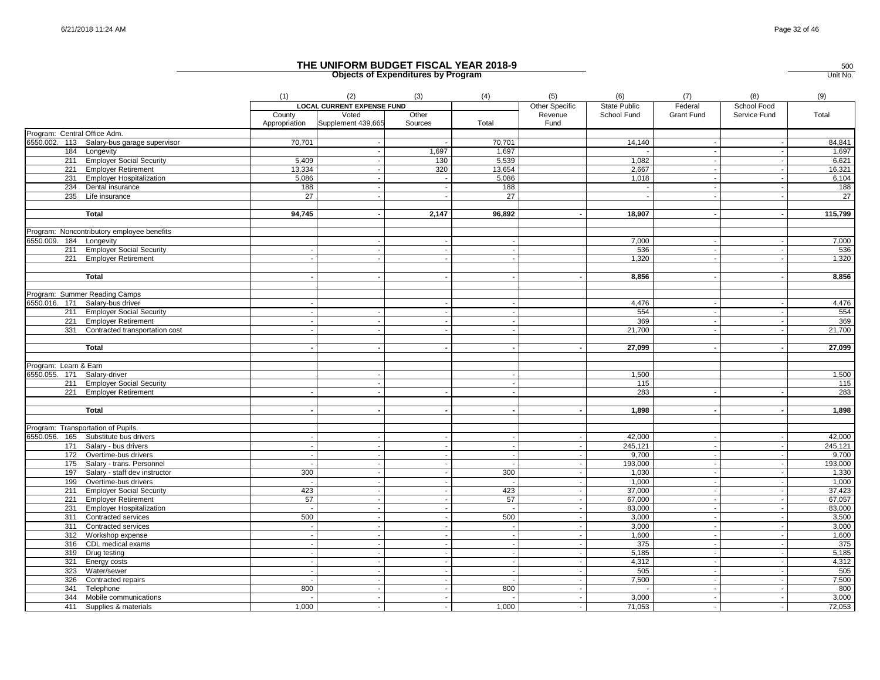# THE UNIFORM BUDGET FISCAL YEAR 2018-9

## Objects of Expenditures by Program

500
Unit No.

| | (1) | (2) | (3) | (4) | (5) | (6) | (7) | (8) | (9) |
|---|---|---|---|---|---|---|---|---|---|
| | LOCAL CURRENT EXPENSE FUND | | | | Other Specific | State Public | Federal | School Food | |
| | County Appropriation | Voted Supplement 439,665 | Other Sources | Total | Revenue Fund | School Fund | Grant Fund | Service Fund | Total |
| Program: Central Office Adm. | | | | | | | | | |
| 6550.002. 113 Salary-bus garage supervisor | 70,701 | - | - | 70,701 | | 14,140 | - | - | 84,841 |
| 184 Longevity | | - | 1,697 | 1,697 | | - | - | - | 1,697 |
| 211 Employer Social Security | 5,409 | - | 130 | 5,539 | | 1,082 | - | - | 6,621 |
| 221 Employer Retirement | 13,334 | - | 320 | 13,654 | | 2,667 | - | - | 16,321 |
| 231 Employer Hospitalization | 5,086 | - | - | 5,086 | | 1,018 | - | - | 6,104 |
| 234 Dental insurance | 188 | - | - | 188 | | - | - | - | 188 |
| 235 Life insurance | 27 | - | - | 27 | | - | - | - | 27 |
| **Total** | **94,745** | **-** | **2,147** | **96,892** | **-** | **18,907** | **-** | **-** | **115,799** |
| Program: Noncontributory employee benefits | | | | | | | | | |
| 6550.009. 184 Longevity | | - | - | - | | 7,000 | - | - | 7,000 |
| 211 Employer Social Security | - | - | - | - | | 536 | - | - | 536 |
| 221 Employer Retirement | - | - | - | - | | 1,320 | - | - | 1,320 |
| **Total** | **-** | **-** | **-** | **-** | **-** | **8,856** | **-** | **-** | **8,856** |
| Program: Summer Reading Camps | | | | | | | | | |
| 6550.016. 171 Salary-bus driver | - | | - | - | | 4,476 | - | - | 4,476 |
| 211 Employer Social Security | - | - | - | - | | 554 | - | - | 554 |
| 221 Employer Retirement | - | - | - | - | | 369 | - | - | 369 |
| 331 Contracted transportation cost | - | - | - | - | | 21,700 | - | - | 21,700 |
| **Total** | **-** | **-** | **-** | **-** | **-** | **27,099** | **-** | **-** | **27,099** |
| Program: Learn & Earn | | | | | | | | | |
| 6550.055. 171 Salary-driver | | - | | - | | 1,500 | | | 1,500 |
| 211 Employer Social Security | | - | | - | | 115 | | | 115 |
| 221 Employer Retirement | - | - | - | - | | 283 | - | - | 283 |
| **Total** | **-** | **-** | **-** | **-** | **-** | **1,898** | **-** | **-** | **1,898** |
| Program: Transportation of Pupils. | | | | | | | | | |
| 6550.056. 165 Substitute bus drivers | - | - | - | - | - | 42,000 | - | - | 42,000 |
| 171 Salary - bus drivers | - | - | - | - | - | 245,121 | - | - | 245,121 |
| 172 Overtime-bus drivers | - | - | - | - | - | 9,700 | - | - | 9,700 |
| 175 Salary - trans. Personnel | - | - | - | - | - | 193,000 | - | - | 193,000 |
| 197 Salary - staff dev instructor | 300 | - | - | 300 | - | 1,030 | - | - | 1,330 |
| 199 Overtime-bus drivers | - | - | - | - | - | 1,000 | - | - | 1,000 |
| 211 Employer Social Security | 423 | - | - | 423 | - | 37,000 | - | - | 37,423 |
| 221 Employer Retirement | 57 | - | - | 57 | - | 67,000 | - | - | 67,057 |
| 231 Employer Hospitalization | - | - | - | - | - | 83,000 | - | - | 83,000 |
| 311 Contracted services | 500 | - | - | 500 | - | 3,000 | - | - | 3,500 |
| 311 Contracted services | - | - | - | - | - | 3,000 | - | - | 3,000 |
| 312 Workshop expense | - | - | - | - | - | 1,600 | - | - | 1,600 |
| 316 CDL medical exams | - | - | - | - | - | 375 | - | - | 375 |
| 319 Drug testing | - | - | - | - | - | 5,185 | - | - | 5,185 |
| 321 Energy costs | - | - | - | - | - | 4,312 | - | - | 4,312 |
| 323 Water/sewer | - | - | - | - | - | 505 | - | - | 505 |
| 326 Contracted repairs | - | - | - | - | - | 7,500 | - | - | 7,500 |
| 341 Telephone | 800 | - | - | 800 | - | - | - | - | 800 |
| 344 Mobile communications | - | - | - | - | - | 3,000 | - | - | 3,000 |
| 411 Supplies & materials | 1,000 | - | - | 1,000 | - | 71,053 | - | - | 72,053 |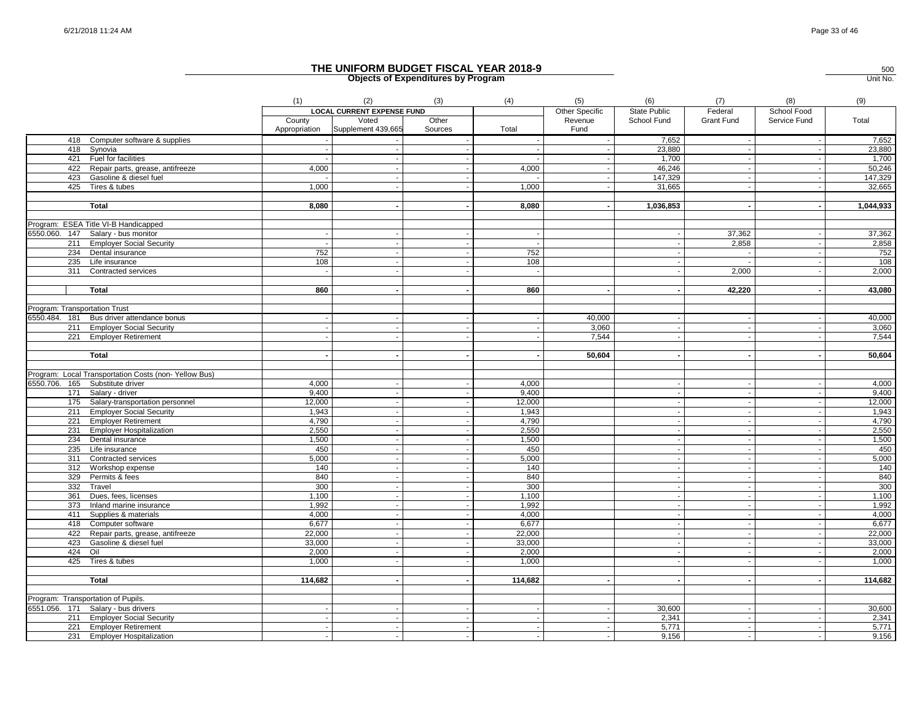# THE UNIFORM BUDGET FISCAL YEAR 2018-9

## Objects of Expenditures by Program

500
Unit No.

| | (1) | (2) | (3) | (4) | (5) | (6) | (7) | (8) | (9) |
|---|---|---|---|---|---|---|---|---|---|
| | LOCAL CURRENT EXPENSE FUND | | | | Other Specific | State Public | Federal | School Food | |
| | County Appropriation | Voted Supplement 439,665 | Other Sources | Total | Revenue Fund | School Fund | Grant Fund | Service Fund | Total |
| 418 Computer software & supplies | - | - | - | - | - | 7,652 | - | - | 7,652 |
| 418 Synovia | - | - | - | - | - | 23,880 | - | - | 23,880 |
| 421 Fuel for facilities | - | - | - | - | - | 1,700 | - | - | 1,700 |
| 422 Repair parts, grease, antifreeze | 4,000 | - | - | 4,000 | - | 46,246 | - | - | 50,246 |
| 423 Gasoline & diesel fuel | - | - | - | - | - | 147,329 | - | - | 147,329 |
| 425 Tires & tubes | 1,000 | - | - | 1,000 | - | 31,665 | - | - | 32,665 |
| | | | | | | | | | |
| **Total** | **8,080** | **-** | **-** | **8,080** | **-** | **1,036,853** | **-** | **-** | **1,044,933** |
| | | | | | | | | | |
| Program: ESEA Title VI-B Handicapped | | | | | | | | | |
| 6550.060. 147 Salary - bus monitor | - | - | - | - | | - | 37,362 | - | 37,362 |
| 211 Employer Social Security | - | - | - | - | | - | 2,858 | - | 2,858 |
| 234 Dental insurance | 752 | - | - | 752 | | - | - | - | 752 |
| 235 Life insurance | 108 | - | - | 108 | | - | - | - | 108 |
| 311 Contracted services | - | - | - | - | | - | 2,000 | - | 2,000 |
| | | | | | | | | | |
| **Total** | **860** | **-** | **-** | **860** | **-** | **-** | **42,220** | **-** | **43,080** |
| | | | | | | | | | |
| Program: Transportation Trust | | | | | | | | | |
| 6550.484. 181 Bus driver attendance bonus | - | - | - | - | 40,000 | - | - | - | 40,000 |
| 211 Employer Social Security | - | - | - | - | 3,060 | - | - | - | 3,060 |
| 221 Employer Retirement | - | - | - | - | 7,544 | - | - | - | 7,544 |
| | | | | | | | | | |
| **Total** | **-** | **-** | **-** | **-** | **50,604** | **-** | **-** | **-** | **50,604** |
| | | | | | | | | | |
| Program: Local Transportation Costs (non- Yellow Bus) | | | | | | | | | |
| 6550.706. 165 Substitute driver | 4,000 | - | - | 4,000 | | - | - | - | 4,000 |
| 171 Salary - driver | 9,400 | - | - | 9,400 | | - | - | - | 9,400 |
| 175 Salary-transportation personnel | 12,000 | - | - | 12,000 | | - | - | - | 12,000 |
| 211 Employer Social Security | 1,943 | - | - | 1,943 | | - | - | - | 1,943 |
| 221 Employer Retirement | 4,790 | - | - | 4,790 | | - | - | - | 4,790 |
| 231 Employer Hospitalization | 2,550 | - | - | 2,550 | | - | - | - | 2,550 |
| 234 Dental insurance | 1,500 | - | - | 1,500 | | - | - | - | 1,500 |
| 235 Life insurance | 450 | - | - | 450 | | - | - | - | 450 |
| 311 Contracted services | 5,000 | - | - | 5,000 | | - | - | - | 5,000 |
| 312 Workshop expense | 140 | - | - | 140 | | - | - | - | 140 |
| 329 Permits & fees | 840 | - | - | 840 | | - | - | - | 840 |
| 332 Travel | 300 | - | - | 300 | | - | - | - | 300 |
| 361 Dues, fees, licenses | 1,100 | - | - | 1,100 | | - | - | - | 1,100 |
| 373 Inland marine insurance | 1,992 | - | - | 1,992 | | - | - | - | 1,992 |
| 411 Supplies & materials | 4,000 | - | - | 4,000 | | - | - | - | 4,000 |
| 418 Computer software | 6,677 | - | - | 6,677 | | - | - | - | 6,677 |
| 422 Repair parts, grease, antifreeze | 22,000 | - | - | 22,000 | | - | - | - | 22,000 |
| 423 Gasoline & diesel fuel | 33,000 | - | - | 33,000 | | - | - | - | 33,000 |
| 424 Oil | 2,000 | - | - | 2,000 | | - | - | - | 2,000 |
| 425 Tires & tubes | 1,000 | - | - | 1,000 | | - | - | - | 1,000 |
| | | | | | | | | | |
| **Total** | **114,682** | **-** | **-** | **114,682** | **-** | **-** | **-** | **-** | **114,682** |
| | | | | | | | | | |
| Program: Transportation of Pupils. | | | | | | | | | |
| 6551.056. 171 Salary - bus drivers | - | - | - | - | - | 30,600 | - | - | 30,600 |
| 211 Employer Social Security | - | - | - | - | - | 2,341 | - | - | 2,341 |
| 221 Employer Retirement | - | - | - | - | - | 5,771 | - | - | 5,771 |
| 231 Employer Hospitalization | - | - | - | - | - | 9,156 | - | - | 9,156 |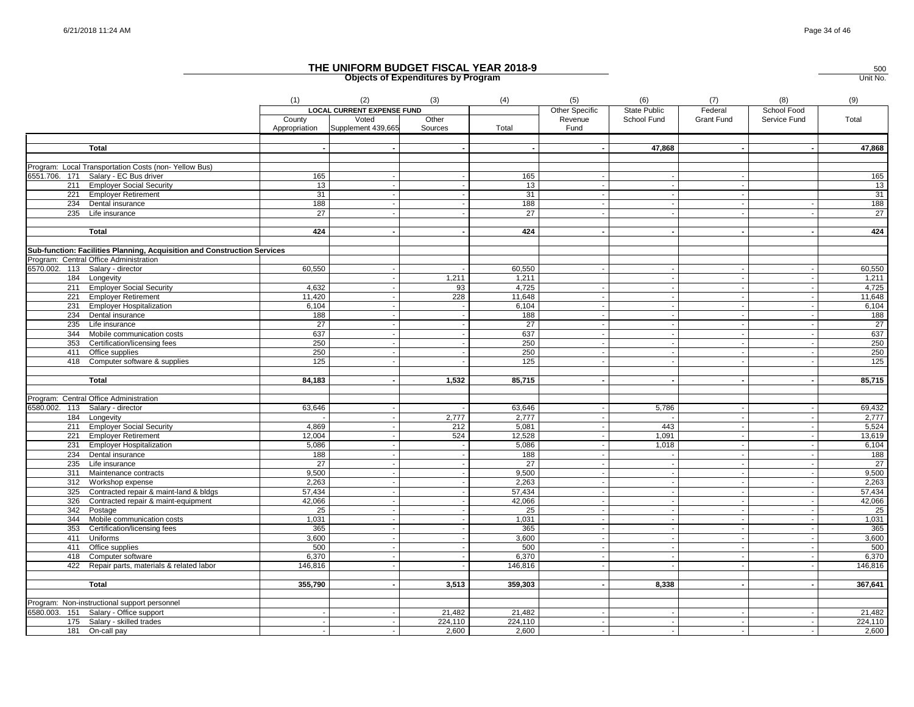# THE UNIFORM BUDGET FISCAL YEAR 2018-9

## Objects of Expenditures by Program

500
Unit No.

| | (1) | (2) | (3) | (4) | (5) | (6) | (7) | (8) | (9) |
|---|---|---|---|---|---|---|---|---|---|
| | LOCAL CURRENT EXPENSE FUND | | | | Other Specific | State Public | Federal | School Food | |
| | County Appropriation | Voted Supplement 439,665 | Other Sources | Total | Revenue Fund | School Fund | Grant Fund | Service Fund | Total |
| **Total** | **-** | **-** | **-** | **-** | **-** | **47,868** | **-** | **-** | **47,868** |
| Program: Local Transportation Costs (non- Yellow Bus) | | | | | | | | | |
| 6551.706. 171 Salary - EC Bus driver | 165 | - | - | 165 | - | - | - | | 165 |
| 211 Employer Social Security | 13 | - | - | 13 | - | - | - | | 13 |
| 221 Employer Retirement | 31 | - | - | 31 | - | - | - | | 31 |
| 234 Dental insurance | 188 | - | - | 188 | - | - | - | - | 188 |
| 235 Life insurance | 27 | - | - | 27 | - | - | - | - | 27 |
| **Total** | **424** | **-** | **-** | **424** | **-** | **-** | **-** | **-** | **424** |
| **Sub-function: Facilities Planning, Acquisition and Construction Services** | | | | | | | | | |
| Program: Central Office Administration | | | | | | | | | |
| 6570.002. 113 Salary - director | 60,550 | - | - | 60,550 | - | - | - | - | 60,550 |
| 184 Longevity | | - | 1,211 | 1,211 | | - | - | - | 1,211 |
| 211 Employer Social Security | 4,632 | - | 93 | 4,725 | - | - | - | - | 4,725 |
| 221 Employer Retirement | 11,420 | - | 228 | 11,648 | - | - | - | - | 11,648 |
| 231 Employer Hospitalization | 6,104 | - | - | 6,104 | - | - | - | - | 6,104 |
| 234 Dental insurance | 188 | - | - | 188 | - | - | - | - | 188 |
| 235 Life insurance | 27 | - | - | 27 | - | - | - | - | 27 |
| 344 Mobile communication costs | 637 | - | - | 637 | - | - | - | - | 637 |
| 353 Certification/licensing fees | 250 | - | - | 250 | - | - | - | - | 250 |
| 411 Office supplies | 250 | - | - | 250 | - | - | - | - | 250 |
| 418 Computer software & supplies | 125 | - | - | 125 | - | - | - | - | 125 |
| **Total** | **84,183** | **-** | **1,532** | **85,715** | **-** | **-** | **-** | **-** | **85,715** |
| Program: Central Office Administration | | | | | | | | | |
| 6580.002. 113 Salary - director | 63,646 | - | - | 63,646 | - | 5,786 | - | - | 69,432 |
| 184 Longevity | - | - | 2,777 | 2,777 | - | - | - | - | 2,777 |
| 211 Employer Social Security | 4,869 | - | 212 | 5,081 | - | 443 | - | - | 5,524 |
| 221 Employer Retirement | 12,004 | - | 524 | 12,528 | - | 1,091 | - | - | 13,619 |
| 231 Employer Hospitalization | 5,086 | - | - | 5,086 | - | 1,018 | - | - | 6,104 |
| 234 Dental insurance | 188 | - | - | 188 | - | - | - | - | 188 |
| 235 Life insurance | 27 | - | - | 27 | - | - | - | - | 27 |
| 311 Maintenance contracts | 9,500 | - | - | 9,500 | - | - | - | - | 9,500 |
| 312 Workshop expense | 2,263 | - | - | 2,263 | - | - | - | - | 2,263 |
| 325 Contracted repair & maint-land & bldgs | 57,434 | - | - | 57,434 | - | - | - | - | 57,434 |
| 326 Contracted repair & maint-equipment | 42,066 | - | - | 42,066 | - | - | - | - | 42,066 |
| 342 Postage | 25 | - | - | 25 | - | - | - | - | 25 |
| 344 Mobile communication costs | 1,031 | - | - | 1,031 | - | - | - | - | 1,031 |
| 353 Certification/licensing fees | 365 | - | - | 365 | - | - | - | - | 365 |
| 411 Uniforms | 3,600 | - | - | 3,600 | - | - | - | - | 3,600 |
| 411 Office supplies | 500 | - | - | 500 | - | - | - | - | 500 |
| 418 Computer software | 6,370 | - | - | 6,370 | - | - | - | - | 6,370 |
| 422 Repair parts, materials & related labor | 146,816 | - | - | 146,816 | - | - | - | - | 146,816 |
| **Total** | **355,790** | **-** | **3,513** | **359,303** | **-** | **8,338** | **-** | **-** | **367,641** |
| Program: Non-instructional support personnel | | | | | | | | | |
| 6580.003. 151 Salary - Office support | - | - | 21,482 | 21,482 | - | - | - | - | 21,482 |
| 175 Salary - skilled trades | - | - | 224,110 | 224,110 | - | - | - | - | 224,110 |
| 181 On-call pay | - | - | 2,600 | 2,600 | - | - | - | - | 2,600 |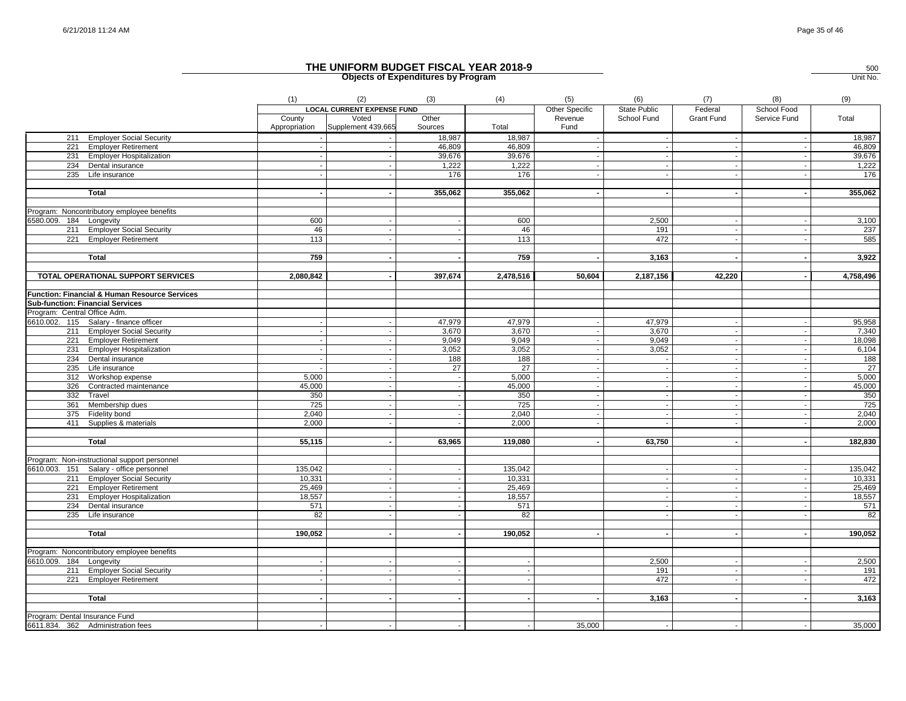# THE UNIFORM BUDGET FISCAL YEAR 2018-9

**Objects of Expenditures by Program**

500
Unit No.

| | (1) | (2) | (3) | (4) | (5) | (6) | (7) | (8) | (9) |
|---|---|---|---|---|---|---|---|---|---|
| | LOCAL CURRENT EXPENSE FUND | | | | Other Specific Revenue Fund | State Public School Fund | Federal Grant Fund | School Food Service Fund | Total |
| | County Appropriation | Voted Supplement 439,665 | Other Sources | Total | | | | | |
| 211 Employer Social Security | - | - | 18,987 | 18,987 | - | - | - | - | 18,987 |
| 221 Employer Retirement | - | - | 46,809 | 46,809 | - | - | - | - | 46,809 |
| 231 Employer Hospitalization | - | - | 39,676 | 39,676 | - | - | - | - | 39,676 |
| 234 Dental insurance | - | - | 1,222 | 1,222 | - | - | - | - | 1,222 |
| 235 Life insurance | - | - | 176 | 176 | - | - | - | - | 176 |
| **Total** | **-** | **-** | **355,062** | **355,062** | **-** | **-** | **-** | **-** | **355,062** |
| Program: Noncontributory employee benefits | | | | | | | | | |
| 6580.009. 184 Longevity | 600 | - | - | 600 | | 2,500 | - | - | 3,100 |
| 211 Employer Social Security | 46 | - | - | 46 | | 191 | - | - | 237 |
| 221 Employer Retirement | 113 | - | - | 113 | | 472 | - | - | 585 |
| **Total** | **759** | **-** | **-** | **759** | **-** | **3,163** | **-** | **-** | **3,922** |
| **TOTAL OPERATIONAL SUPPORT SERVICES** | **2,080,842** | **-** | **397,674** | **2,478,516** | **50,604** | **2,187,156** | **42,220** | **-** | **4,758,496** |
| **Function: Financial & Human Resource Services** | | | | | | | | | |
| **Sub-function: Financial Services** | | | | | | | | | |
| Program: Central Office Adm. | | | | | | | | | |
| 6610.002. 115 Salary - finance officer | - | - | 47,979 | 47,979 | - | 47,979 | - | - | 95,958 |
| 211 Employer Social Security | - | - | 3,670 | 3,670 | - | 3,670 | - | - | 7,340 |
| 221 Employer Retirement | - | - | 9,049 | 9,049 | - | 9,049 | - | - | 18,098 |
| 231 Employer Hospitalization | - | - | 3,052 | 3,052 | - | 3,052 | - | - | 6,104 |
| 234 Dental insurance | - | - | 188 | 188 | - | - | - | - | 188 |
| 235 Life insurance | - | - | 27 | 27 | - | - | - | - | 27 |
| 312 Workshop expense | 5,000 | - | - | 5,000 | - | - | - | - | 5,000 |
| 326 Contracted maintenance | 45,000 | - | - | 45,000 | - | - | - | - | 45,000 |
| 332 Travel | 350 | - | - | 350 | - | - | - | - | 350 |
| 361 Membership dues | 725 | - | - | 725 | - | - | - | - | 725 |
| 375 Fidelity bond | 2,040 | - | - | 2,040 | - | - | - | - | 2,040 |
| 411 Supplies & materials | 2,000 | - | - | 2,000 | - | - | - | - | 2,000 |
| **Total** | **55,115** | **-** | **63,965** | **119,080** | **-** | **63,750** | **-** | **-** | **182,830** |
| Program: Non-instructional support personnel | | | | | | | | | |
| 6610.003. 151 Salary - office personnel | 135,042 | - | - | 135,042 | | - | - | - | 135,042 |
| 211 Employer Social Security | 10,331 | - | - | 10,331 | | - | - | - | 10,331 |
| 221 Employer Retirement | 25,469 | - | - | 25,469 | | - | - | - | 25,469 |
| 231 Employer Hospitalization | 18,557 | - | - | 18,557 | | - | - | - | 18,557 |
| 234 Dental insurance | 571 | - | - | 571 | | - | - | - | 571 |
| 235 Life insurance | 82 | - | - | 82 | | - | - | - | 82 |
| **Total** | **190,052** | **-** | **-** | **190,052** | **-** | **-** | **-** | **-** | **190,052** |
| Program: Noncontributory employee benefits | | | | | | | | | |
| 6610.009. 184 Longevity | - | - | - | - | | 2,500 | - | - | 2,500 |
| 211 Employer Social Security | - | - | - | - | | 191 | - | - | 191 |
| 221 Employer Retirement | - | - | - | - | | 472 | - | - | 472 |
| **Total** | **-** | **-** | **-** | **-** | **-** | **3,163** | **-** | **-** | **3,163** |
| Program: Dental Insurance Fund | | | | | | | | | |
| 6611.834. 362 Administration fees | - | - | - | - | 35,000 | - | - | - | 35,000 |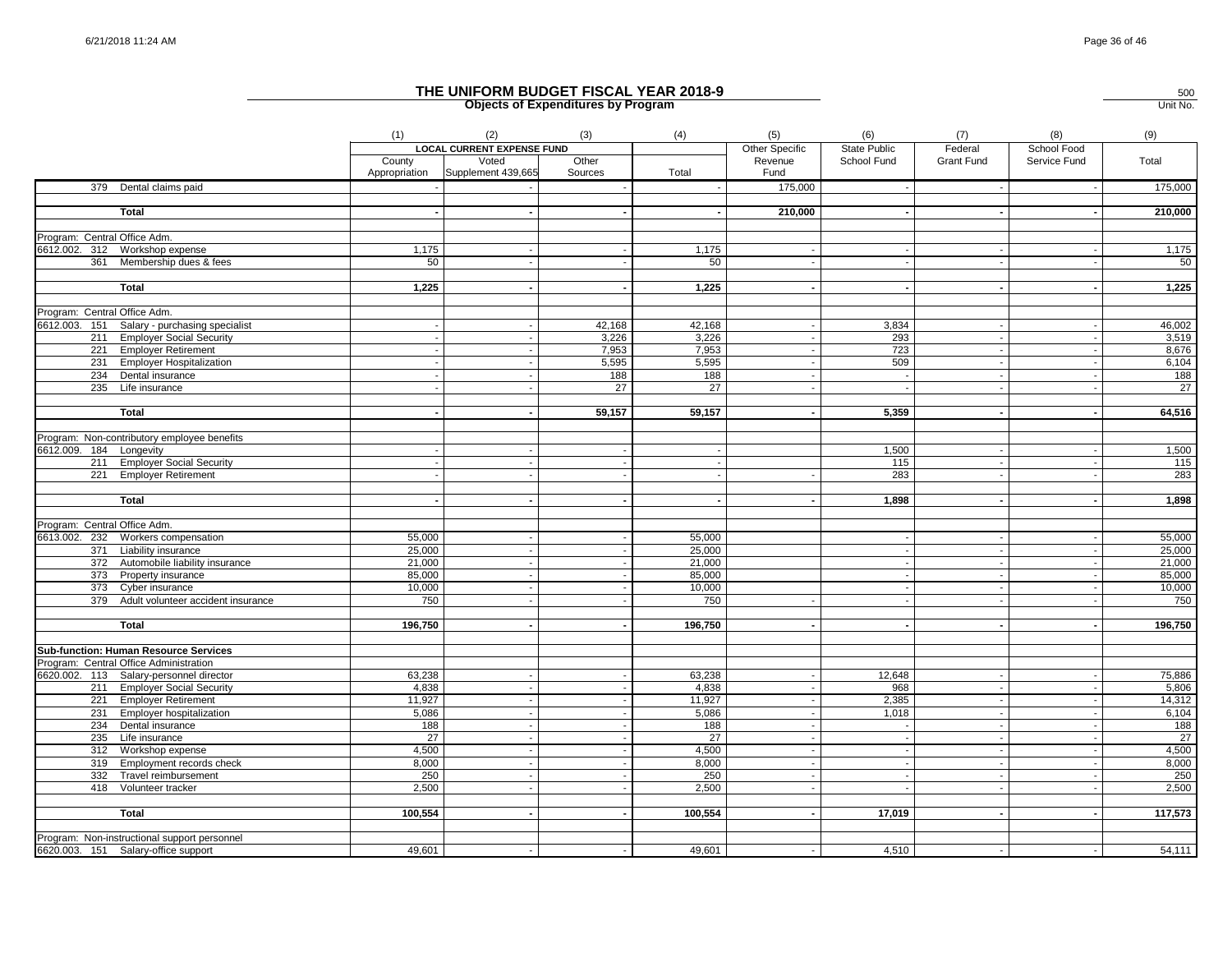# THE UNIFORM BUDGET FISCAL YEAR 2018-9

## Objects of Expenditures by Program

500 Unit No.

| | (1) | (2) | (3) | (4) | (5) | (6) | (7) | (8) | (9) |
|---|---|---|---|---|---|---|---|---|---|
| | LOCAL CURRENT EXPENSE FUND | | | | Other Specific Revenue Fund | State Public School Fund | Federal Grant Fund | School Food Service Fund | Total |
| | County Appropriation | Voted Supplement 439,665 | Other Sources | Total | | | | | |
| 379 Dental claims paid | - | - | - | - | 175,000 | - | - | - | 175,000 |
| **Total** | **-** | **-** | **-** | **-** | **210,000** | **-** | **-** | **-** | **210,000** |
| Program: Central Office Adm. | | | | | | | | | |
| 6612.002. 312 Workshop expense | 1,175 | - | - | 1,175 | - | - | - | - | 1,175 |
| 361 Membership dues & fees | 50 | - | - | 50 | - | - | - | - | 50 |
| **Total** | **1,225** | **-** | **-** | **1,225** | **-** | **-** | **-** | **-** | **1,225** |
| Program: Central Office Adm. | | | | | | | | | |
| 6612.003. 151 Salary - purchasing specialist | - | - | 42,168 | 42,168 | - | 3,834 | - | - | 46,002 |
| 211 Employer Social Security | - | - | 3,226 | 3,226 | - | 293 | - | - | 3,519 |
| 221 Employer Retirement | - | - | 7,953 | 7,953 | - | 723 | - | - | 8,676 |
| 231 Employer Hospitalization | - | - | 5,595 | 5,595 | - | 509 | - | - | 6,104 |
| 234 Dental insurance | - | - | 188 | 188 | - | - | - | - | 188 |
| 235 Life insurance | - | - | 27 | 27 | - | - | - | - | 27 |
| **Total** | **-** | **-** | **59,157** | **59,157** | **-** | **5,359** | **-** | **-** | **64,516** |
| Program: Non-contributory employee benefits | | | | | | | | | |
| 6612.009. 184 Longevity | - | - | - | - | | 1,500 | - | - | 1,500 |
| 211 Employer Social Security | - | - | - | - | | 115 | - | - | 115 |
| 221 Employer Retirement | - | - | - | - | - | 283 | - | - | 283 |
| **Total** | **-** | **-** | **-** | **-** | **-** | **1,898** | **-** | **-** | **1,898** |
| Program: Central Office Adm. | | | | | | | | | |
| 6613.002. 232 Workers compensation | 55,000 | - | - | 55,000 | | - | - | - | 55,000 |
| 371 Liability insurance | 25,000 | - | - | 25,000 | | - | - | - | 25,000 |
| 372 Automobile liability insurance | 21,000 | - | - | 21,000 | | - | - | - | 21,000 |
| 373 Property insurance | 85,000 | - | - | 85,000 | | - | - | - | 85,000 |
| 373 Cyber insurance | 10,000 | - | - | 10,000 | | - | - | - | 10,000 |
| 379 Adult volunteer accident insurance | 750 | - | - | 750 | - | - | - | - | 750 |
| **Total** | **196,750** | **-** | **-** | **196,750** | **-** | **-** | **-** | **-** | **196,750** |
| **Sub-function: Human Resource Services** | | | | | | | | | |
| Program: Central Office Administration | | | | | | | | | |
| 6620.002. 113 Salary-personnel director | 63,238 | - | - | 63,238 | - | 12,648 | - | - | 75,886 |
| 211 Employer Social Security | 4,838 | - | - | 4,838 | - | 968 | - | - | 5,806 |
| 221 Employer Retirement | 11,927 | - | - | 11,927 | - | 2,385 | - | - | 14,312 |
| 231 Employer hospitalization | 5,086 | - | - | 5,086 | - | 1,018 | - | - | 6,104 |
| 234 Dental insurance | 188 | - | - | 188 | - | - | - | - | 188 |
| 235 Life insurance | 27 | - | - | 27 | - | - | - | - | 27 |
| 312 Workshop expense | 4,500 | - | - | 4,500 | - | - | - | - | 4,500 |
| 319 Employment records check | 8,000 | - | - | 8,000 | - | - | - | - | 8,000 |
| 332 Travel reimbursement | 250 | - | - | 250 | - | - | - | - | 250 |
| 418 Volunteer tracker | 2,500 | - | - | 2,500 | - | - | - | - | 2,500 |
| **Total** | **100,554** | **-** | **-** | **100,554** | **-** | **17,019** | **-** | **-** | **117,573** |
| Program: Non-instructional support personnel | | | | | | | | | |
| 6620.003. 151 Salary-office support | 49,601 | - | - | 49,601 | - | 4,510 | - | - | 54,111 |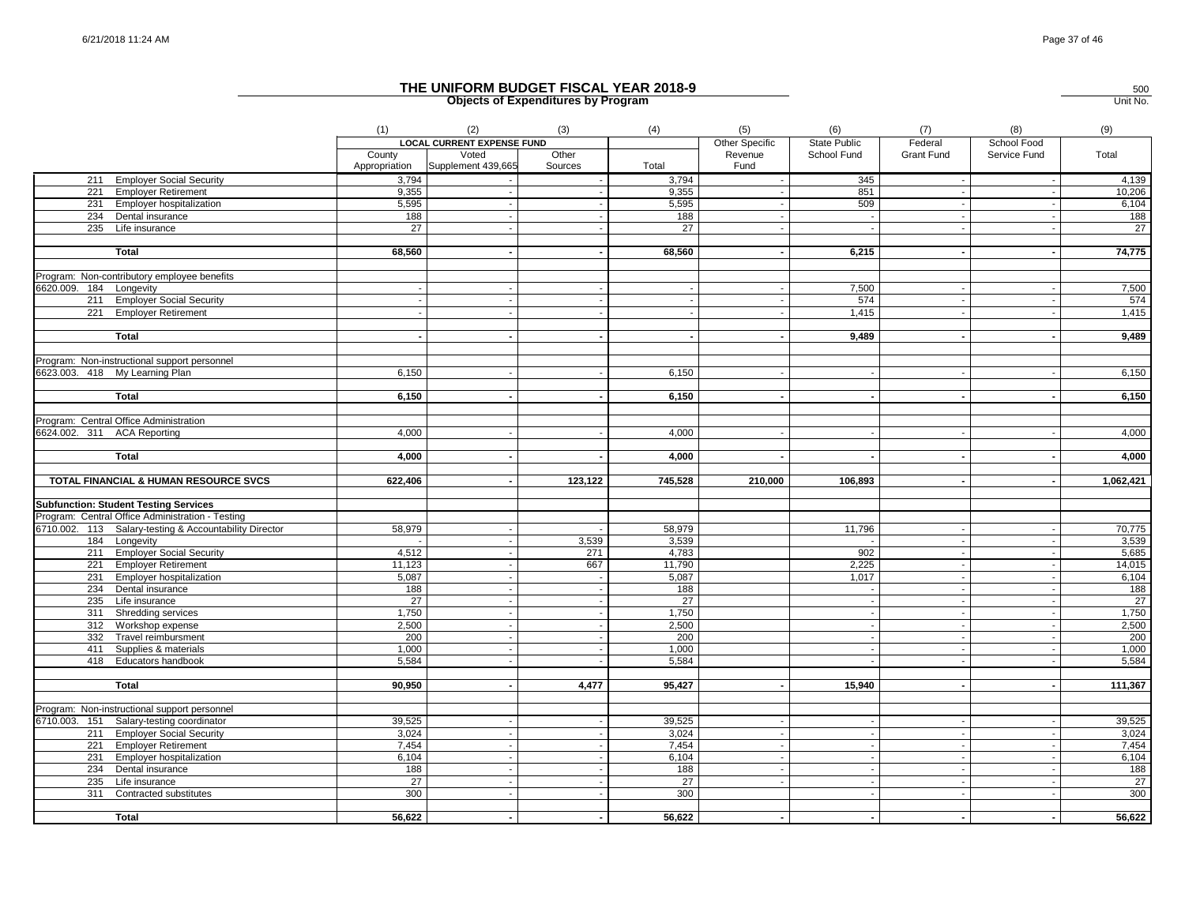# THE UNIFORM BUDGET FISCAL YEAR 2018-9

## Objects of Expenditures by Program

500
Unit No.

| | (1) | (2) | (3) | (4) | (5) | (6) | (7) | (8) | (9) |
|---|---|---|---|---|---|---|---|---|---|
| | LOCAL CURRENT EXPENSE FUND | | | | Other Specific Revenue Fund | State Public School Fund | Federal Grant Fund | School Food Service Fund | Total |
| | County Appropriation | Voted Supplement 439,665 | Other Sources | Total | | | | | |
| 211 Employer Social Security | 3,794 | - | - | 3,794 | - | 345 | - | - | 4,139 |
| 221 Employer Retirement | 9,355 | - | - | 9,355 | - | 851 | - | - | 10,206 |
| 231 Employer hospitalization | 5,595 | - | - | 5,595 | - | 509 | - | - | 6,104 |
| 234 Dental insurance | 188 | - | - | 188 | - | - | - | - | 188 |
| 235 Life insurance | 27 | - | - | 27 | - | - | - | - | 27 |
| **Total** | **68,560** | **-** | **-** | **68,560** | **-** | **6,215** | **-** | **-** | **74,775** |
| Program: Non-contributory employee benefits | | | | | | | | | |
| 6620.009. 184 Longevity | - | - | - | - | - | 7,500 | - | - | 7,500 |
| 211 Employer Social Security | - | - | - | - | - | 574 | - | - | 574 |
| 221 Employer Retirement | - | - | - | - | - | 1,415 | - | - | 1,415 |
| **Total** | **-** | **-** | **-** | **-** | **-** | **9,489** | **-** | **-** | **9,489** |
| Program: Non-instructional support personnel | | | | | | | | | |
| 6623.003. 418 My Learning Plan | 6,150 | - | - | 6,150 | - | - | - | - | 6,150 |
| **Total** | **6,150** | **-** | **-** | **6,150** | **-** | **-** | **-** | **-** | **6,150** |
| Program: Central Office Administration | | | | | | | | | |
| 6624.002. 311 ACA Reporting | 4,000 | - | - | 4,000 | - | - | - | - | 4,000 |
| **Total** | **4,000** | **-** | **-** | **4,000** | **-** | **-** | **-** | **-** | **4,000** |
| **TOTAL FINANCIAL & HUMAN RESOURCE SVCS** | **622,406** | **-** | **123,122** | **745,528** | **210,000** | **106,893** | **-** | **-** | **1,062,421** |
| **Subfunction: Student Testing Services** | | | | | | | | | |
| Program: Central Office Administration - Testing | | | | | | | | | |
| 6710.002. 113 Salary-testing & Accountability Director | 58,979 | - | - | 58,979 | | 11,796 | - | - | 70,775 |
| 184 Longevity | - | - | 3,539 | 3,539 | | - | - | - | 3,539 |
| 211 Employer Social Security | 4,512 | - | 271 | 4,783 | | 902 | - | - | 5,685 |
| 221 Employer Retirement | 11,123 | - | 667 | 11,790 | | 2,225 | - | - | 14,015 |
| 231 Employer hospitalization | 5,087 | - | - | 5,087 | | 1,017 | - | - | 6,104 |
| 234 Dental insurance | 188 | - | - | 188 | | - | - | - | 188 |
| 235 Life insurance | 27 | - | - | 27 | | - | - | - | 27 |
| 311 Shredding services | 1,750 | - | - | 1,750 | | - | - | - | 1,750 |
| 312 Workshop expense | 2,500 | - | - | 2,500 | | - | - | - | 2,500 |
| 332 Travel reimbursment | 200 | - | - | 200 | | - | - | - | 200 |
| 411 Supplies & materials | 1,000 | - | - | 1,000 | | - | - | - | 1,000 |
| 418 Educators handbook | 5,584 | - | - | 5,584 | | - | - | - | 5,584 |
| **Total** | **90,950** | **-** | **4,477** | **95,427** | **-** | **15,940** | **-** | **-** | **111,367** |
| Program: Non-instructional support personnel | | | | | | | | | |
| 6710.003. 151 Salary-testing coordinator | 39,525 | - | - | 39,525 | - | - | - | - | 39,525 |
| 211 Employer Social Security | 3,024 | - | - | 3,024 | - | - | - | - | 3,024 |
| 221 Employer Retirement | 7,454 | - | - | 7,454 | - | - | - | - | 7,454 |
| 231 Employer hospitalization | 6,104 | - | - | 6,104 | - | - | - | - | 6,104 |
| 234 Dental insurance | 188 | - | - | 188 | - | - | - | - | 188 |
| 235 Life insurance | 27 | - | - | 27 | - | - | - | - | 27 |
| 311 Contracted substitutes | 300 | - | - | 300 | | - | - | - | 300 |
| **Total** | **56,622** | **-** | **-** | **56,622** | **-** | **-** | **-** | **-** | **56,622** |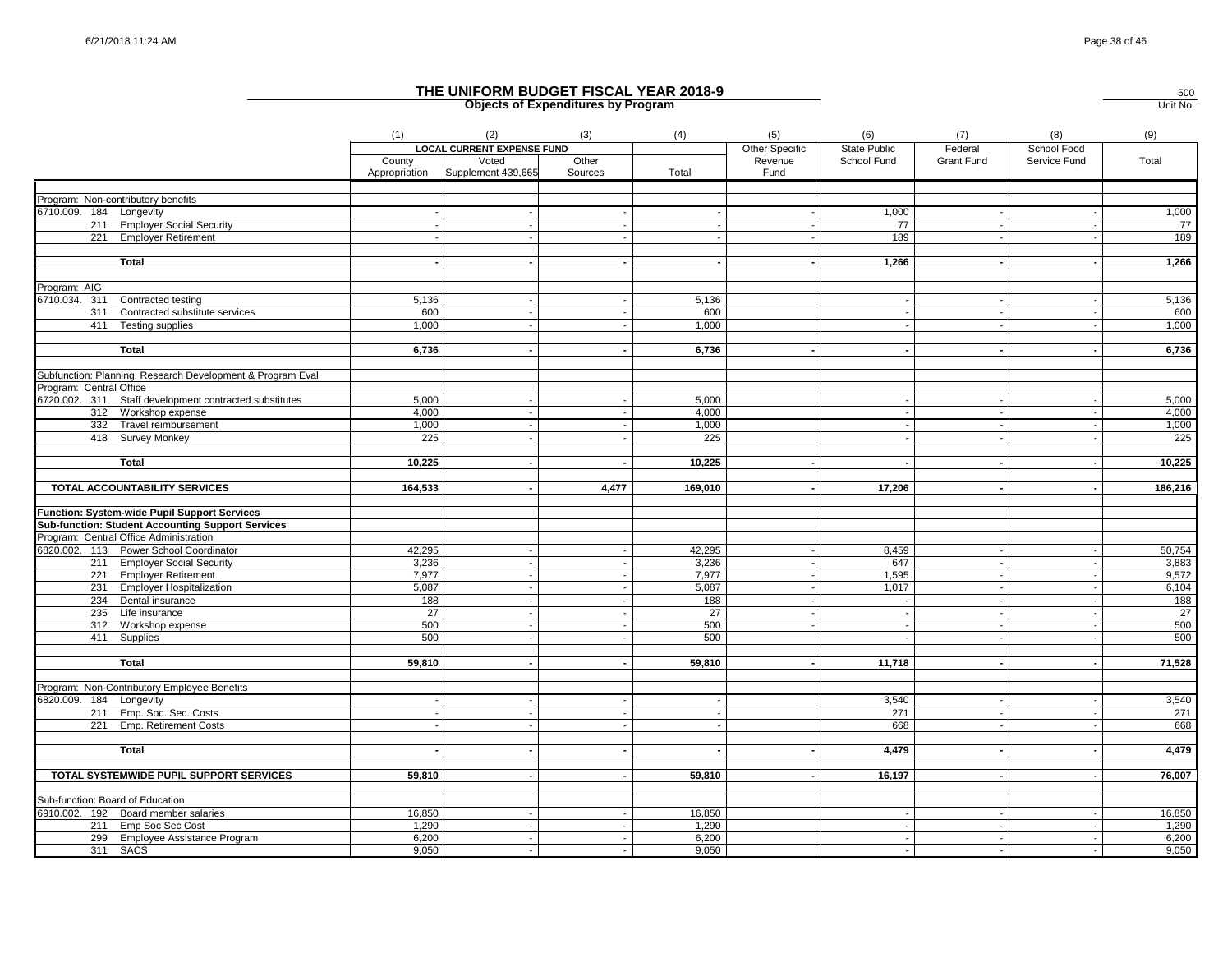# THE UNIFORM BUDGET FISCAL YEAR 2018-9

## Objects of Expenditures by Program

500
Unit No.

| | (1) | (2) | (3) | (4) | (5) | (6) | (7) | (8) | (9) |
|---|---|---|---|---|---|---|---|---|---|
| | LOCAL CURRENT EXPENSE FUND | | | | Other Specific Revenue Fund | State Public School Fund | Federal Grant Fund | School Food Service Fund | Total |
| | County Appropriation | Voted Supplement 439,665 | Other Sources | Total | | | | | |
| Program: Non-contributory benefits | | | | | | | | | |
| 6710.009. 184 Longevity | - | - | - | - | - | 1,000 | - | - | 1,000 |
| 211 Employer Social Security | - | - | - | - | - | 77 | - | - | 77 |
| 221 Employer Retirement | - | - | - | - | - | 189 | - | - | 189 |
| **Total** | **-** | **-** | **-** | **-** | **-** | **1,266** | **-** | **-** | **1,266** |
| Program: AIG | | | | | | | | | |
| 6710.034. 311 Contracted testing | 5,136 | - | - | 5,136 | | - | - | - | 5,136 |
| 311 Contracted substitute services | 600 | - | - | 600 | | - | - | - | 600 |
| 411 Testing supplies | 1,000 | - | - | 1,000 | | - | - | - | 1,000 |
| **Total** | **6,736** | **-** | **-** | **6,736** | **-** | **-** | **-** | **-** | **6,736** |
| Subfunction: Planning, Research Development & Program Eval | | | | | | | | | |
| Program: Central Office | | | | | | | | | |
| 6720.002. 311 Staff development contracted substitutes | 5,000 | - | - | 5,000 | | - | - | - | 5,000 |
| 312 Workshop expense | 4,000 | - | - | 4,000 | | - | - | - | 4,000 |
| 332 Travel reimbursement | 1,000 | - | - | 1,000 | | - | - | - | 1,000 |
| 418 Survey Monkey | 225 | - | - | 225 | | - | - | - | 225 |
| **Total** | **10,225** | **-** | **-** | **10,225** | **-** | **-** | **-** | **-** | **10,225** |
| **TOTAL ACCOUNTABILITY SERVICES** | **164,533** | **-** | **4,477** | **169,010** | **-** | **17,206** | **-** | **-** | **186,216** |
| **Function: System-wide Pupil Support Services** | | | | | | | | | |
| **Sub-function: Student Accounting Support Services** | | | | | | | | | |
| Program: Central Office Administration | | | | | | | | | |
| 6820.002. 113 Power School Coordinator | 42,295 | - | - | 42,295 | - | 8,459 | - | - | 50,754 |
| 211 Employer Social Security | 3,236 | - | - | 3,236 | - | 647 | - | - | 3,883 |
| 221 Employer Retirement | 7,977 | - | - | 7,977 | - | 1,595 | - | - | 9,572 |
| 231 Employer Hospitalization | 5,087 | - | - | 5,087 | - | 1,017 | - | - | 6,104 |
| 234 Dental insurance | 188 | - | - | 188 | - | - | - | - | 188 |
| 235 Life insurance | 27 | - | - | 27 | - | - | - | - | 27 |
| 312 Workshop expense | 500 | - | - | 500 | - | - | - | - | 500 |
| 411 Supplies | 500 | - | - | 500 | | - | - | - | 500 |
| **Total** | **59,810** | **-** | **-** | **59,810** | **-** | **11,718** | **-** | **-** | **71,528** |
| Program: Non-Contributory Employee Benefits | | | | | | | | | |
| 6820.009. 184 Longevity | - | - | - | - | | 3,540 | - | - | 3,540 |
| 211 Emp. Soc. Sec. Costs | - | - | - | - | | 271 | - | - | 271 |
| 221 Emp. Retirement Costs | - | - | - | - | | 668 | - | - | 668 |
| **Total** | **-** | **-** | **-** | **-** | **-** | **4,479** | **-** | **-** | **4,479** |
| **TOTAL SYSTEMWIDE PUPIL SUPPORT SERVICES** | **59,810** | **-** | **-** | **59,810** | **-** | **16,197** | **-** | **-** | **76,007** |
| Sub-function: Board of Education | | | | | | | | | |
| 6910.002. 192 Board member salaries | 16,850 | - | - | 16,850 | | - | - | - | 16,850 |
| 211 Emp Soc Sec Cost | 1,290 | - | - | 1,290 | | - | - | - | 1,290 |
| 299 Employee Assistance Program | 6,200 | - | - | 6,200 | | - | - | - | 6,200 |
| 311 SACS | 9,050 | - | - | 9,050 | | - | - | - | 9,050 |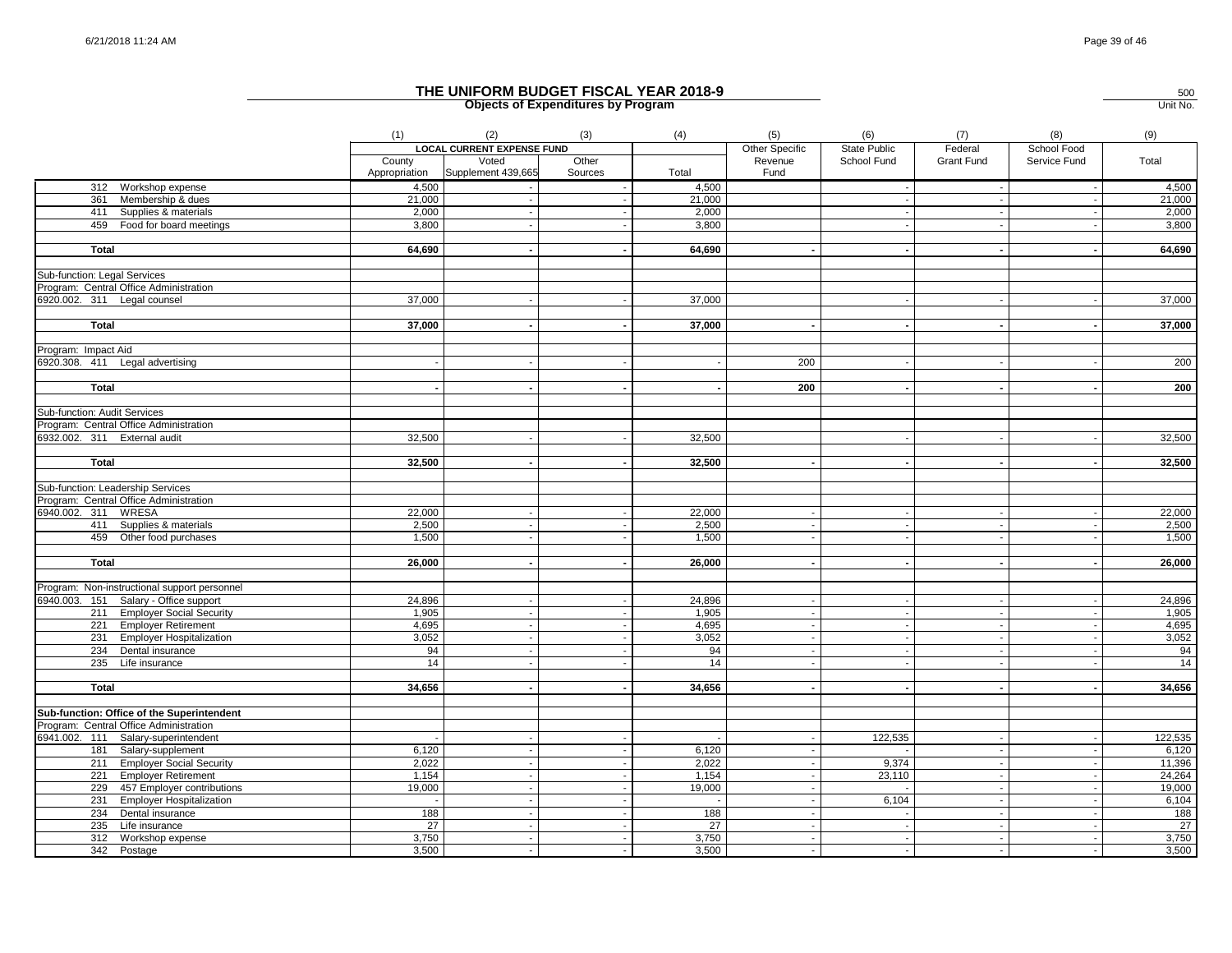# THE UNIFORM BUDGET FISCAL YEAR 2018-9

**Objects of Expenditures by Program**

500
Unit No.

| | (1) | (2) | (3) | (4) | (5) | (6) | (7) | (8) | (9) |
|---|---|---|---|---|---|---|---|---|---|
| | LOCAL CURRENT EXPENSE FUND | | | | Other Specific Revenue Fund | State Public School Fund | Federal Grant Fund | School Food Service Fund | Total |
| | County Appropriation | Voted Supplement 439,665 | Other Sources | Total | | | | | |
| 312 Workshop expense | 4,500 | - | - | 4,500 | | - | - | - | 4,500 |
| 361 Membership & dues | 21,000 | - | - | 21,000 | | - | - | - | 21,000 |
| 411 Supplies & materials | 2,000 | - | - | 2,000 | | - | - | - | 2,000 |
| 459 Food for board meetings | 3,800 | - | - | 3,800 | | - | - | - | 3,800 |
| **Total** | **64,690** | **-** | **-** | **64,690** | **-** | **-** | **-** | **-** | **64,690** |
| Sub-function: Legal Services | | | | | | | | | |
| Program: Central Office Administration | | | | | | | | | |
| 6920.002. 311 Legal counsel | 37,000 | - | - | 37,000 | | - | - | - | 37,000 |
| **Total** | **37,000** | **-** | **-** | **37,000** | **-** | **-** | **-** | **-** | **37,000** |
| Program: Impact Aid | | | | | | | | | |
| 6920.308. 411 Legal advertising | - | - | - | - | 200 | - | - | - | 200 |
| **Total** | **-** | **-** | **-** | **-** | **200** | **-** | **-** | **-** | **200** |
| Sub-function: Audit Services | | | | | | | | | |
| Program: Central Office Administration | | | | | | | | | |
| 6932.002. 311 External audit | 32,500 | - | - | 32,500 | | - | - | - | 32,500 |
| **Total** | **32,500** | **-** | **-** | **32,500** | **-** | **-** | **-** | **-** | **32,500** |
| Sub-function: Leadership Services | | | | | | | | | |
| Program: Central Office Administration | | | | | | | | | |
| 6940.002. 311 WRESA | 22,000 | - | - | 22,000 | - | - | - | - | 22,000 |
| 411 Supplies & materials | 2,500 | - | - | 2,500 | - | - | - | - | 2,500 |
| 459 Other food purchases | 1,500 | - | - | 1,500 | - | - | - | - | 1,500 |
| **Total** | **26,000** | **-** | **-** | **26,000** | **-** | **-** | **-** | **-** | **26,000** |
| Program: Non-instructional support personnel | | | | | | | | | |
| 6940.003. 151 Salary - Office support | 24,896 | - | - | 24,896 | - | - | - | - | 24,896 |
| 211 Employer Social Security | 1,905 | - | - | 1,905 | - | - | - | - | 1,905 |
| 221 Employer Retirement | 4,695 | - | - | 4,695 | - | - | - | - | 4,695 |
| 231 Employer Hospitalization | 3,052 | - | - | 3,052 | - | - | - | - | 3,052 |
| 234 Dental insurance | 94 | - | - | 94 | - | - | - | - | 94 |
| 235 Life insurance | 14 | - | - | 14 | - | - | - | - | 14 |
| **Total** | **34,656** | **-** | **-** | **34,656** | **-** | **-** | **-** | **-** | **34,656** |
| **Sub-function: Office of the Superintendent** | | | | | | | | | |
| Program: Central Office Administration | | | | | | | | | |
| 6941.002. 111 Salary-superintendent | - | - | - | - | - | 122,535 | - | - | 122,535 |
| 181 Salary-supplement | 6,120 | - | - | 6,120 | - | - | - | - | 6,120 |
| 211 Employer Social Security | 2,022 | - | - | 2,022 | - | 9,374 | - | - | 11,396 |
| 221 Employer Retirement | 1,154 | - | - | 1,154 | - | 23,110 | - | - | 24,264 |
| 229 457 Employer contributions | 19,000 | - | - | 19,000 | - | - | - | - | 19,000 |
| 231 Employer Hospitalization | - | - | - | - | - | 6,104 | - | - | 6,104 |
| 234 Dental insurance | 188 | - | - | 188 | - | - | - | - | 188 |
| 235 Life insurance | 27 | - | - | 27 | - | - | - | - | 27 |
| 312 Workshop expense | 3,750 | - | - | 3,750 | - | - | - | - | 3,750 |
| 342 Postage | 3,500 | - | - | 3,500 | - | - | - | - | 3,500 |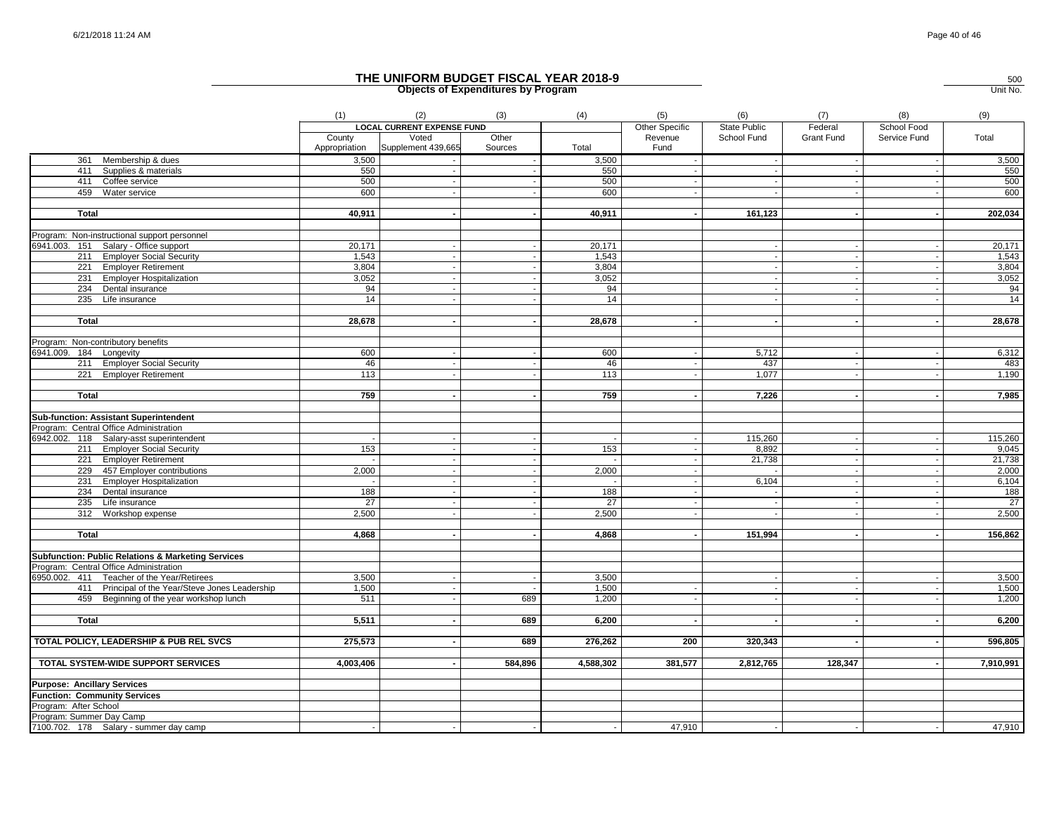# THE UNIFORM BUDGET FISCAL YEAR 2018-9

500
Unit No.

## Objects of Expenditures by Program

| | (1) | (2) | (3) | (4) | (5) | (6) | (7) | (8) | (9) |
|---|---|---|---|---|---|---|---|---|---|
| | LOCAL CURRENT EXPENSE FUND | | | | Other Specific | State Public | Federal | School Food | |
| | County Appropriation | Voted Supplement 439,665 | Other Sources | Total | Revenue Fund | School Fund | Grant Fund | Service Fund | Total |
| 361 Membership & dues | 3,500 | - | - | 3,500 | - | - | - | - | 3,500 |
| 411 Supplies & materials | 550 | - | - | 550 | - | - | - | - | 550 |
| 411 Coffee service | 500 | - | - | 500 | - | - | - | - | 500 |
| 459 Water service | 600 | - | - | 600 | - | - | - | - | 600 |
| **Total** | **40,911** | **-** | **-** | **40,911** | **-** | **161,123** | **-** | **-** | **202,034** |
| Program: Non-instructional support personnel | | | | | | | | | |
| 6941.003. 151 Salary - Office support | 20,171 | - | - | 20,171 | | - | - | - | 20,171 |
| 211 Employer Social Security | 1,543 | - | - | 1,543 | | - | - | - | 1,543 |
| 221 Employer Retirement | 3,804 | - | - | 3,804 | | - | - | - | 3,804 |
| 231 Employer Hospitalization | 3,052 | - | - | 3,052 | | - | - | - | 3,052 |
| 234 Dental insurance | 94 | - | - | 94 | | - | - | - | 94 |
| 235 Life insurance | 14 | - | - | 14 | | - | - | - | 14 |
| **Total** | **28,678** | **-** | **-** | **28,678** | **-** | **-** | **-** | **-** | **28,678** |
| Program: Non-contributory benefits | | | | | | | | | |
| 6941.009. 184 Longevity | 600 | - | - | 600 | - | 5,712 | - | - | 6,312 |
| 211 Employer Social Security | 46 | - | - | 46 | - | 437 | - | - | 483 |
| 221 Employer Retirement | 113 | - | - | 113 | - | 1,077 | - | - | 1,190 |
| **Total** | **759** | **-** | **-** | **759** | **-** | **7,226** | **-** | **-** | **7,985** |
| **Sub-function: Assistant Superintendent** | | | | | | | | | |
| Program: Central Office Administration | | | | | | | | | |
| 6942.002. 118 Salary-asst superintendent | - | - | - | - | - | 115,260 | - | - | 115,260 |
| 211 Employer Social Security | 153 | - | - | 153 | - | 8,892 | - | - | 9,045 |
| 221 Employer Retirement | - | - | - | - | - | 21,738 | - | - | 21,738 |
| 229 457 Employer contributions | 2,000 | - | - | 2,000 | - | - | - | - | 2,000 |
| 231 Employer Hospitalization | - | - | - | - | - | 6,104 | - | - | 6,104 |
| 234 Dental insurance | 188 | - | - | 188 | - | - | - | - | 188 |
| 235 Life insurance | 27 | - | - | 27 | - | - | - | - | 27 |
| 312 Workshop expense | 2,500 | - | - | 2,500 | - | - | - | - | 2,500 |
| **Total** | **4,868** | **-** | **-** | **4,868** | **-** | **151,994** | **-** | **-** | **156,862** |
| **Subfunction: Public Relations & Marketing Services** | | | | | | | | | |
| Program: Central Office Administration | | | | | | | | | |
| 6950.002. 411 Teacher of the Year/Retirees | 3,500 | - | - | 3,500 | | - | - | - | 3,500 |
| 411 Principal of the Year/Steve Jones Leadership | 1,500 | - | - | 1,500 | - | - | - | - | 1,500 |
| 459 Beginning of the year workshop lunch | 511 | - | 689 | 1,200 | - | - | - | - | 1,200 |
| **Total** | **5,511** | **-** | **689** | **6,200** | **-** | **-** | **-** | **-** | **6,200** |
| **TOTAL POLICY, LEADERSHIP & PUB REL SVCS** | **275,573** | **-** | **689** | **276,262** | **200** | **320,343** | **-** | **-** | **596,805** |
| **TOTAL SYSTEM-WIDE SUPPORT SERVICES** | **4,003,406** | **-** | **584,896** | **4,588,302** | **381,577** | **2,812,765** | **128,347** | **-** | **7,910,991** |
| **Purpose: Ancillary Services** | | | | | | | | | |
| **Function: Community Services** | | | | | | | | | |
| Program: After School | | | | | | | | | |
| Program: Summer Day Camp | | | | | | | | | |
| 7100.702. 178 Salary - summer day camp | - | - | - | - | 47,910 | - | - | - | 47,910 |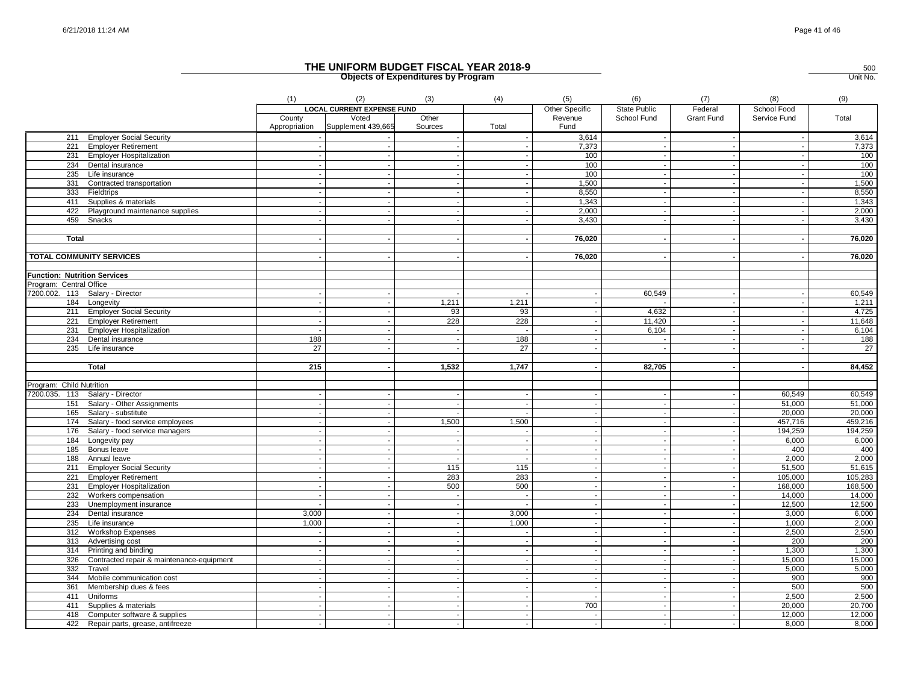# THE UNIFORM BUDGET FISCAL YEAR 2018-9

## Objects of Expenditures by Program

500
Unit No.

| | (1) | (2) | (3) | (4) | (5) | (6) | (7) | (8) | (9) |
|---|---|---|---|---|---|---|---|---|---|
| | LOCAL CURRENT EXPENSE FUND | | | | Other Specific | State Public | Federal | School Food | |
| | County Appropriation | Voted Supplement 439,665 | Other Sources | Total | Revenue Fund | School Fund | Grant Fund | Service Fund | Total |
| 211 Employer Social Security | - | - | - | - | 3,614 | - | - | - | 3,614 |
| 221 Employer Retirement | - | - | - | - | 7,373 | - | - | - | 7,373 |
| 231 Employer Hospitalization | - | - | - | - | 100 | - | - | - | 100 |
| 234 Dental insurance | - | - | - | - | 100 | - | - | - | 100 |
| 235 Life insurance | - | - | - | - | 100 | - | - | - | 100 |
| 331 Contracted transportation | - | - | - | - | 1,500 | - | - | - | 1,500 |
| 333 Fieldtrips | - | - | - | - | 8,550 | - | - | - | 8,550 |
| 411 Supplies & materials | - | - | - | - | 1,343 | - | - | - | 1,343 |
| 422 Playground maintenance supplies | - | - | - | - | 2,000 | - | - | - | 2,000 |
| 459 Snacks | - | - | - | - | 3,430 | - | - | - | 3,430 |
| | | | | | | | | | |
| **Total** | **-** | **-** | **-** | **-** | **76,020** | **-** | **-** | **-** | **76,020** |
| | | | | | | | | | |
| **TOTAL COMMUNITY SERVICES** | **-** | **-** | **-** | **-** | **76,020** | **-** | **-** | **-** | **76,020** |
| | | | | | | | | | |
| **Function: Nutrition Services** | | | | | | | | | |
| Program: Central Office | | | | | | | | | |
| 7200.002. 113 Salary - Director | - | - | - | - | - | 60,549 | - | - | 60,549 |
| 184 Longevity | - | - | 1,211 | 1,211 | - | - | - | - | 1,211 |
| 211 Employer Social Security | - | - | 93 | 93 | - | 4,632 | - | - | 4,725 |
| 221 Employer Retirement | - | - | 228 | 228 | - | 11,420 | - | - | 11,648 |
| 231 Employer Hospitalization | - | - | - | - | - | 6,104 | - | - | 6,104 |
| 234 Dental insurance | 188 | - | - | 188 | - | - | - | - | 188 |
| 235 Life insurance | 27 | - | - | 27 | - | - | - | - | 27 |
| | | | | | | | | | |
| **Total** | **215** | **-** | **1,532** | **1,747** | **-** | **82,705** | **-** | **-** | **84,452** |
| | | | | | | | | | |
| Program: Child Nutrition | | | | | | | | | |
| 7200.035. 113 Salary - Director | - | - | - | - | - | - | - | 60,549 | 60,549 |
| 151 Salary - Other Assignments | - | - | - | - | - | - | - | 51,000 | 51,000 |
| 165 Salary - substitute | - | - | - | - | - | - | - | 20,000 | 20,000 |
| 174 Salary - food service employees | - | - | 1,500 | 1,500 | - | - | - | 457,716 | 459,216 |
| 176 Salary - food service managers | - | - | - | - | - | - | - | 194,259 | 194,259 |
| 184 Longevity pay | - | - | - | - | - | - | - | 6,000 | 6,000 |
| 185 Bonus leave | - | - | - | - | - | - | - | 400 | 400 |
| 188 Annual leave | - | - | - | - | - | - | - | 2,000 | 2,000 |
| 211 Employer Social Security | - | - | 115 | 115 | - | - | - | 51,500 | 51,615 |
| 221 Employer Retirement | - | - | 283 | 283 | - | - | - | 105,000 | 105,283 |
| 231 Employer Hospitalization | - | - | 500 | 500 | - | - | - | 168,000 | 168,500 |
| 232 Workers compensation | - | - | - | - | - | - | - | 14,000 | 14,000 |
| 233 Unemployment insurance | - | - | - | - | - | - | - | 12,500 | 12,500 |
| 234 Dental insurance | 3,000 | - | - | 3,000 | - | - | - | 3,000 | 6,000 |
| 235 Life insurance | 1,000 | - | - | 1,000 | - | - | - | 1,000 | 2,000 |
| 312 Workshop Expenses | - | - | - | - | - | - | - | 2,500 | 2,500 |
| 313 Advertising cost | - | - | - | - | - | - | - | 200 | 200 |
| 314 Printing and binding | - | - | - | - | - | - | - | 1,300 | 1,300 |
| 326 Contracted repair & maintenance-equipment | - | - | - | - | - | - | - | 15,000 | 15,000 |
| 332 Travel | - | - | - | - | - | - | - | 5,000 | 5,000 |
| 344 Mobile communication cost | - | - | - | - | - | - | - | 900 | 900 |
| 361 Membership dues & fees | - | - | - | - | - | - | - | 500 | 500 |
| 411 Uniforms | - | - | - | - | - | - | - | 2,500 | 2,500 |
| 411 Supplies & materials | - | - | - | - | 700 | - | - | 20,000 | 20,700 |
| 418 Computer software & supplies | - | - | - | - | - | - | - | 12,000 | 12,000 |
| 422 Repair parts, grease, antifreeze | - | - | - | - | - | - | - | 8,000 | 8,000 |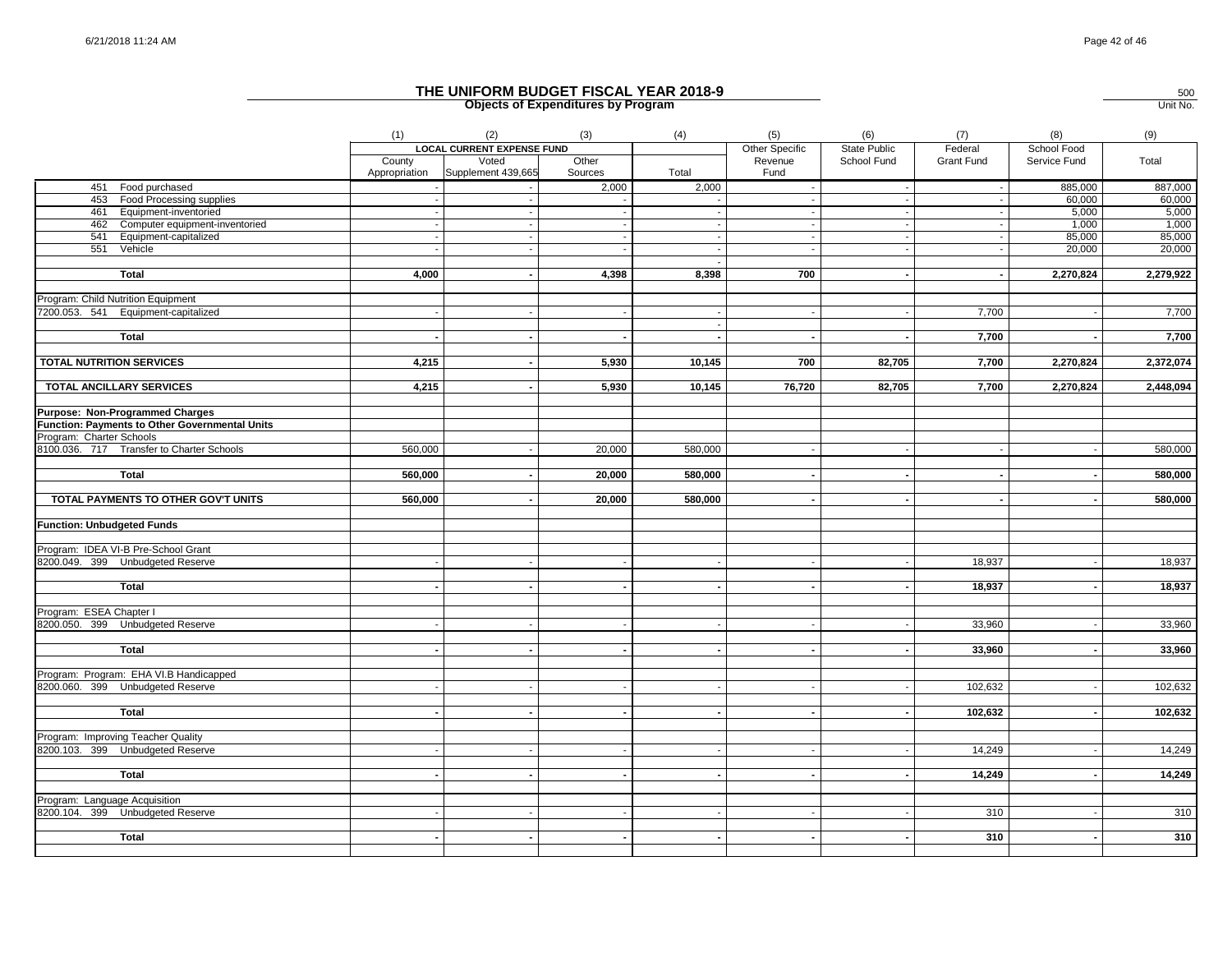# THE UNIFORM BUDGET FISCAL YEAR 2018-9

## Objects of Expenditures by Program

500
Unit No.

| | (1) | (2) | (3) | (4) | (5) | (6) | (7) | (8) | (9) |
|---|---|---|---|---|---|---|---|---|---|
| | LOCAL CURRENT EXPENSE FUND | | | | Other Specific | State Public | Federal | School Food | |
| | County Appropriation | Voted Supplement 439,665 | Other Sources | Total | Revenue Fund | School Fund | Grant Fund | Service Fund | Total |
| 451 Food purchased | - | - | 2,000 | 2,000 | - | - | - | 885,000 | 887,000 |
| 453 Food Processing supplies | - | - | - | - | - | - | - | 60,000 | 60,000 |
| 461 Equipment-inventoried | - | - | - | - | - | - | - | 5,000 | 5,000 |
| 462 Computer equipment-inventoried | - | - | - | - | - | - | - | 1,000 | 1,000 |
| 541 Equipment-capitalized | - | - | - | - | - | - | - | 85,000 | 85,000 |
| 551 Vehicle | - | - | - | - | - | - | - | 20,000 | 20,000 |
| | | | | - | | | | | |
| **Total** | **4,000** | **-** | **4,398** | **8,398** | **700** | **-** | **-** | **2,270,824** | **2,279,922** |
| Program: Child Nutrition Equipment | | | | | | | | | |
| 7200.053. 541 Equipment-capitalized | - | - | - | - | - | - | 7,700 | - | 7,700 |
| | | | | - | | | | | |
| **Total** | **-** | **-** | **-** | **-** | **-** | **-** | **7,700** | **-** | **7,700** |
| **TOTAL NUTRITION SERVICES** | **4,215** | **-** | **5,930** | **10,145** | **700** | **82,705** | **7,700** | **2,270,824** | **2,372,074** |
| **TOTAL ANCILLARY SERVICES** | **4,215** | **-** | **5,930** | **10,145** | **76,720** | **82,705** | **7,700** | **2,270,824** | **2,448,094** |
| **Purpose: Non-Programmed Charges** | | | | | | | | | |
| **Function: Payments to Other Governmental Units** | | | | | | | | | |
| Program: Charter Schools | | | | | | | | | |
| 8100.036. 717 Transfer to Charter Schools | 560,000 | - | 20,000 | 580,000 | - | - | - | - | 580,000 |
| **Total** | **560,000** | **-** | **20,000** | **580,000** | **-** | **-** | **-** | **-** | **580,000** |
| **TOTAL PAYMENTS TO OTHER GOV'T UNITS** | **560,000** | **-** | **20,000** | **580,000** | **-** | **-** | **-** | **-** | **580,000** |
| **Function: Unbudgeted Funds** | | | | | | | | | |
| Program: IDEA VI-B Pre-School Grant | | | | | | | | | |
| 8200.049. 399 Unbudgeted Reserve | - | - | - | - | - | - | 18,937 | - | 18,937 |
| **Total** | **-** | **-** | **-** | **-** | **-** | **-** | **18,937** | **-** | **18,937** |
| Program: ESEA Chapter I | | | | | | | | | |
| 8200.050. 399 Unbudgeted Reserve | - | - | - | - | - | - | 33,960 | - | 33,960 |
| **Total** | **-** | **-** | **-** | **-** | **-** | **-** | **33,960** | **-** | **33,960** |
| Program: Program: EHA VI.B Handicapped | | | | | | | | | |
| 8200.060. 399 Unbudgeted Reserve | - | - | - | - | - | - | 102,632 | - | 102,632 |
| **Total** | **-** | **-** | **-** | **-** | **-** | **-** | **102,632** | **-** | **102,632** |
| Program: Improving Teacher Quality | | | | | | | | | |
| 8200.103. 399 Unbudgeted Reserve | - | - | - | - | - | - | 14,249 | - | 14,249 |
| **Total** | **-** | **-** | **-** | **-** | **-** | **-** | **14,249** | **-** | **14,249** |
| Program: Language Acquisition | | | | | | | | | |
| 8200.104. 399 Unbudgeted Reserve | - | - | - | - | - | - | 310 | - | 310 |
| **Total** | **-** | **-** | **-** | **-** | **-** | **-** | **310** | **-** | **310** |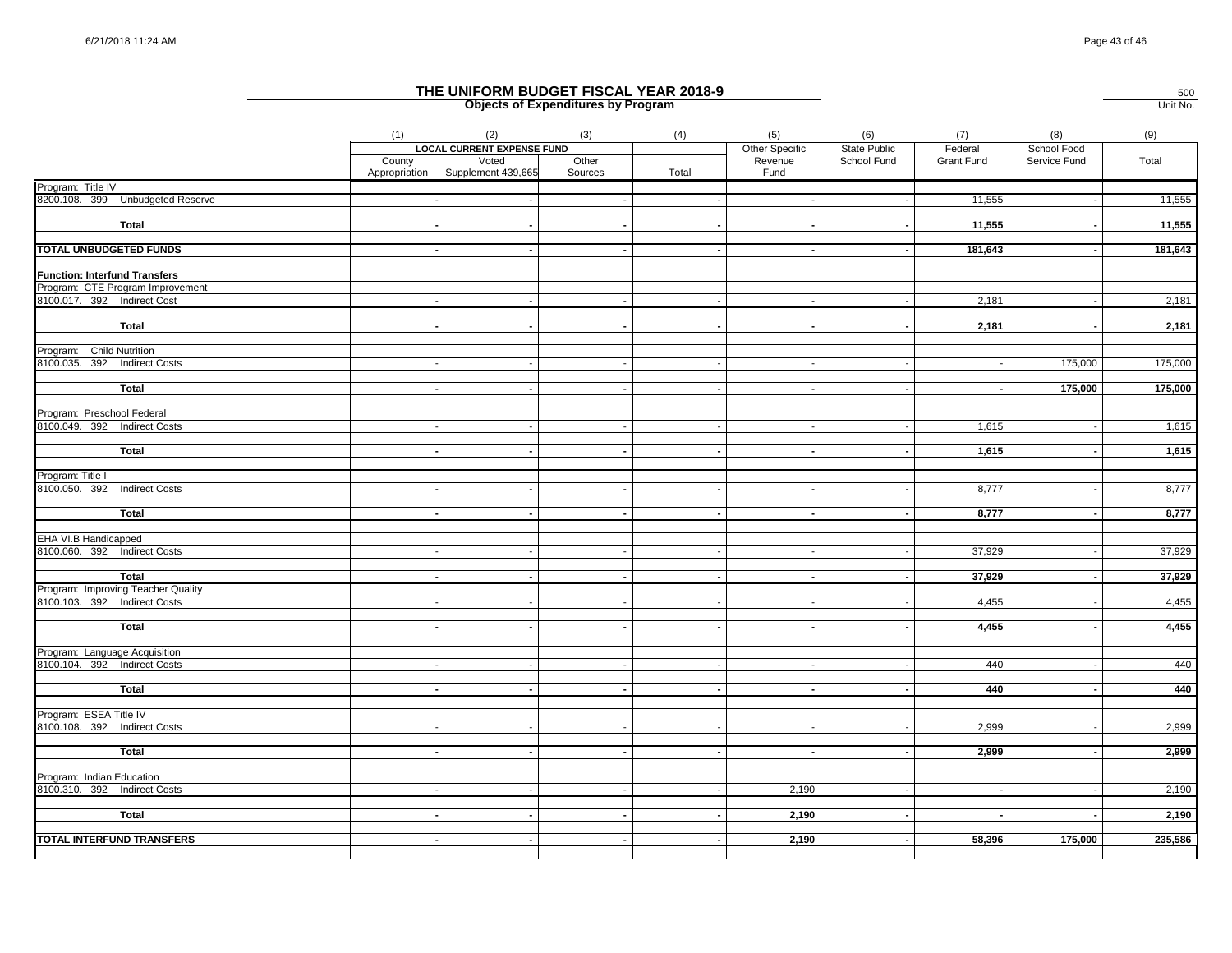# THE UNIFORM BUDGET FISCAL YEAR 2018-9

## Objects of Expenditures by Program

500
Unit No.

| | (1) | (2) | (3) | (4) | (5) | (6) | (7) | (8) | (9) |
|---|---|---|---|---|---|---|---|---|---|
| | LOCAL CURRENT EXPENSE FUND | | | | Other Specific | State Public | Federal | School Food | |
| | County Appropriation | Voted Supplement 439,665 | Other Sources | Total | Revenue Fund | School Fund | Grant Fund | Service Fund | Total |
| Program: Title IV | | | | | | | | | |
| 8200.108. 399 Unbudgeted Reserve | - | - | - | - | - | - | 11,555 | - | 11,555 |
| **Total** | - | - | - | - | - | - | **11,555** | - | **11,555** |
| **TOTAL UNBUDGETED FUNDS** | - | - | - | - | - | - | **181,643** | - | **181,643** |
| **Function: Interfund Transfers** | | | | | | | | | |
| Program: CTE Program Improvement | | | | | | | | | |
| 8100.017. 392 Indirect Cost | - | - | - | - | - | - | 2,181 | - | 2,181 |
| **Total** | - | - | - | - | - | - | **2,181** | - | **2,181** |
| Program: Child Nutrition | | | | | | | | | |
| 8100.035. 392 Indirect Costs | - | - | - | - | - | - | - | 175,000 | 175,000 |
| **Total** | - | - | - | - | - | - | - | **175,000** | **175,000** |
| Program: Preschool Federal | | | | | | | | | |
| 8100.049. 392 Indirect Costs | - | - | - | - | - | - | 1,615 | - | 1,615 |
| **Total** | - | - | - | - | - | - | **1,615** | - | **1,615** |
| Program: Title I | | | | | | | | | |
| 8100.050. 392 Indirect Costs | - | - | - | - | - | - | 8,777 | - | 8,777 |
| **Total** | - | - | - | - | - | - | **8,777** | - | **8,777** |
| EHA VI.B Handicapped | | | | | | | | | |
| 8100.060. 392 Indirect Costs | - | - | - | - | - | - | 37,929 | - | 37,929 |
| **Total** | - | - | - | - | - | - | **37,929** | - | **37,929** |
| Program: Improving Teacher Quality | | | | | | | | | |
| 8100.103. 392 Indirect Costs | - | - | - | - | - | - | 4,455 | - | 4,455 |
| **Total** | - | - | - | - | - | - | **4,455** | - | **4,455** |
| Program: Language Acquisition | | | | | | | | | |
| 8100.104. 392 Indirect Costs | - | - | - | - | - | - | 440 | - | 440 |
| **Total** | - | - | - | - | - | - | **440** | - | **440** |
| Program: ESEA Title IV | | | | | | | | | |
| 8100.108. 392 Indirect Costs | - | - | - | - | - | - | 2,999 | - | 2,999 |
| **Total** | - | - | - | - | - | - | **2,999** | - | **2,999** |
| Program: Indian Education | | | | | | | | | |
| 8100.310. 392 Indirect Costs | - | - | - | - | 2,190 | - | - | - | 2,190 |
| **Total** | - | - | - | - | **2,190** | - | - | - | **2,190** |
| **TOTAL INTERFUND TRANSFERS** | - | - | - | - | **2,190** | - | **58,396** | **175,000** | **235,586** |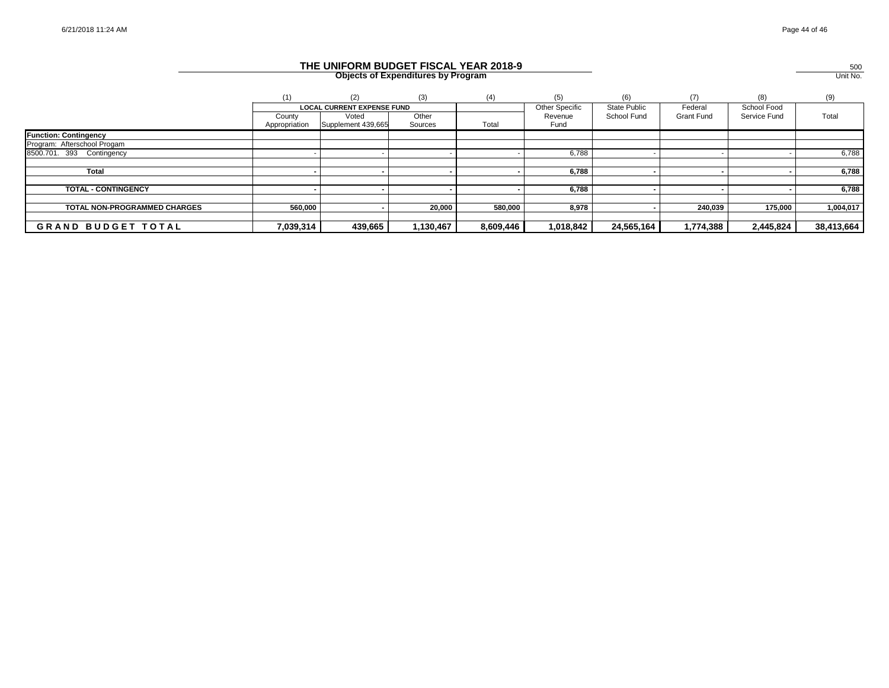# THE UNIFORM BUDGET FISCAL YEAR 2018-9

## Objects of Expenditures by Program

500
Unit No.

| | (1) | (2) | (3) | (4) | (5) | (6) | (7) | (8) | (9) |
|---|---|---|---|---|---|---|---|---|---|
| | LOCAL CURRENT EXPENSE FUND | | | | Other Specific | State Public | Federal | School Food | |
| | County Appropriation | Voted Supplement 439,665 | Other Sources | Total | Revenue Fund | School Fund | Grant Fund | Service Fund | Total |
| **Function: Contingency** | | | | | | | | | |
| Program: Afterschool Progam | | | | | | | | | |
| 8500.701. 393 Contingency | - | - | - | - | 6,788 | - | - | - | 6,788 |
| **Total** | **-** | **-** | **-** | **-** | **6,788** | **-** | **-** | **-** | **6,788** |
| **TOTAL - CONTINGENCY** | **-** | **-** | **-** | **-** | **6,788** | **-** | **-** | **-** | **6,788** |
| **TOTAL NON-PROGRAMMED CHARGES** | **560,000** | **-** | **20,000** | **580,000** | **8,978** | **-** | **240,039** | **175,000** | **1,004,017** |
| **GRAND BUDGET TOTAL** | **7,039,314** | **439,665** | **1,130,467** | **8,609,446** | **1,018,842** | **24,565,164** | **1,774,388** | **2,445,824** | **38,413,664** |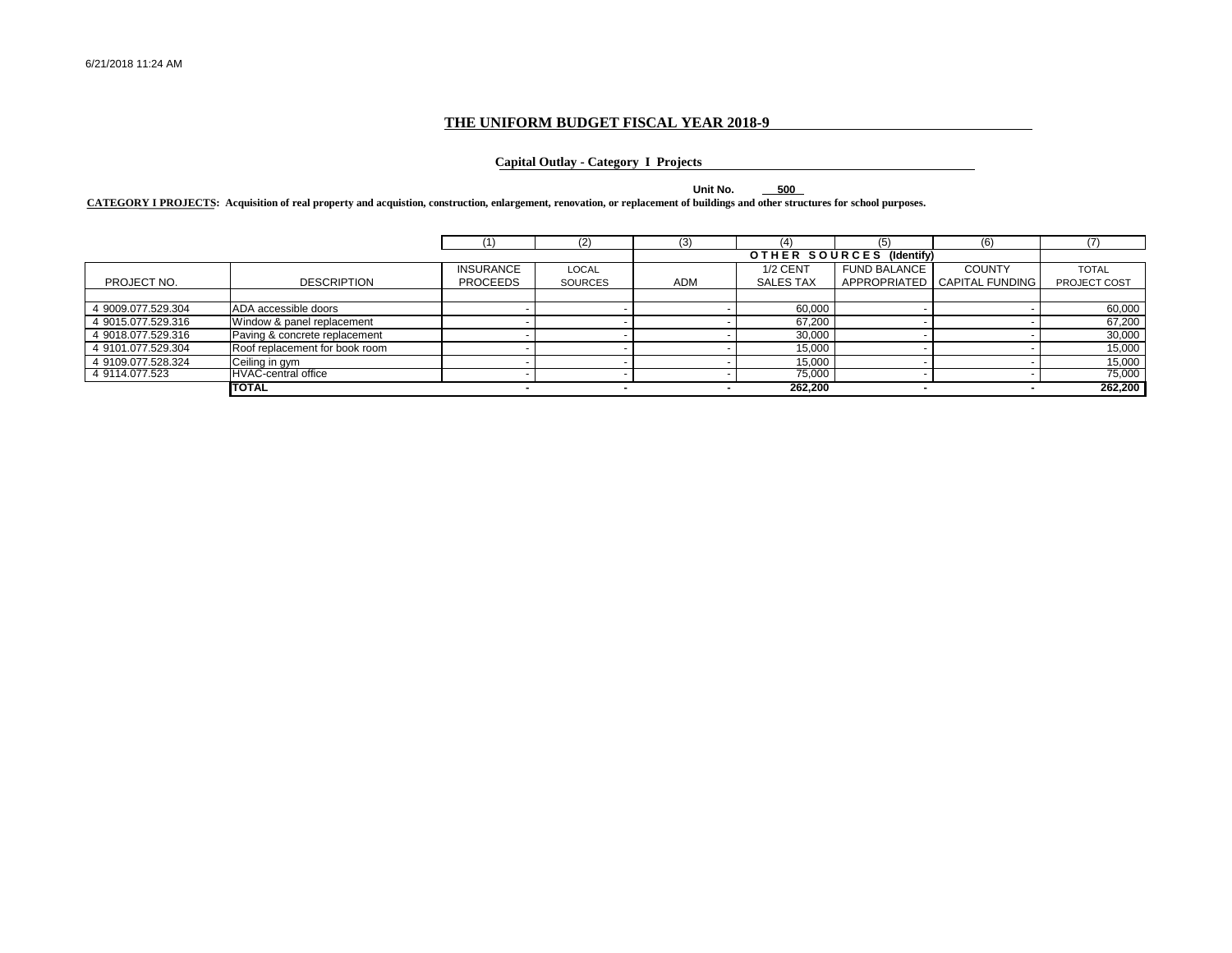6/21/2018 11:24 AM

## THE UNIFORM BUDGET FISCAL YEAR 2018-9

### Capital Outlay - Category I Projects

**Unit No.** **500**

**CATEGORY I PROJECTS: Acquisition of real property and acquistion, construction, enlargement, renovation, or replacement of buildings and other structures for school purposes.**

| | | (1) | (2) | (3) | (4) | (5) | (6) | (7) |
|---|---|---|---|---|---|---|---|---|
| | | | | OTHER SOURCES (Identify) | | | | |
| PROJECT NO. | DESCRIPTION | INSURANCE PROCEEDS | LOCAL SOURCES | ADM | 1/2 CENT SALES TAX | FUND BALANCE APPROPRIATED | COUNTY CAPITAL FUNDING | TOTAL PROJECT COST |
| 4 9009.077.529.304 | ADA accessible doors | - | - | - | 60,000 | - | - | 60,000 |
| 4 9015.077.529.316 | Window & panel replacement | - | - | - | 67,200 | - | - | 67,200 |
| 4 9018.077.529.316 | Paving & concrete replacement | - | - | - | 30,000 | - | - | 30,000 |
| 4 9101.077.529.304 | Roof replacement for book room | - | - | - | 15,000 | - | - | 15,000 |
| 4 9109.077.528.324 | Ceiling in gym | - | - | - | 15,000 | - | - | 15,000 |
| 4 9114.077.523 | HVAC-central office | - | - | - | 75,000 | - | - | 75,000 |
| | **TOTAL** | **-** | **-** | **-** | **262,200** | **-** | **-** | **262,200** |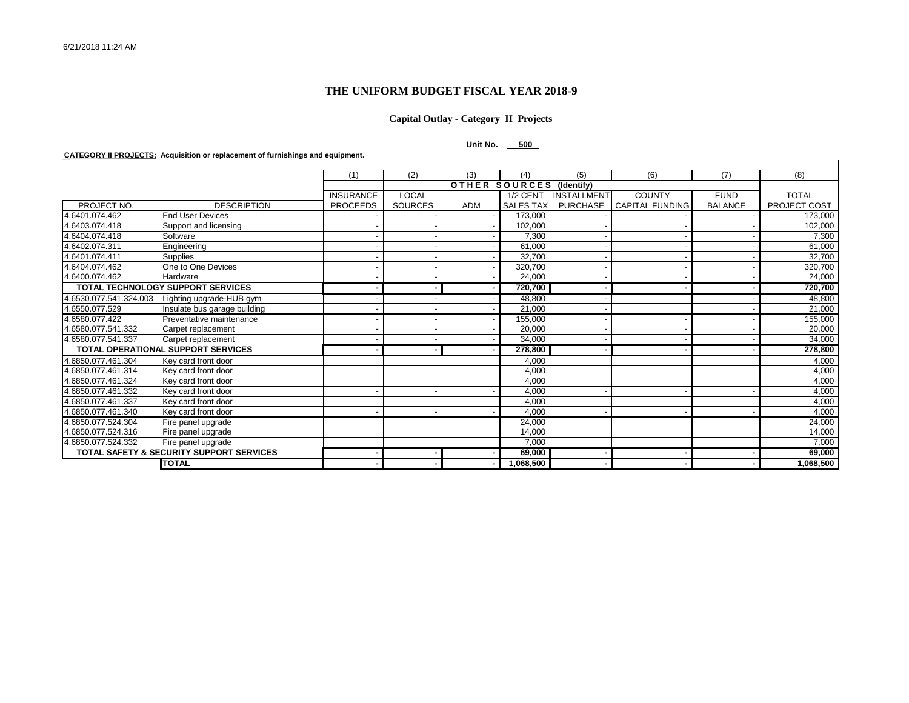6/21/2018 11:24 AM

## THE UNIFORM BUDGET FISCAL YEAR 2018-9

### Capital Outlay - Category II Projects

Unit No. 500

**CATEGORY II PROJECTS: Acquisition or replacement of furnishings and equipment.**

| | | (1) | (2) | (3) | (4) | (5) | (6) | (7) | (8) |
|---|---|---|---|---|---|---|---|---|---|
| | | | OTHER SOURCES (Identify) | | | | | | |
| PROJECT NO. | DESCRIPTION | INSURANCE PROCEEDS | LOCAL SOURCES | ADM | 1/2 CENT SALES TAX | INSTALLMENT PURCHASE | COUNTY CAPITAL FUNDING | FUND BALANCE | TOTAL PROJECT COST |
| 4.6401.074.462 | End User Devices | - | - | - | 173,000 | - | - | - | 173,000 |
| 4.6403.074.418 | Support and licensing | - | - | - | 102,000 | - | - | - | 102,000 |
| 4.6404.074.418 | Software | - | - | - | 7,300 | - | - | - | 7,300 |
| 4.6402.074.311 | Engineering | - | - | - | 61,000 | - | - | - | 61,000 |
| 4.6401.074.411 | Supplies | - | - | - | 32,700 | - | - | - | 32,700 |
| 4.6404.074.462 | One to One Devices | - | - | - | 320,700 | - | - | - | 320,700 |
| 4.6400.074.462 | Hardware | - | - | - | 24,000 | - | - | - | 24,000 |
| **TOTAL TECHNOLOGY SUPPORT SERVICES** | | **-** | **-** | **-** | **720,700** | **-** | **-** | **-** | **720,700** |
| 4.6530.077.541.324.003 | Lighting upgrade-HUB gym | - | - | - | 48,800 | - | | - | 48,800 |
| 4.6550.077.529 | Insulate bus garage building | - | - | - | 21,000 | - | | - | 21,000 |
| 4.6580.077.422 | Preventative maintenance | - | - | - | 155,000 | - | - | - | 155,000 |
| 4.6580.077.541.332 | Carpet replacement | - | - | - | 20,000 | - | - | - | 20,000 |
| 4.6580.077.541.337 | Carpet replacement | - | - | - | 34,000 | - | - | - | 34,000 |
| **TOTAL OPERATIONAL SUPPORT SERVICES** | | **-** | **-** | **-** | **278,800** | **-** | **-** | **-** | **278,800** |
| 4.6850.077.461.304 | Key card front door | | | | 4,000 | | | | 4,000 |
| 4.6850.077.461.314 | Key card front door | | | | 4,000 | | | | 4,000 |
| 4.6850.077.461.324 | Key card front door | | | | 4,000 | | | | 4,000 |
| 4.6850.077.461.332 | Key card front door | - | - | - | 4,000 | - | - | - | 4,000 |
| 4.6850.077.461.337 | Key card front door | | | | 4,000 | | | | 4,000 |
| 4.6850.077.461.340 | Key card front door | - | - | - | 4,000 | - | - | - | 4,000 |
| 4.6850.077.524.304 | Fire panel upgrade | | | | 24,000 | | | | 24,000 |
| 4.6850.077.524.316 | Fire panel upgrade | | | | 14,000 | | | | 14,000 |
| 4.6850.077.524.332 | Fire panel upgrade | | | | 7,000 | | | | 7,000 |
| **TOTAL SAFETY & SECURITY SUPPORT SERVICES** | | **-** | **-** | **-** | **69,000** | **-** | **-** | **-** | **69,000** |
| | **TOTAL** | **-** | **-** | **-** | **1,068,500** | **-** | **-** | **-** | **1,068,500** |